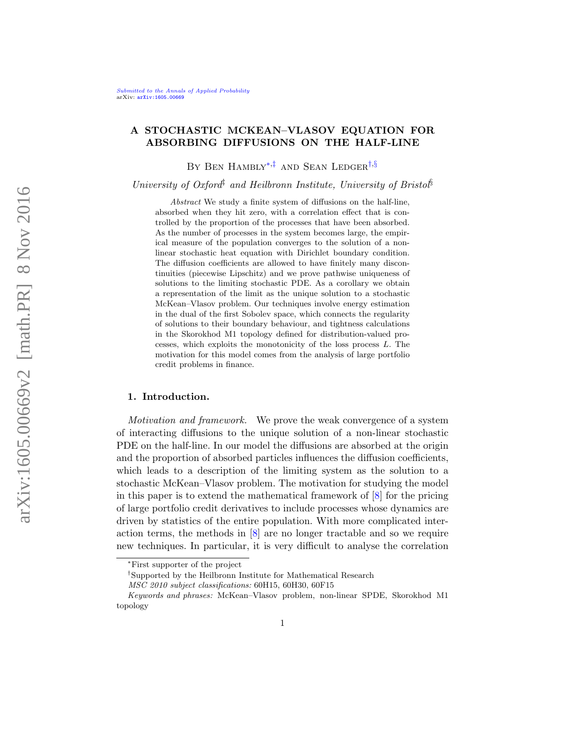Submitted to the Annals of Applied Probability
arXiv: arXiv:1605.00669

# A STOCHASTIC MCKEAN–VLASOV EQUATION FOR ABSORBING DIFFUSIONS ON THE HALF-LINE

By Ben Hambly[*,‡] and Sean Ledger[†,§]

*University of Oxford[‡] and Heilbronn Institute, University of Bristol[§]*

*Abstract* We study a finite system of diffusions on the half-line, absorbed when they hit zero, with a correlation effect that is controlled by the proportion of the processes that have been absorbed. As the number of processes in the system becomes large, the empirical measure of the population converges to the solution of a nonlinear stochastic heat equation with Dirichlet boundary condition. The diffusion coefficients are allowed to have finitely many discontinuities (piecewise Lipschitz) and we prove pathwise uniqueness of solutions to the limiting stochastic PDE. As a corollary we obtain a representation of the limit as the unique solution to a stochastic McKean–Vlasov problem. Our techniques involve energy estimation in the dual of the first Sobolev space, which connects the regularity of solutions to their boundary behaviour, and tightness calculations in the Skorokhod M1 topology defined for distribution-valued processes, which exploits the monotonicity of the loss process $L$. The motivation for this model comes from the analysis of large portfolio credit problems in finance.

## 1. Introduction.

*Motivation and framework.* We prove the weak convergence of a system of interacting diffusions to the unique solution of a non-linear stochastic PDE on the half-line. In our model the diffusions are absorbed at the origin and the proportion of absorbed particles influences the diffusion coefficients, which leads to a description of the limiting system as the solution to a stochastic McKean–Vlasov problem. The motivation for studying the model in this paper is to extend the mathematical framework of [8] for the pricing of large portfolio credit derivatives to include processes whose dynamics are driven by statistics of the entire population. With more complicated interaction terms, the methods in [8] are no longer tractable and so we require new techniques. In particular, it is very difficult to analyse the correlation

[*]First supporter of the project

[†]Supported by the Heilbronn Institute for Mathematical Research

*MSC 2010 subject classifications:* 60H15, 60H30, 60F15

*Keywords and phrases:* McKean–Vlasov problem, non-linear SPDE, Skorokhod M1 topology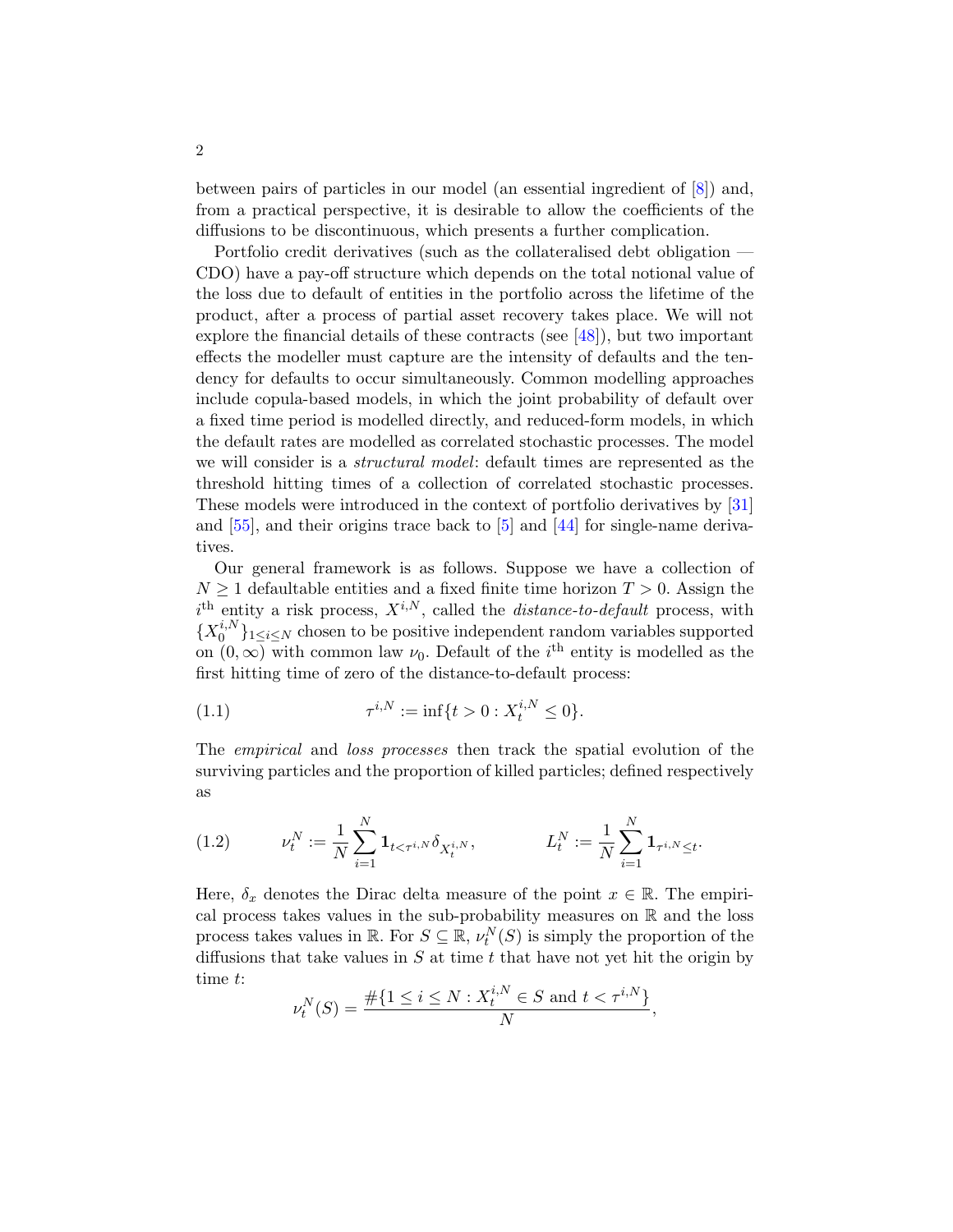between pairs of particles in our model (an essential ingredient of [8]) and, from a practical perspective, it is desirable to allow the coefficients of the diffusions to be discontinuous, which presents a further complication.

Portfolio credit derivatives (such as the collateralised debt obligation — CDO) have a pay-off structure which depends on the total notional value of the loss due to default of entities in the portfolio across the lifetime of the product, after a process of partial asset recovery takes place. We will not explore the financial details of these contracts (see [48]), but two important effects the modeller must capture are the intensity of defaults and the tendency for defaults to occur simultaneously. Common modelling approaches include copula-based models, in which the joint probability of default over a fixed time period is modelled directly, and reduced-form models, in which the default rates are modelled as correlated stochastic processes. The model we will consider is a *structural model*: default times are represented as the threshold hitting times of a collection of correlated stochastic processes. These models were introduced in the context of portfolio derivatives by [31] and [55], and their origins trace back to [5] and [44] for single-name derivatives.

Our general framework is as follows. Suppose we have a collection of $N \geq 1$ defaultable entities and a fixed finite time horizon $T > 0$. Assign the $i^{\text{th}}$ entity a risk process, $X^{i,N}$, called the *distance-to-default* process, with $\{X_0^{i,N}\}_{1 \leq i \leq N}$ chosen to be positive independent random variables supported on $(0, \infty)$ with common law $\nu_0$. Default of the $i^{\text{th}}$ entity is modelled as the first hitting time of zero of the distance-to-default process:

$$\tau^{i,N} := \inf\{t > 0 : X_t^{i,N} \leq 0\}. \tag{1.1}$$

The *empirical* and *loss processes* then track the spatial evolution of the surviving particles and the proportion of killed particles; defined respectively as

$$\nu_t^N := \frac{1}{N} \sum_{i=1}^{N} \mathbf{1}_{t < \tau^{i,N}} \delta_{X_t^{i,N}}, \qquad\qquad L_t^N := \frac{1}{N} \sum_{i=1}^{N} \mathbf{1}_{\tau^{i,N} \leq t}. \tag{1.2}$$

Here, $\delta_x$ denotes the Dirac delta measure of the point $x \in \mathbb{R}$. The empirical process takes values in the sub-probability measures on $\mathbb{R}$ and the loss process takes values in $\mathbb{R}$. For $S \subseteq \mathbb{R}$, $\nu_t^N(S)$ is simply the proportion of the diffusions that take values in $S$ at time $t$ that have not yet hit the origin by time $t$:

$$\nu_t^N(S) = \frac{\#\{1 \leq i \leq N : X_t^{i,N} \in S \text{ and } t < \tau^{i,N}\}}{N},$$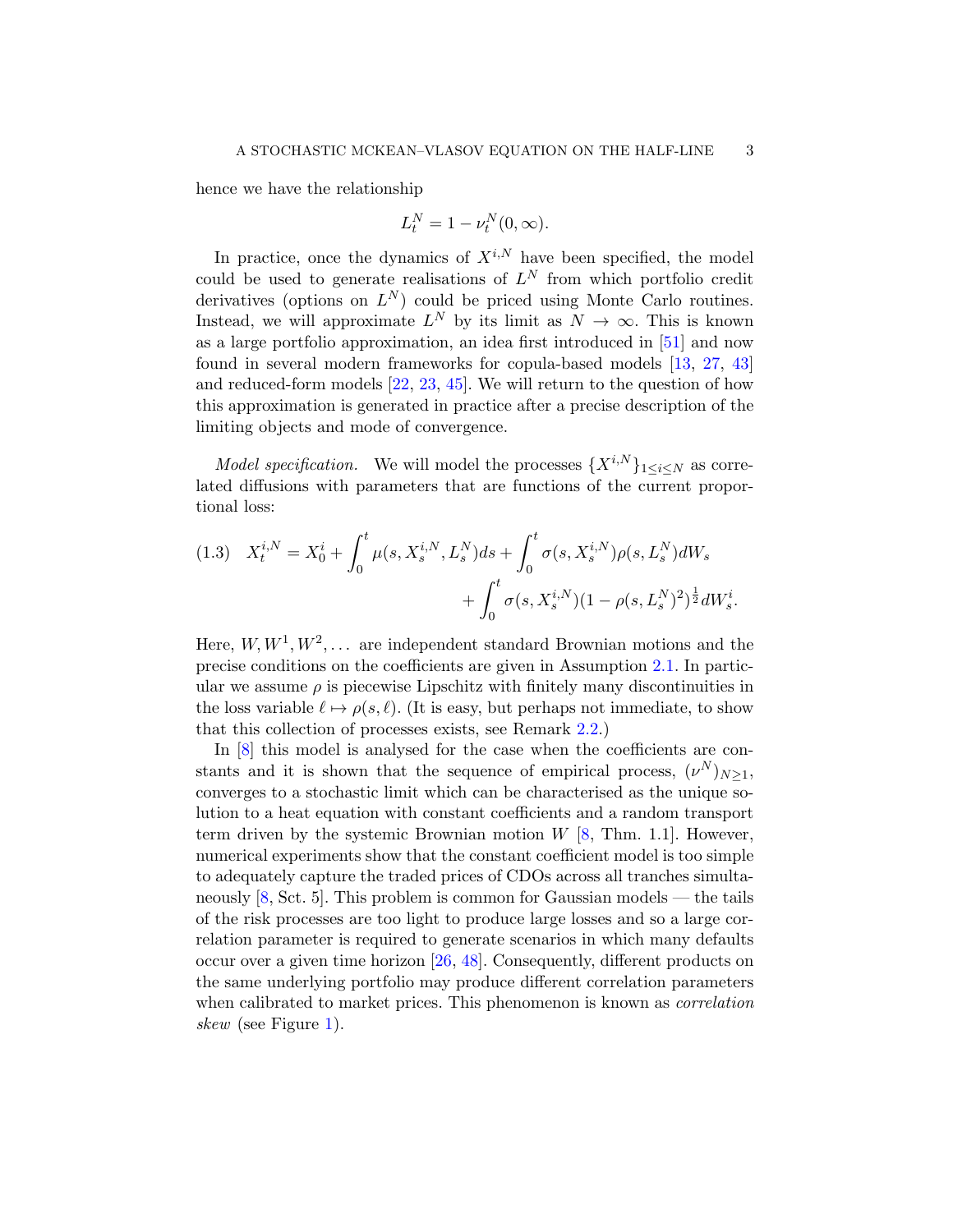hence we have the relationship

$$L_t^N = 1 - \nu_t^N(0, \infty).$$

In practice, once the dynamics of $X^{i,N}$ have been specified, the model could be used to generate realisations of $L^N$ from which portfolio credit derivatives (options on $L^N$) could be priced using Monte Carlo routines. Instead, we will approximate $L^N$ by its limit as $N \to \infty$. This is known as a large portfolio approximation, an idea first introduced in [51] and now found in several modern frameworks for copula-based models [13, 27, 43] and reduced-form models [22, 23, 45]. We will return to the question of how this approximation is generated in practice after a precise description of the limiting objects and mode of convergence.

*Model specification.* We will model the processes $\{X^{i,N}\}_{1 \le i \le N}$ as correlated diffusions with parameters that are functions of the current proportional loss:

$$
\begin{aligned}
(1.3) \quad X_t^{i,N} = X_0^i + \int_0^t \mu(s, X_s^{i,N}, L_s^N) ds + \int_0^t \sigma(s, X_s^{i,N}) \rho(s, L_s^N) dW_s \\
+ \int_0^t \sigma(s, X_s^{i,N}) (1 - \rho(s, L_s^N)^2)^{\frac{1}{2}} dW_s^i.
\end{aligned}
$$

Here, $W, W^1, W^2, \ldots$ are independent standard Brownian motions and the precise conditions on the coefficients are given in Assumption 2.1. In particular we assume $\rho$ is piecewise Lipschitz with finitely many discontinuities in the loss variable $\ell \mapsto \rho(s, \ell)$. (It is easy, but perhaps not immediate, to show that this collection of processes exists, see Remark 2.2.)

In [8] this model is analysed for the case when the coefficients are constants and it is shown that the sequence of empirical process, $(\nu^N)_{N \ge 1}$, converges to a stochastic limit which can be characterised as the unique solution to a heat equation with constant coefficients and a random transport term driven by the systemic Brownian motion $W$ [8, Thm. 1.1]. However, numerical experiments show that the constant coefficient model is too simple to adequately capture the traded prices of CDOs across all tranches simultaneously [8, Sct. 5]. This problem is common for Gaussian models — the tails of the risk processes are too light to produce large losses and so a large correlation parameter is required to generate scenarios in which many defaults occur over a given time horizon [26, 48]. Consequently, different products on the same underlying portfolio may produce different correlation parameters when calibrated to market prices. This phenomenon is known as *correlation skew* (see Figure 1).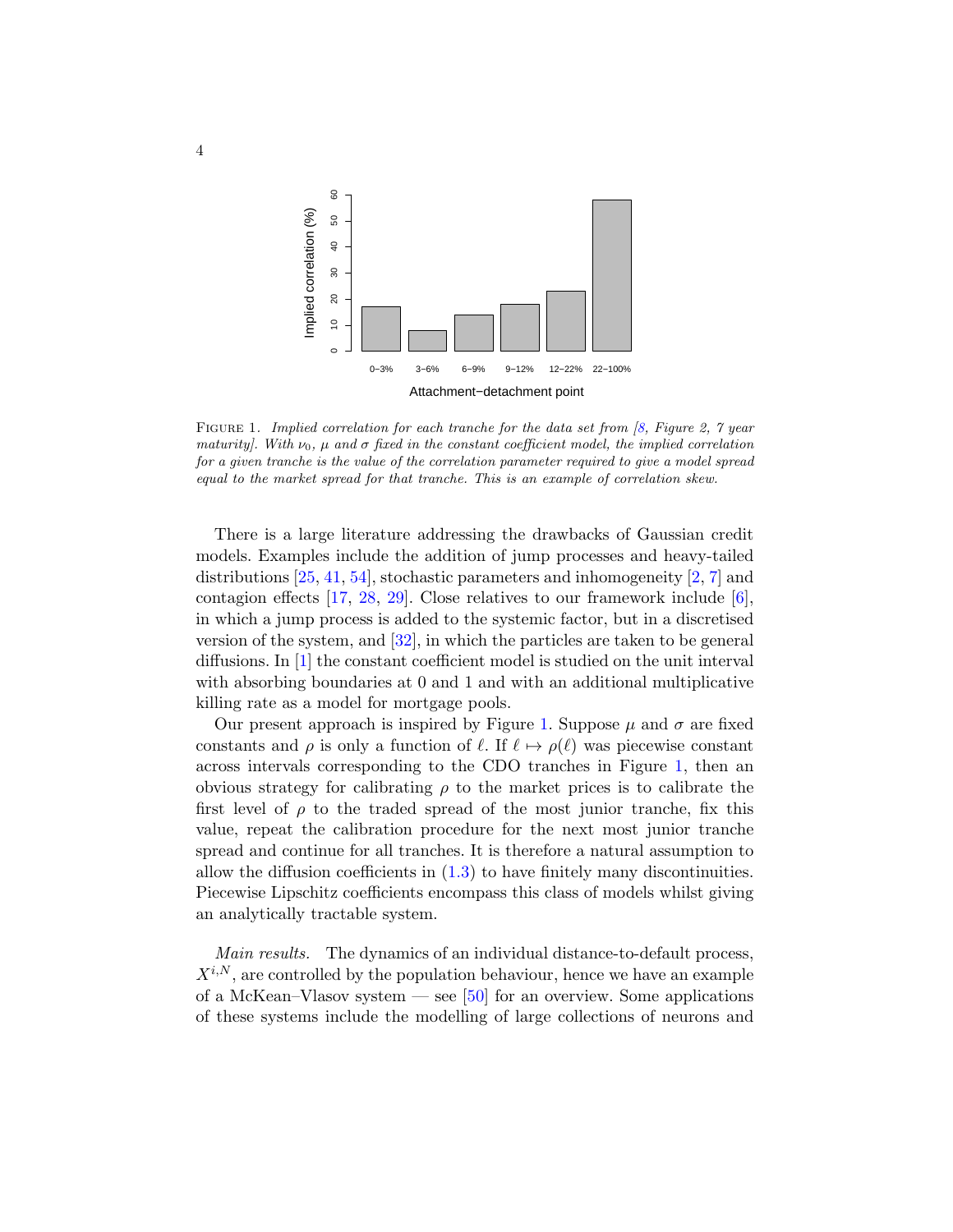Figure 1. *Implied correlation for each tranche for the data set from [8, Figure 2, 7 year maturity]. With $\nu_0$, $\mu$ and $\sigma$ fixed in the constant coefficient model, the implied correlation for a given tranche is the value of the correlation parameter required to give a model spread equal to the market spread for that tranche. This is an example of correlation skew.*

There is a large literature addressing the drawbacks of Gaussian credit models. Examples include the addition of jump processes and heavy-tailed distributions [25, 41, 54], stochastic parameters and inhomogeneity [2, 7] and contagion effects [17, 28, 29]. Close relatives to our framework include [6], in which a jump process is added to the systemic factor, but in a discretised version of the system, and [32], in which the particles are taken to be general diffusions. In [1] the constant coefficient model is studied on the unit interval with absorbing boundaries at 0 and 1 and with an additional multiplicative killing rate as a model for mortgage pools.

Our present approach is inspired by Figure 1. Suppose $\mu$ and $\sigma$ are fixed constants and $\rho$ is only a function of $\ell$. If $\ell \mapsto \rho(\ell)$ was piecewise constant across intervals corresponding to the CDO tranches in Figure 1, then an obvious strategy for calibrating $\rho$ to the market prices is to calibrate the first level of $\rho$ to the traded spread of the most junior tranche, fix this value, repeat the calibration procedure for the next most junior tranche spread and continue for all tranches. It is therefore a natural assumption to allow the diffusion coefficients in (1.3) to have finitely many discontinuities. Piecewise Lipschitz coefficients encompass this class of models whilst giving an analytically tractable system.

*Main results.* The dynamics of an individual distance-to-default process, $X^{i,N}$, are controlled by the population behaviour, hence we have an example of a McKean–Vlasov system — see [50] for an overview. Some applications of these systems include the modelling of large collections of neurons and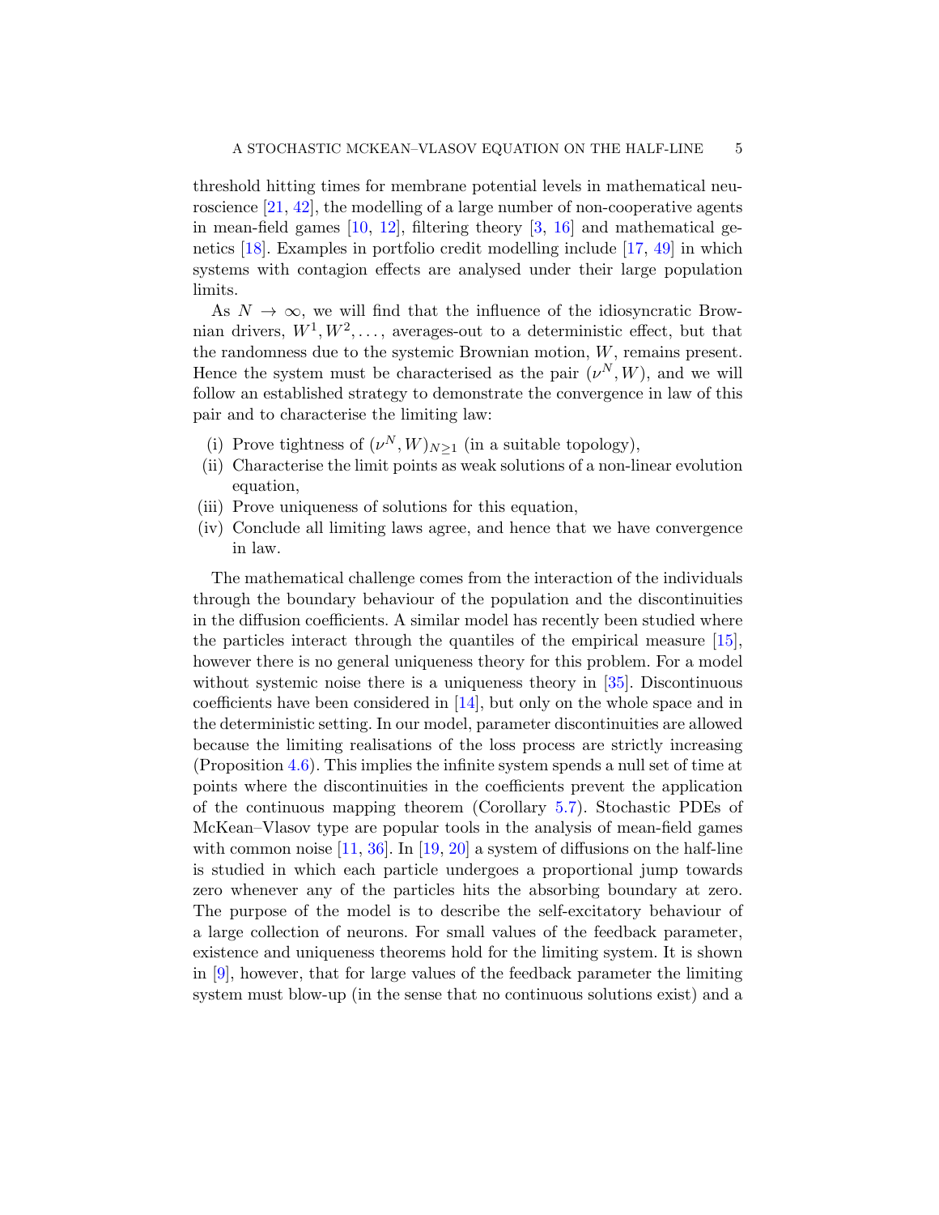threshold hitting times for membrane potential levels in mathematical neuroscience [21, 42], the modelling of a large number of non-cooperative agents in mean-field games [10, 12], filtering theory [3, 16] and mathematical genetics [18]. Examples in portfolio credit modelling include [17, 49] in which systems with contagion effects are analysed under their large population limits.

As $N \to \infty$, we will find that the influence of the idiosyncratic Brownian drivers, $W^1, W^2, \dots$, averages-out to a deterministic effect, but that the randomness due to the systemic Brownian motion, $W$, remains present. Hence the system must be characterised as the pair $(\nu^N, W)$, and we will follow an established strategy to demonstrate the convergence in law of this pair and to characterise the limiting law:

- (i) Prove tightness of $(\nu^N, W)_{N\geq 1}$ (in a suitable topology),
- (ii) Characterise the limit points as weak solutions of a non-linear evolution equation,
- (iii) Prove uniqueness of solutions for this equation,
- (iv) Conclude all limiting laws agree, and hence that we have convergence in law.

The mathematical challenge comes from the interaction of the individuals through the boundary behaviour of the population and the discontinuities in the diffusion coefficients. A similar model has recently been studied where the particles interact through the quantiles of the empirical measure [15], however there is no general uniqueness theory for this problem. For a model without systemic noise there is a uniqueness theory in [35]. Discontinuous coefficients have been considered in [14], but only on the whole space and in the deterministic setting. In our model, parameter discontinuities are allowed because the limiting realisations of the loss process are strictly increasing (Proposition 4.6). This implies the infinite system spends a null set of time at points where the discontinuities in the coefficients prevent the application of the continuous mapping theorem (Corollary 5.7). Stochastic PDEs of McKean–Vlasov type are popular tools in the analysis of mean-field games with common noise [11, 36]. In [19, 20] a system of diffusions on the half-line is studied in which each particle undergoes a proportional jump towards zero whenever any of the particles hits the absorbing boundary at zero. The purpose of the model is to describe the self-excitatory behaviour of a large collection of neurons. For small values of the feedback parameter, existence and uniqueness theorems hold for the limiting system. It is shown in [9], however, that for large values of the feedback parameter the limiting system must blow-up (in the sense that no continuous solutions exist) and a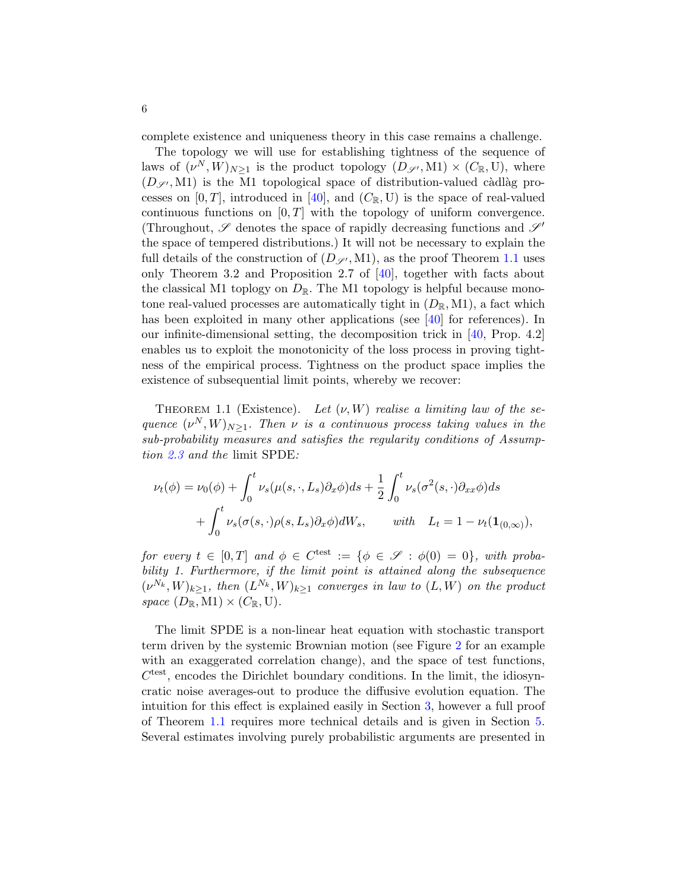complete existence and uniqueness theory in this case remains a challenge.

The topology we will use for establishing tightness of the sequence of laws of $(\nu^N, W)_{N\geq 1}$ is the product topology $(D_{\mathscr{S}'}, \mathrm{M1}) \times (C_{\mathbb{R}}, \mathrm{U})$, where $(D_{\mathscr{S}'}, \mathrm{M1})$ is the M1 topological space of distribution-valued càdlàg processes on $[0, T]$, introduced in [40], and $(C_{\mathbb{R}}, \mathrm{U})$ is the space of real-valued continuous functions on $[0, T]$ with the topology of uniform convergence. (Throughout, $\mathscr{S}$ denotes the space of rapidly decreasing functions and $\mathscr{S}'$ the space of tempered distributions.) It will not be necessary to explain the full details of the construction of $(D_{\mathscr{S}'}, \mathrm{M1})$, as the proof Theorem 1.1 uses only Theorem 3.2 and Proposition 2.7 of [40], together with facts about the classical M1 toplogy on $D_{\mathbb{R}}$. The M1 topology is helpful because monotone real-valued processes are automatically tight in $(D_{\mathbb{R}}, \mathrm{M1})$, a fact which has been exploited in many other applications (see [40] for references). In our infinite-dimensional setting, the decomposition trick in [40, Prop. 4.2] enables us to exploit the monotonicity of the loss process in proving tightness of the empirical process. Tightness on the product space implies the existence of subsequential limit points, whereby we recover:

Theorem 1.1 (Existence). *Let $(\nu, W)$ realise a limiting law of the sequence $(\nu^N, W)_{N\geq 1}$. Then $\nu$ is a continuous process taking values in the sub-probability measures and satisfies the regularity conditions of Assumption 2.3 and the* limit SPDE*:*

$$
\begin{aligned}
\nu_t(\phi) = \nu_0(\phi) &+ \int_0^t \nu_s(\mu(s, \cdot, L_s)\partial_x \phi) ds + \frac{1}{2}\int_0^t \nu_s(\sigma^2(s, \cdot)\partial_{xx}\phi) ds \\
&+ \int_0^t \nu_s(\sigma(s, \cdot)\rho(s, L_s)\partial_x \phi) dW_s, \qquad \text{with} \quad L_t = 1 - \nu_t(\mathbf{1}_{(0,\infty)}),
\end{aligned}
$$

*for every $t \in [0, T]$ and $\phi \in C^{\mathrm{test}} := \{\phi \in \mathscr{S} : \phi(0) = 0\}$, with probability 1. Furthermore, if the limit point is attained along the subsequence $(\nu^{N_k}, W)_{k\geq 1}$, then $(L^{N_k}, W)_{k\geq 1}$ converges in law to $(L, W)$ on the product space $(D_{\mathbb{R}}, \mathrm{M1}) \times (C_{\mathbb{R}}, \mathrm{U})$.*

The limit SPDE is a non-linear heat equation with stochastic transport term driven by the systemic Brownian motion (see Figure 2 for an example with an exaggerated correlation change), and the space of test functions, $C^{\mathrm{test}}$, encodes the Dirichlet boundary conditions. In the limit, the idiosyncratic noise averages-out to produce the diffusive evolution equation. The intuition for this effect is explained easily in Section 3, however a full proof of Theorem 1.1 requires more technical details and is given in Section 5. Several estimates involving purely probabilistic arguments are presented in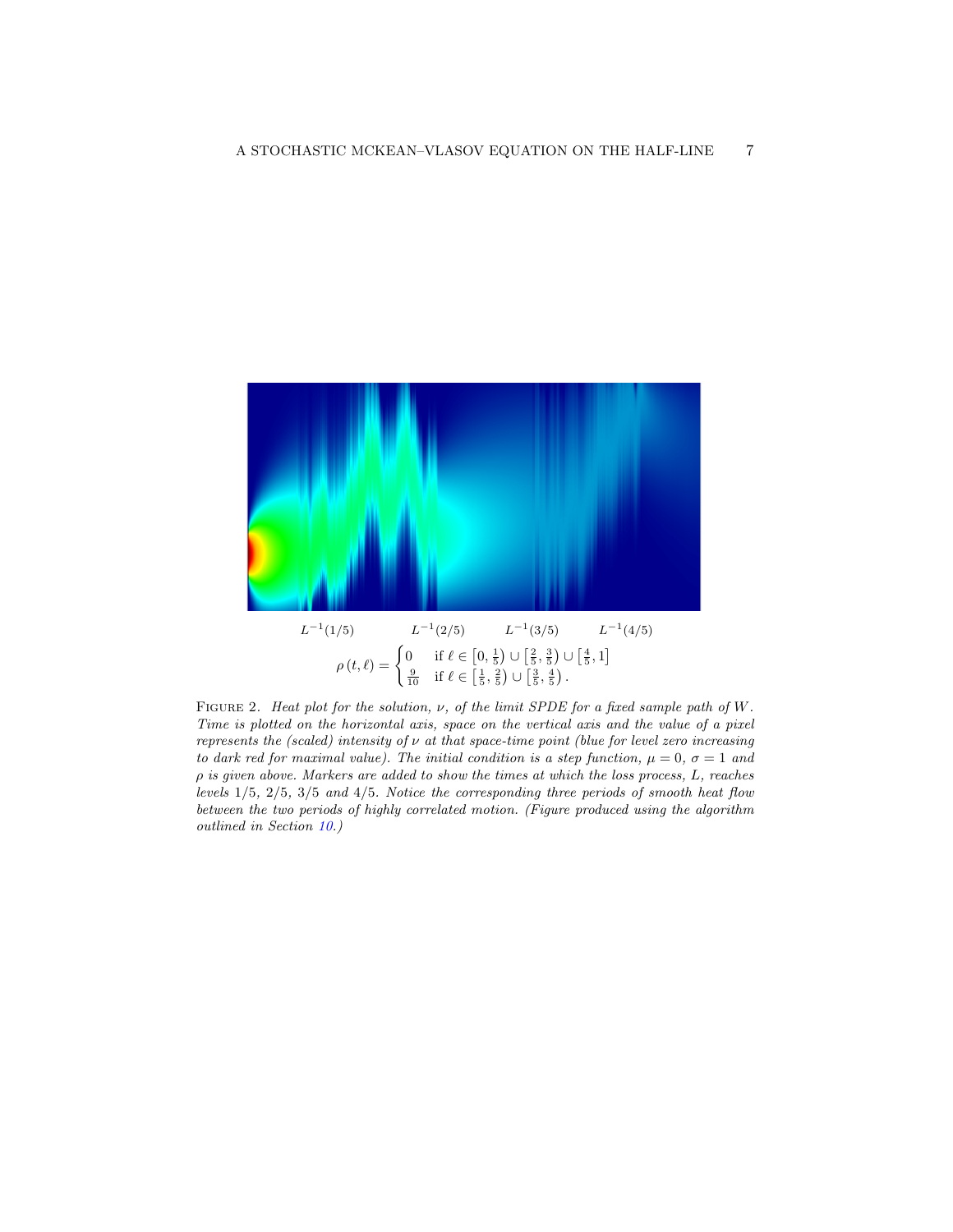$L^{-1}(1/5)$ $L^{-1}(2/5)$ $L^{-1}(3/5)$ $L^{-1}(4/5)$

$$\rho(t,\ell) = \begin{cases} 0 & \text{if } \ell \in \left[0, \frac{1}{5}\right) \cup \left[\frac{2}{5}, \frac{3}{5}\right) \cup \left[\frac{4}{5}, 1\right] \\ \frac{9}{10} & \text{if } \ell \in \left[\frac{1}{5}, \frac{2}{5}\right) \cup \left[\frac{3}{5}, \frac{4}{5}\right). \end{cases}$$

Figure 2. *Heat plot for the solution, $\nu$, of the limit SPDE for a fixed sample path of $W$. Time is plotted on the horizontal axis, space on the vertical axis and the value of a pixel represents the (scaled) intensity of $\nu$ at that space-time point (blue for level zero increasing to dark red for maximal value). The initial condition is a step function, $\mu = 0$, $\sigma = 1$ and $\rho$ is given above. Markers are added to show the times at which the loss process, $L$, reaches levels $1/5$, $2/5$, $3/5$ and $4/5$. Notice the corresponding three periods of smooth heat flow between the two periods of highly correlated motion. (Figure produced using the algorithm outlined in Section 10.)*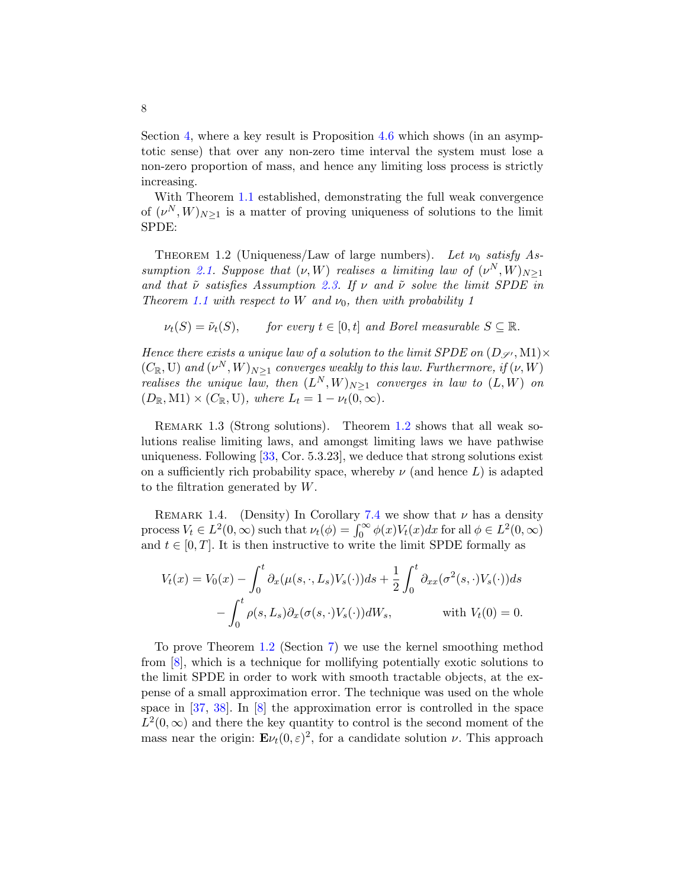Section 4, where a key result is Proposition 4.6 which shows (in an asymptotic sense) that over any non-zero time interval the system must lose a non-zero proportion of mass, and hence any limiting loss process is strictly increasing.

With Theorem 1.1 established, demonstrating the full weak convergence of $(\nu^N, W)_{N\geq 1}$ is a matter of proving uniqueness of solutions to the limit SPDE:

THEOREM 1.2 (Uniqueness/Law of large numbers). *Let $\nu_0$ satisfy Assumption 2.1. Suppose that $(\nu, W)$ realises a limiting law of $(\nu^N, W)_{N\geq 1}$ and that $\tilde{\nu}$ satisfies Assumption 2.3. If $\nu$ and $\tilde{\nu}$ solve the limit SPDE in Theorem 1.1 with respect to $W$ and $\nu_0$, then with probability 1*

$$\nu_t(S) = \tilde{\nu}_t(S), \qquad \text{for every } t \in [0,t] \text{ and Borel measurable } S \subseteq \mathbb{R}.$$

*Hence there exists a unique law of a solution to the limit SPDE on $(D_{\mathscr{S}'}, \mathrm{M1}) \times (C_\mathbb{R}, \mathrm{U})$ and $(\nu^N, W)_{N\geq 1}$ converges weakly to this law. Furthermore, if $(\nu, W)$ realises the unique law, then $(L^N, W)_{N\geq 1}$ converges in law to $(L, W)$ on $(D_\mathbb{R}, \mathrm{M1}) \times (C_\mathbb{R}, \mathrm{U})$, where $L_t = 1 - \nu_t(0, \infty)$.*

REMARK 1.3 (Strong solutions). Theorem 1.2 shows that all weak solutions realise limiting laws, and amongst limiting laws we have pathwise uniqueness. Following [33, Cor. 5.3.23], we deduce that strong solutions exist on a sufficiently rich probability space, whereby $\nu$ (and hence $L$) is adapted to the filtration generated by $W$.

REMARK 1.4. (Density) In Corollary 7.4 we show that $\nu$ has a density process $V_t \in L^2(0,\infty)$ such that $\nu_t(\phi) = \int_0^\infty \phi(x)V_t(x)dx$ for all $\phi \in L^2(0,\infty)$ and $t \in [0,T]$. It is then instructive to write the limit SPDE formally as

$$\begin{aligned} V_t(x) = V_0(x) - \int_0^t \partial_x(\mu(s,\cdot,L_s)V_s(\cdot))ds + \frac{1}{2}\int_0^t \partial_{xx}(\sigma^2(s,\cdot)V_s(\cdot))ds \\ - \int_0^t \rho(s,L_s)\partial_x(\sigma(s,\cdot)V_s(\cdot))dW_s, \qquad \text{with } V_t(0) = 0. \end{aligned}$$

To prove Theorem 1.2 (Section 7) we use the kernel smoothing method from [8], which is a technique for mollifying potentially exotic solutions to the limit SPDE in order to work with smooth tractable objects, at the expense of a small approximation error. The technique was used on the whole space in [37, 38]. In [8] the approximation error is controlled in the space $L^2(0,\infty)$ and there the key quantity to control is the second moment of the mass near the origin: $\mathbf{E}\nu_t(0,\varepsilon)^2$, for a candidate solution $\nu$. This approach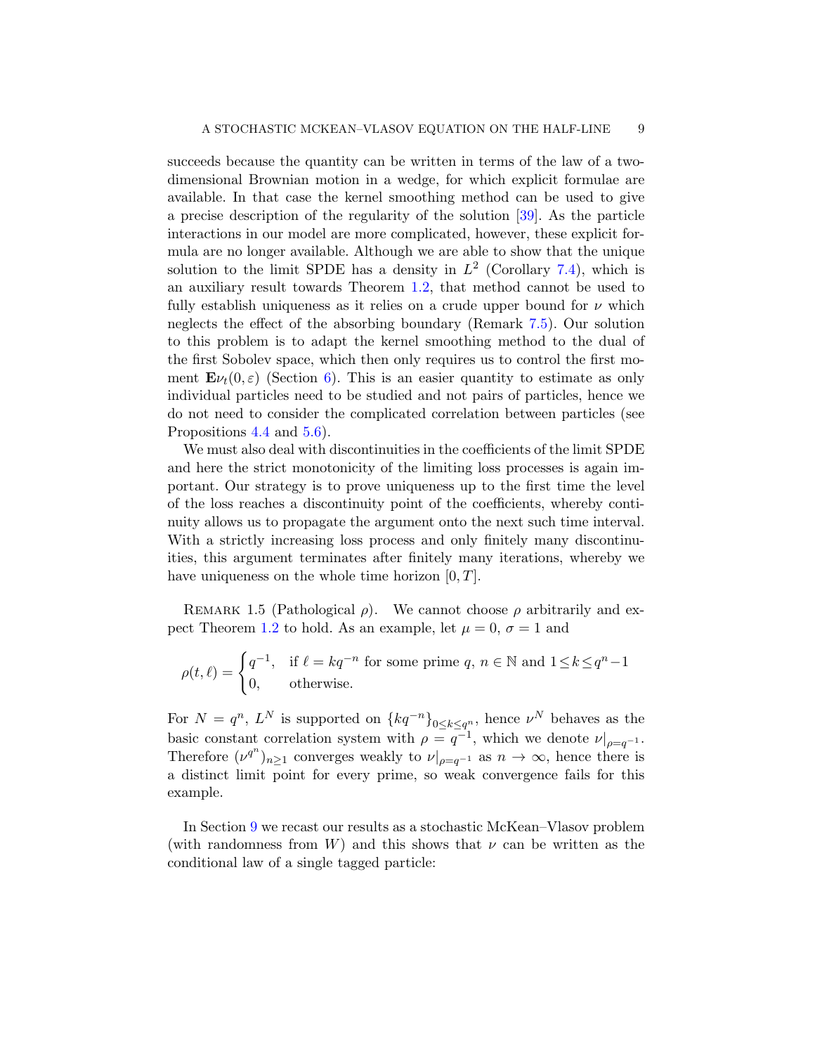succeeds because the quantity can be written in terms of the law of a two-dimensional Brownian motion in a wedge, for which explicit formulae are available. In that case the kernel smoothing method can be used to give a precise description of the regularity of the solution [39]. As the particle interactions in our model are more complicated, however, these explicit formula are no longer available. Although we are able to show that the unique solution to the limit SPDE has a density in $L^2$ (Corollary 7.4), which is an auxiliary result towards Theorem 1.2, that method cannot be used to fully establish uniqueness as it relies on a crude upper bound for $\nu$ which neglects the effect of the absorbing boundary (Remark 7.5). Our solution to this problem is to adapt the kernel smoothing method to the dual of the first Sobolev space, which then only requires us to control the first moment $\mathbf{E}\nu_t(0,\varepsilon)$ (Section 6). This is an easier quantity to estimate as only individual particles need to be studied and not pairs of particles, hence we do not need to consider the complicated correlation between particles (see Propositions 4.4 and 5.6).

We must also deal with discontinuities in the coefficients of the limit SPDE and here the strict monotonicity of the limiting loss processes is again important. Our strategy is to prove uniqueness up to the first time the level of the loss reaches a discontinuity point of the coefficients, whereby continuity allows us to propagate the argument onto the next such time interval. With a strictly increasing loss process and only finitely many discontinuities, this argument terminates after finitely many iterations, whereby we have uniqueness on the whole time horizon $[0,T]$.

Remark 1.5 (Pathological $\rho$). We cannot choose $\rho$ arbitrarily and expect Theorem 1.2 to hold. As an example, let $\mu = 0$, $\sigma = 1$ and

$$\rho(t,\ell) = \begin{cases} q^{-1}, & \text{if } \ell = kq^{-n} \text{ for some prime } q,\ n \in \mathbb{N} \text{ and } 1 \le k \le q^n - 1 \\ 0, & \text{otherwise.} \end{cases}$$

For $N = q^n$, $L^N$ is supported on $\{kq^{-n}\}_{0 \le k \le q^n}$, hence $\nu^N$ behaves as the basic constant correlation system with $\rho = q^{-1}$, which we denote $\nu|_{\rho = q^{-1}}$. Therefore $(\nu^{q^n})_{n\ge 1}$ converges weakly to $\nu|_{\rho=q^{-1}}$ as $n \to \infty$, hence there is a distinct limit point for every prime, so weak convergence fails for this example.

In Section 9 we recast our results as a stochastic McKean–Vlasov problem (with randomness from $W$) and this shows that $\nu$ can be written as the conditional law of a single tagged particle: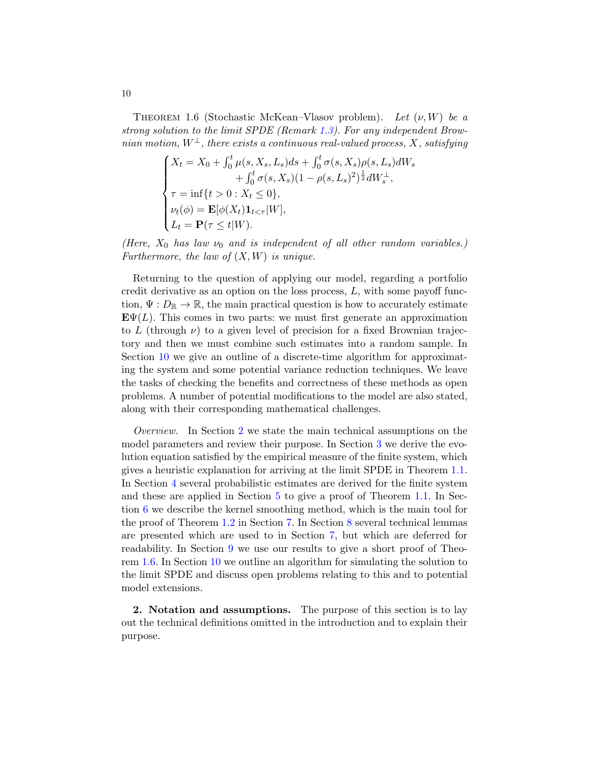Theorem 1.6 (Stochastic McKean–Vlasov problem). *Let $(\nu, W)$ be a strong solution to the limit SPDE (Remark 1.3). For any independent Brownian motion, $W^\perp$, there exists a continuous real-valued process, $X$, satisfying*

$$
\begin{cases}
X_t = X_0 + \int_0^t \mu(s, X_s, L_s)ds + \int_0^t \sigma(s, X_s)\rho(s, L_s)dW_s \\
\qquad\qquad + \int_0^t \sigma(s, X_s)(1-\rho(s, L_s)^2)^{\frac{1}{2}}dW_s^\perp, \\
\tau = \inf\{t > 0 : X_t \leq 0\}, \\
\nu_t(\phi) = \mathbf{E}[\phi(X_t)\mathbf{1}_{t<\tau}|W], \\
L_t = \mathbf{P}(\tau \leq t|W).
\end{cases}
$$

*(Here, $X_0$ has law $\nu_0$ and is independent of all other random variables.) Furthermore, the law of $(X, W)$ is unique.*

Returning to the question of applying our model, regarding a portfolio credit derivative as an option on the loss process, $L$, with some payoff function, $\Psi : D_{\mathbb{R}} \to \mathbb{R}$, the main practical question is how to accurately estimate $\mathbf{E}\Psi(L)$. This comes in two parts: we must first generate an approximation to $L$ (through $\nu$) to a given level of precision for a fixed Brownian trajectory and then we must combine such estimates into a random sample. In Section 10 we give an outline of a discrete-time algorithm for approximating the system and some potential variance reduction techniques. We leave the tasks of checking the benefits and correctness of these methods as open problems. A number of potential modifications to the model are also stated, along with their corresponding mathematical challenges.

*Overview.* In Section 2 we state the main technical assumptions on the model parameters and review their purpose. In Section 3 we derive the evolution equation satisfied by the empirical measure of the finite system, which gives a heuristic explanation for arriving at the limit SPDE in Theorem 1.1. In Section 4 several probabilistic estimates are derived for the finite system and these are applied in Section 5 to give a proof of Theorem 1.1. In Section 6 we describe the kernel smoothing method, which is the main tool for the proof of Theorem 1.2 in Section 7. In Section 8 several technical lemmas are presented which are used to in Section 7, but which are deferred for readability. In Section 9 we use our results to give a short proof of Theorem 1.6. In Section 10 we outline an algorithm for simulating the solution to the limit SPDE and discuss open problems relating to this and to potential model extensions.

## 2. Notation and assumptions.

The purpose of this section is to lay out the technical definitions omitted in the introduction and to explain their purpose.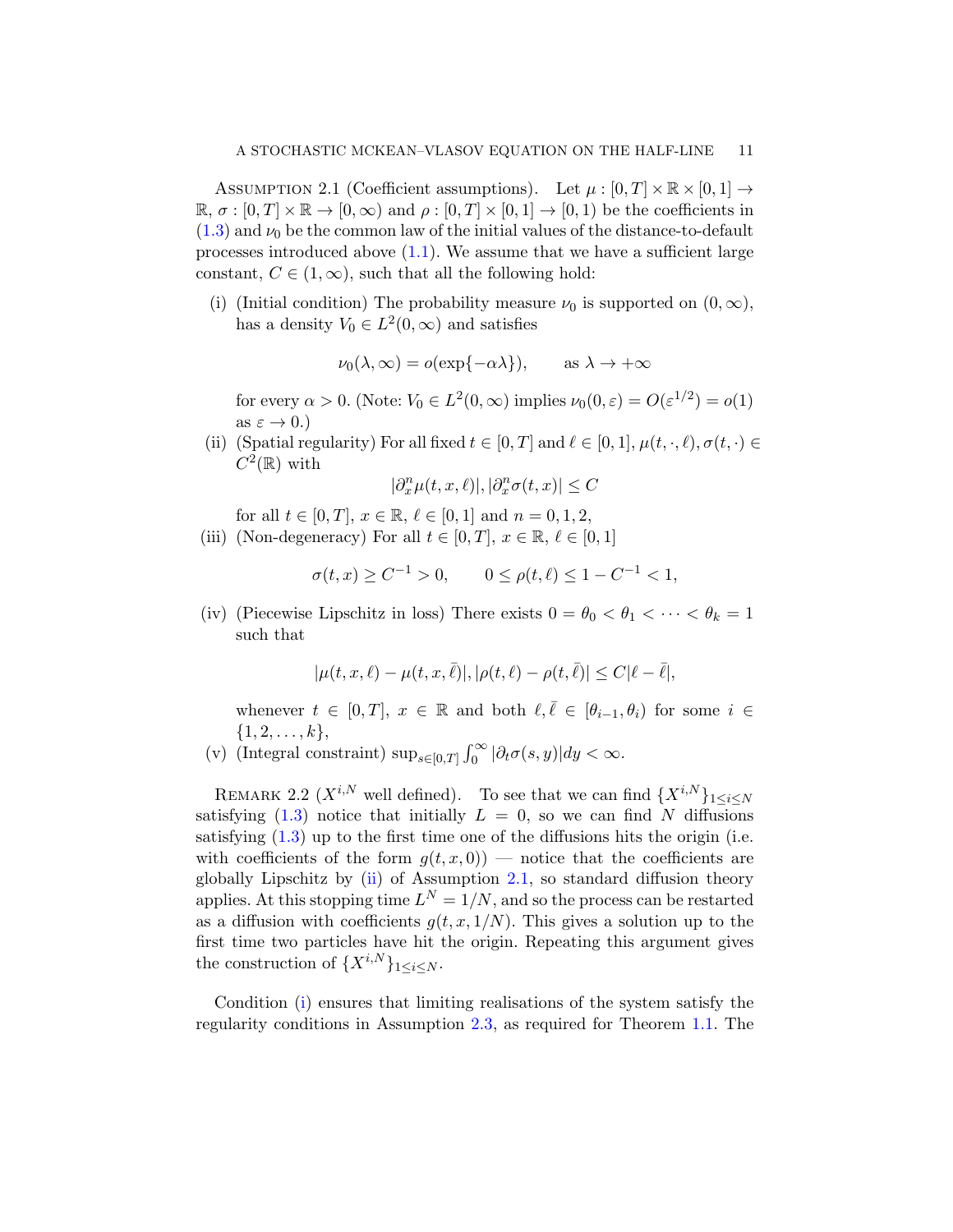Assumption 2.1 (Coefficient assumptions). Let $\mu : [0,T] \times \mathbb{R} \times [0,1] \to \mathbb{R}$, $\sigma : [0,T] \times \mathbb{R} \to [0,\infty)$ and $\rho : [0,T] \times [0,1] \to [0,1)$ be the coefficients in (1.3) and $\nu_0$ be the common law of the initial values of the distance-to-default processes introduced above (1.1). We assume that we have a sufficient large constant, $C \in (1,\infty)$, such that all the following hold:

(i) (Initial condition) The probability measure $\nu_0$ is supported on $(0,\infty)$, has a density $V_0 \in L^2(0,\infty)$ and satisfies

$$\nu_0(\lambda,\infty) = o(\exp\{-\alpha\lambda\}), \qquad \text{as } \lambda \to +\infty$$

for every $\alpha > 0$. (Note: $V_0 \in L^2(0,\infty)$ implies $\nu_0(0,\varepsilon) = O(\varepsilon^{1/2}) = o(1)$ as $\varepsilon \to 0$.)

(ii) (Spatial regularity) For all fixed $t \in [0,T]$ and $\ell \in [0,1]$, $\mu(t,\cdot,\ell), \sigma(t,\cdot) \in C^2(\mathbb{R})$ with

$$|\partial_x^n \mu(t,x,\ell)|, |\partial_x^n \sigma(t,x)| \leq C$$

for all $t \in [0,T]$, $x \in \mathbb{R}$, $\ell \in [0,1]$ and $n = 0,1,2$,

(iii) (Non-degeneracy) For all $t \in [0,T]$, $x \in \mathbb{R}$, $\ell \in [0,1]$

$$\sigma(t,x) \geq C^{-1} > 0, \qquad 0 \leq \rho(t,\ell) \leq 1 - C^{-1} < 1,$$

(iv) (Piecewise Lipschitz in loss) There exists $0 = \theta_0 < \theta_1 < \cdots < \theta_k = 1$ such that

$$|\mu(t,x,\ell) - \mu(t,x,\bar{\ell})|, |\rho(t,\ell) - \rho(t,\bar{\ell})| \leq C|\ell - \bar{\ell}|,$$

whenever $t \in [0,T]$, $x \in \mathbb{R}$ and both $\ell, \bar{\ell} \in [\theta_{i-1}, \theta_i)$ for some $i \in \{1,2,\dots,k\}$,

(v) (Integral constraint) $\sup_{s\in[0,T]} \int_0^\infty |\partial_t \sigma(s,y)| dy < \infty$.

Remark 2.2 ($X^{i,N}$ well defined). To see that we can find $\{X^{i,N}\}_{1\leq i\leq N}$ satisfying (1.3) notice that initially $L = 0$, so we can find $N$ diffusions satisfying (1.3) up to the first time one of the diffusions hits the origin (i.e. with coefficients of the form $g(t,x,0)$) — notice that the coefficients are globally Lipschitz by (ii) of Assumption 2.1, so standard diffusion theory applies. At this stopping time $L^N = 1/N$, and so the process can be restarted as a diffusion with coefficients $g(t,x,1/N)$. This gives a solution up to the first time two particles have hit the origin. Repeating this argument gives the construction of $\{X^{i,N}\}_{1\leq i\leq N}$.

Condition (i) ensures that limiting realisations of the system satisfy the regularity conditions in Assumption 2.3, as required for Theorem 1.1. The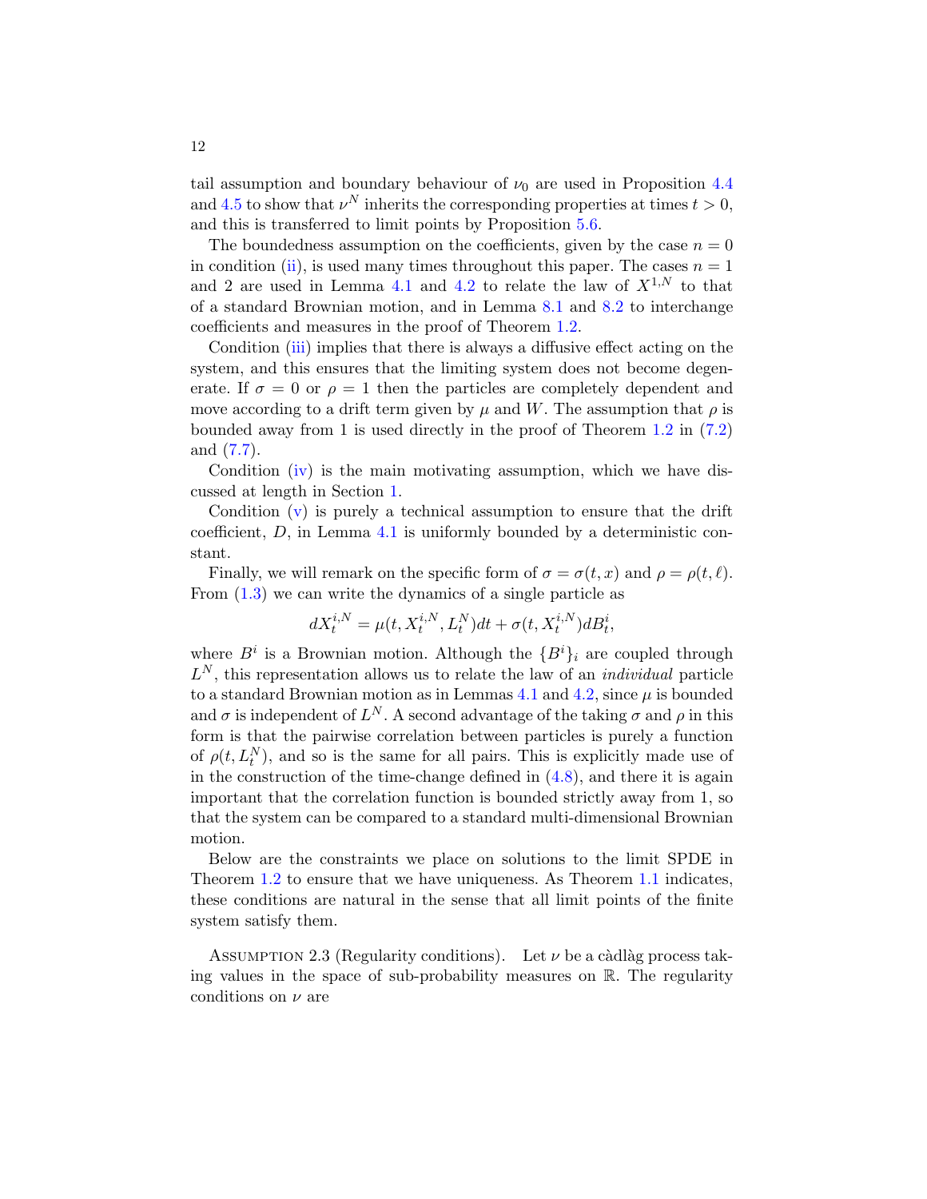tail assumption and boundary behaviour of $\nu_0$ are used in Proposition 4.4 and 4.5 to show that $\nu^N$ inherits the corresponding properties at times $t > 0$, and this is transferred to limit points by Proposition 5.6.

The boundedness assumption on the coefficients, given by the case $n = 0$ in condition (ii), is used many times throughout this paper. The cases $n = 1$ and 2 are used in Lemma 4.1 and 4.2 to relate the law of $X^{1,N}$ to that of a standard Brownian motion, and in Lemma 8.1 and 8.2 to interchange coefficients and measures in the proof of Theorem 1.2.

Condition (iii) implies that there is always a diffusive effect acting on the system, and this ensures that the limiting system does not become degenerate. If $\sigma = 0$ or $\rho = 1$ then the particles are completely dependent and move according to a drift term given by $\mu$ and $W$. The assumption that $\rho$ is bounded away from 1 is used directly in the proof of Theorem 1.2 in (7.2) and (7.7).

Condition (iv) is the main motivating assumption, which we have discussed at length in Section 1.

Condition (v) is purely a technical assumption to ensure that the drift coefficient, $D$, in Lemma 4.1 is uniformly bounded by a deterministic constant.

Finally, we will remark on the specific form of $\sigma = \sigma(t, x)$ and $\rho = \rho(t, \ell)$. From (1.3) we can write the dynamics of a single particle as

$$dX_t^{i,N} = \mu(t, X_t^{i,N}, L_t^N)dt + \sigma(t, X_t^{i,N})dB_t^i,$$

where $B^i$ is a Brownian motion. Although the $\{B^i\}_i$ are coupled through $L^N$, this representation allows us to relate the law of an *individual* particle to a standard Brownian motion as in Lemmas 4.1 and 4.2, since $\mu$ is bounded and $\sigma$ is independent of $L^N$. A second advantage of the taking $\sigma$ and $\rho$ in this form is that the pairwise correlation between particles is purely a function of $\rho(t, L_t^N)$, and so is the same for all pairs. This is explicitly made use of in the construction of the time-change defined in (4.8), and there it is again important that the correlation function is bounded strictly away from 1, so that the system can be compared to a standard multi-dimensional Brownian motion.

Below are the constraints we place on solutions to the limit SPDE in Theorem 1.2 to ensure that we have uniqueness. As Theorem 1.1 indicates, these conditions are natural in the sense that all limit points of the finite system satisfy them.

Assumption 2.3 (Regularity conditions). Let $\nu$ be a càdlàg process taking values in the space of sub-probability measures on $\mathbb{R}$. The regularity conditions on $\nu$ are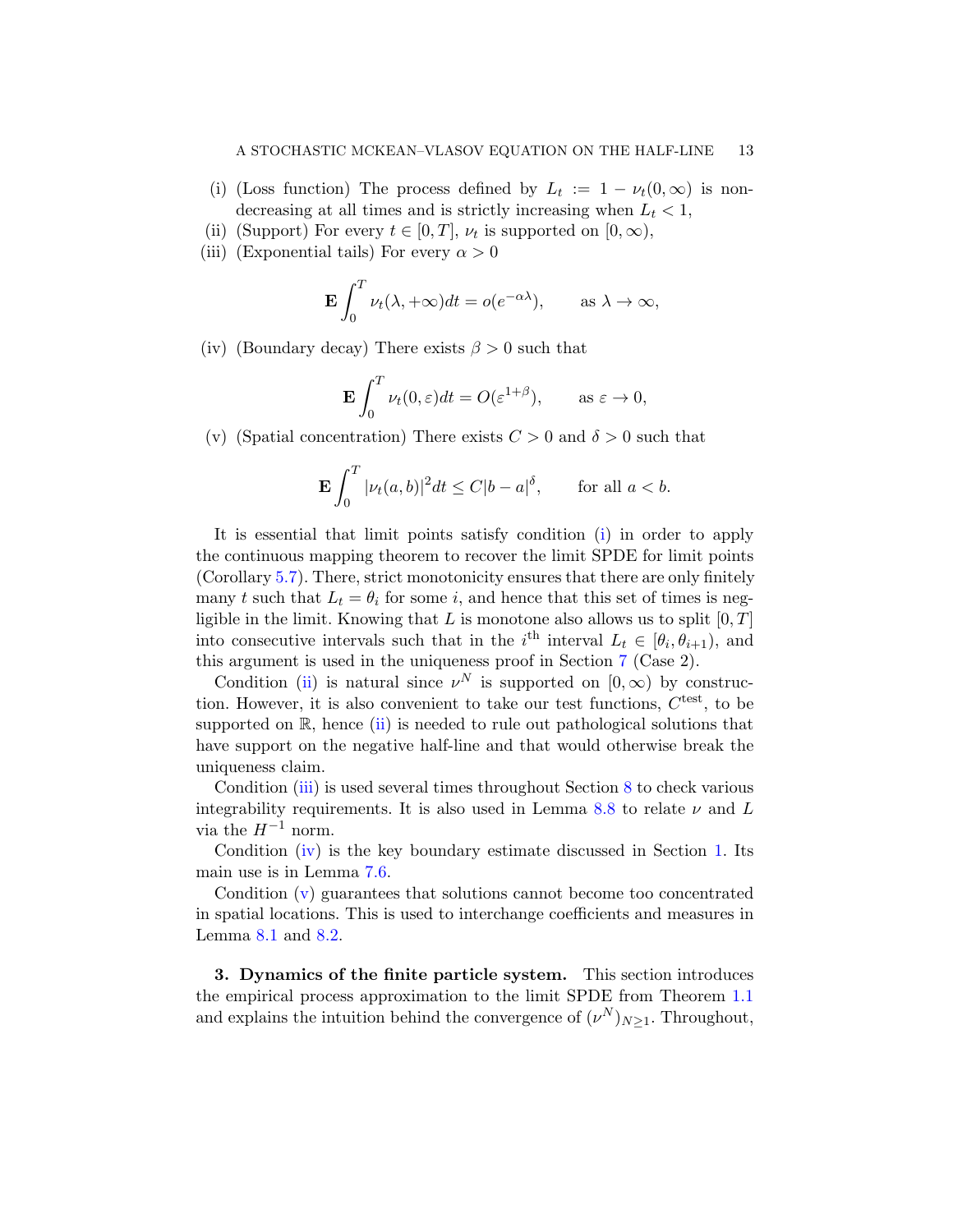(i) (Loss function) The process defined by $L_t := 1 - \nu_t(0,\infty)$ is non-decreasing at all times and is strictly increasing when $L_t < 1$,

(ii) (Support) For every $t \in [0,T]$, $\nu_t$ is supported on $[0,\infty)$,

(iii) (Exponential tails) For every $\alpha > 0$

$$\mathbf{E}\int_0^T \nu_t(\lambda, +\infty)dt = o(e^{-\alpha\lambda}), \qquad \text{as } \lambda \to \infty,$$

(iv) (Boundary decay) There exists $\beta > 0$ such that

$$\mathbf{E}\int_0^T \nu_t(0,\varepsilon)dt = O(\varepsilon^{1+\beta}), \qquad \text{as } \varepsilon \to 0,$$

(v) (Spatial concentration) There exists $C > 0$ and $\delta > 0$ such that

$$\mathbf{E}\int_0^T |\nu_t(a,b)|^2 dt \le C|b-a|^\delta, \qquad \text{for all } a < b.$$

It is essential that limit points satisfy condition (i) in order to apply the continuous mapping theorem to recover the limit SPDE for limit points (Corollary 5.7). There, strict monotonicity ensures that there are only finitely many $t$ such that $L_t = \theta_i$ for some $i$, and hence that this set of times is negligible in the limit. Knowing that $L$ is monotone also allows us to split $[0,T]$ into consecutive intervals such that in the $i^{\text{th}}$ interval $L_t \in [\theta_i, \theta_{i+1})$, and this argument is used in the uniqueness proof in Section 7 (Case 2).

Condition (ii) is natural since $\nu^N$ is supported on $[0,\infty)$ by construction. However, it is also convenient to take our test functions, $C^{\text{test}}$, to be supported on $\mathbb{R}$, hence (ii) is needed to rule out pathological solutions that have support on the negative half-line and that would otherwise break the uniqueness claim.

Condition (iii) is used several times throughout Section 8 to check various integrability requirements. It is also used in Lemma 8.8 to relate $\nu$ and $L$ via the $H^{-1}$ norm.

Condition (iv) is the key boundary estimate discussed in Section 1. Its main use is in Lemma 7.6.

Condition (v) guarantees that solutions cannot become too concentrated in spatial locations. This is used to interchange coefficients and measures in Lemma 8.1 and 8.2.

**3. Dynamics of the finite particle system.** This section introduces the empirical process approximation to the limit SPDE from Theorem 1.1 and explains the intuition behind the convergence of $(\nu^N)_{N\ge1}$. Throughout,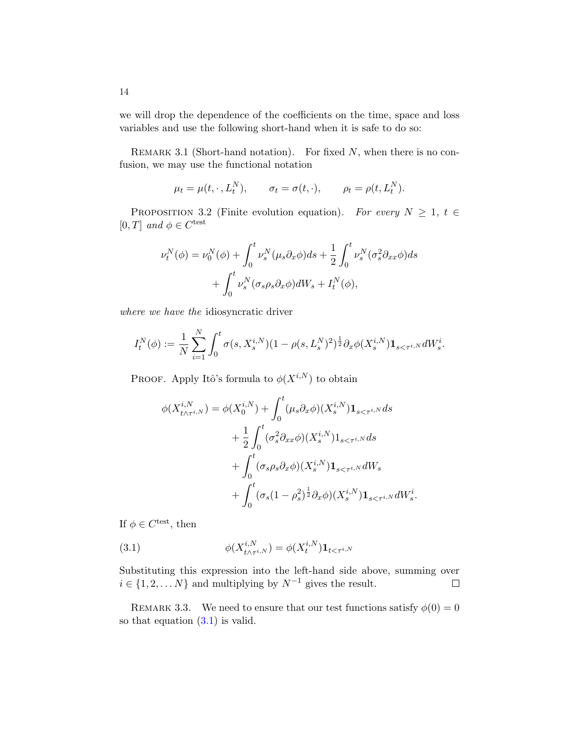we will drop the dependence of the coefficients on the time, space and loss variables and use the following short-hand when it is safe to do so:

REMARK 3.1 (Short-hand notation). For fixed $N$, when there is no confusion, we may use the functional notation

$$\mu_t = \mu(t, \cdot, L_t^N), \qquad \sigma_t = \sigma(t, \cdot), \qquad \rho_t = \rho(t, L_t^N).$$

PROPOSITION 3.2 (Finite evolution equation). *For every $N \geq 1$, $t \in [0,T]$ and $\phi \in C^{\text{test}}$*

$$\nu_t^N(\phi) = \nu_0^N(\phi) + \int_0^t \nu_s^N(\mu_s \partial_x \phi) ds + \frac{1}{2}\int_0^t \nu_s^N(\sigma_s^2 \partial_{xx}\phi) ds + \int_0^t \nu_s^N(\sigma_s \rho_s \partial_x \phi) dW_s + I_t^N(\phi),$$

*where we have the* idiosyncratic driver

$$I_t^N(\phi) := \frac{1}{N}\sum_{i=1}^N \int_0^t \sigma(s, X_s^{i,N})(1-\rho(s, L_s^N)^2)^{\frac{1}{2}} \partial_x \phi(X_s^{i,N}) \mathbf{1}_{s<\tau^{i,N}} dW_s^i.$$

PROOF. Apply Itô's formula to $\phi(X^{i,N})$ to obtain

$$\begin{aligned}
\phi(X_{t\wedge\tau^{i,N}}^{i,N}) = \phi(X_0^{i,N}) &+ \int_0^t (\mu_s \partial_x \phi)(X_s^{i,N}) \mathbf{1}_{s<\tau^{i,N}} ds \\
&+ \frac{1}{2}\int_0^t (\sigma_s^2 \partial_{xx}\phi)(X_s^{i,N}) 1_{s<\tau^{i,N}} ds \\
&+ \int_0^t (\sigma_s \rho_s \partial_x \phi)(X_s^{i,N}) \mathbf{1}_{s<\tau^{i,N}} dW_s \\
&+ \int_0^t (\sigma_s (1-\rho_s^2)^{\frac{1}{2}} \partial_x \phi)(X_s^{i,N}) \mathbf{1}_{s<\tau^{i,N}} dW_s^i.
\end{aligned}$$

If $\phi \in C^{\text{test}}$, then

$$\phi(X_{t\wedge\tau^{i,N}}^{i,N}) = \phi(X_t^{i,N}) \mathbf{1}_{t<\tau^{i,N}} \tag{3.1}$$

Substituting this expression into the left-hand side above, summing over $i \in \{1, 2, \ldots N\}$ and multiplying by $N^{-1}$ gives the result. ☐

REMARK 3.3. We need to ensure that our test functions satisfy $\phi(0) = 0$ so that equation (3.1) is valid.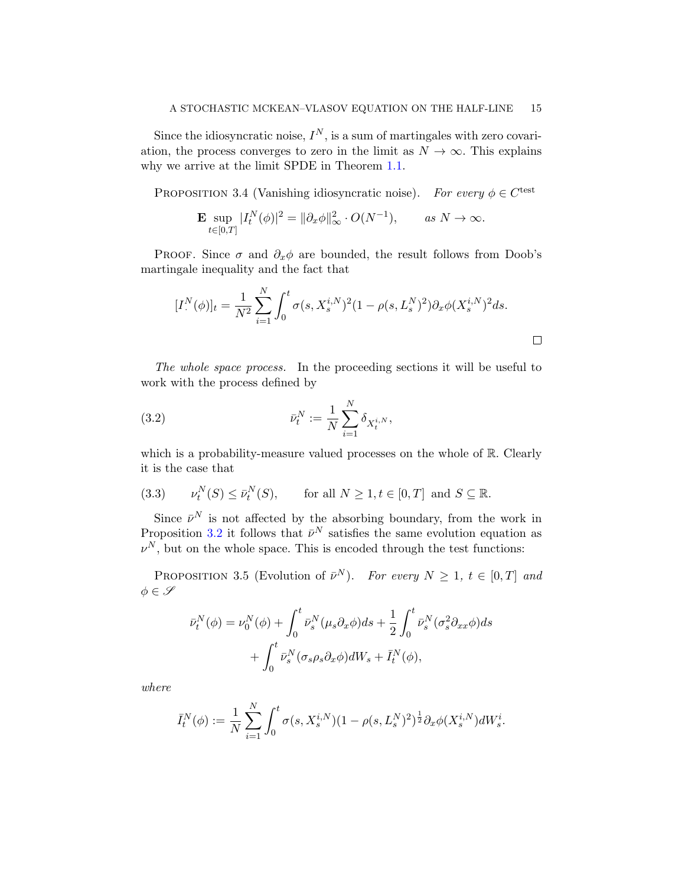Since the idiosyncratic noise, $I^N$, is a sum of martingales with zero covariation, the process converges to zero in the limit as $N \to \infty$. This explains why we arrive at the limit SPDE in Theorem 1.1.

Proposition 3.4 (Vanishing idiosyncratic noise). *For every $\phi \in C^{\text{test}}$*

$$\mathbf{E} \sup_{t\in[0,T]} |I_t^N(\phi)|^2 = \|\partial_x \phi\|_\infty^2 \cdot O(N^{-1}), \qquad \text{as } N \to \infty.$$

Proof. Since $\sigma$ and $\partial_x \phi$ are bounded, the result follows from Doob's martingale inequality and the fact that

$$[I_\cdot^N(\phi)]_t = \frac{1}{N^2}\sum_{i=1}^N \int_0^t \sigma(s, X_s^{i,N})^2 (1 - \rho(s, L_s^N)^2) \partial_x \phi(X_s^{i,N})^2 ds.$$

□

*The whole space process.* In the proceeding sections it will be useful to work with the process defined by

$$\bar{\nu}_t^N := \frac{1}{N}\sum_{i=1}^N \delta_{X_t^{i,N}}, \tag{3.2}$$

which is a probability-measure valued processes on the whole of $\mathbb{R}$. Clearly it is the case that

$$\nu_t^N(S) \le \bar{\nu}_t^N(S), \qquad \text{for all } N \ge 1, t \in [0,T] \text{ and } S \subseteq \mathbb{R}. \tag{3.3}$$

Since $\bar{\nu}^N$ is not affected by the absorbing boundary, from the work in Proposition 3.2 it follows that $\bar{\nu}^N$ satisfies the same evolution equation as $\nu^N$, but on the whole space. This is encoded through the test functions:

Proposition 3.5 (Evolution of $\bar{\nu}^N$). *For every $N \ge 1$, $t \in [0,T]$ and $\phi \in \mathscr{S}$*

$$\begin{aligned}\bar{\nu}_t^N(\phi) = \nu_0^N(\phi) &+ \int_0^t \bar{\nu}_s^N(\mu_s \partial_x \phi) ds + \frac{1}{2}\int_0^t \bar{\nu}_s^N(\sigma_s^2 \partial_{xx}\phi) ds \\ &+ \int_0^t \bar{\nu}_s^N(\sigma_s \rho_s \partial_x \phi) dW_s + \bar{I}_t^N(\phi),\end{aligned}$$

*where*

$$\bar{I}_t^N(\phi) := \frac{1}{N}\sum_{i=1}^N \int_0^t \sigma(s, X_s^{i,N})(1 - \rho(s, L_s^N)^2)^{\frac{1}{2}} \partial_x \phi(X_s^{i,N}) dW_s^i.$$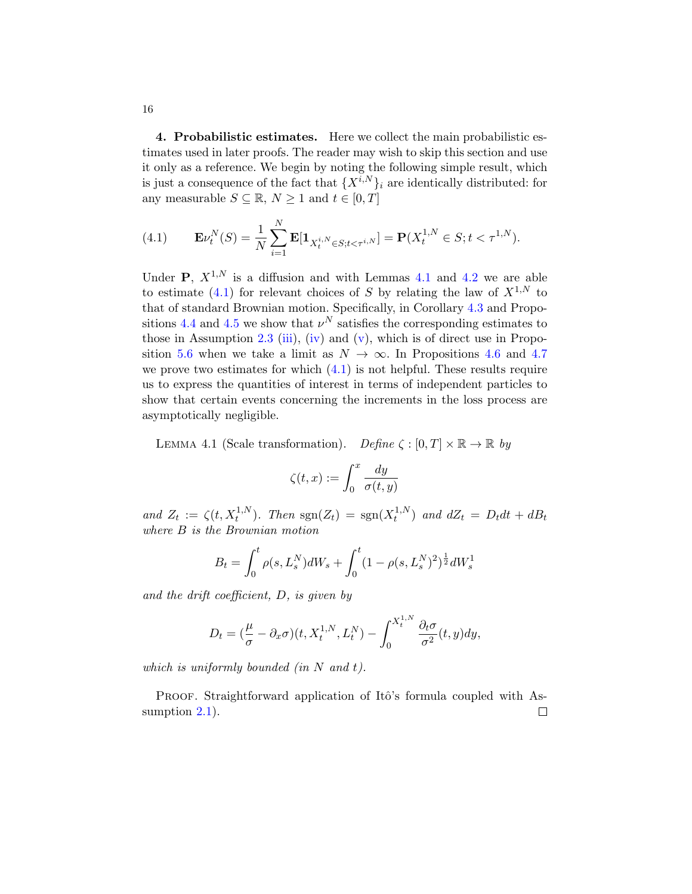**4. Probabilistic estimates.** Here we collect the main probabilistic estimates used in later proofs. The reader may wish to skip this section and use it only as a reference. We begin by noting the following simple result, which is just a consequence of the fact that $\{X^{i,N}\}_i$ are identically distributed: for any measurable $S \subseteq \mathbb{R}$, $N \geq 1$ and $t \in [0,T]$

$$\mathbf{E}\nu_t^N(S) = \frac{1}{N}\sum_{i=1}^{N} \mathbf{E}[\mathbf{1}_{X_t^{i,N} \in S; t<\tau^{i,N}}] = \mathbf{P}(X_t^{1,N} \in S; t < \tau^{1,N}). \tag{4.1}$$

Under $\mathbf{P}$, $X^{1,N}$ is a diffusion and with Lemmas 4.1 and 4.2 we are able to estimate (4.1) for relevant choices of $S$ by relating the law of $X^{1,N}$ to that of standard Brownian motion. Specifically, in Corollary 4.3 and Propositions 4.4 and 4.5 we show that $\nu^N$ satisfies the corresponding estimates to those in Assumption 2.3 (iii), (iv) and (v), which is of direct use in Proposition 5.6 when we take a limit as $N \to \infty$. In Propositions 4.6 and 4.7 we prove two estimates for which (4.1) is not helpful. These results require us to express the quantities of interest in terms of independent particles to show that certain events concerning the increments in the loss process are asymptotically negligible.

LEMMA 4.1 (Scale transformation). *Define* $\zeta : [0,T] \times \mathbb{R} \to \mathbb{R}$ *by*

$$\zeta(t,x) := \int_0^x \frac{dy}{\sigma(t,y)}$$

*and* $Z_t := \zeta(t, X_t^{1,N})$. *Then* $\operatorname{sgn}(Z_t) = \operatorname{sgn}(X_t^{1,N})$ *and* $dZ_t = D_t dt + dB_t$ *where* $B$ *is the Brownian motion*

$$B_t = \int_0^t \rho(s, L_s^N) dW_s + \int_0^t (1 - \rho(s, L_s^N)^2)^{\frac{1}{2}} dW_s^1$$

*and the drift coefficient,* $D$*, is given by*

$$D_t = (\frac{\mu}{\sigma} - \partial_x \sigma)(t, X_t^{1,N}, L_t^N) - \int_0^{X_t^{1,N}} \frac{\partial_t \sigma}{\sigma^2}(t,y)dy,$$

*which is uniformly bounded (in* $N$ *and* $t$*).*

PROOF. Straightforward application of Itô's formula coupled with Assumption 2.1). ◻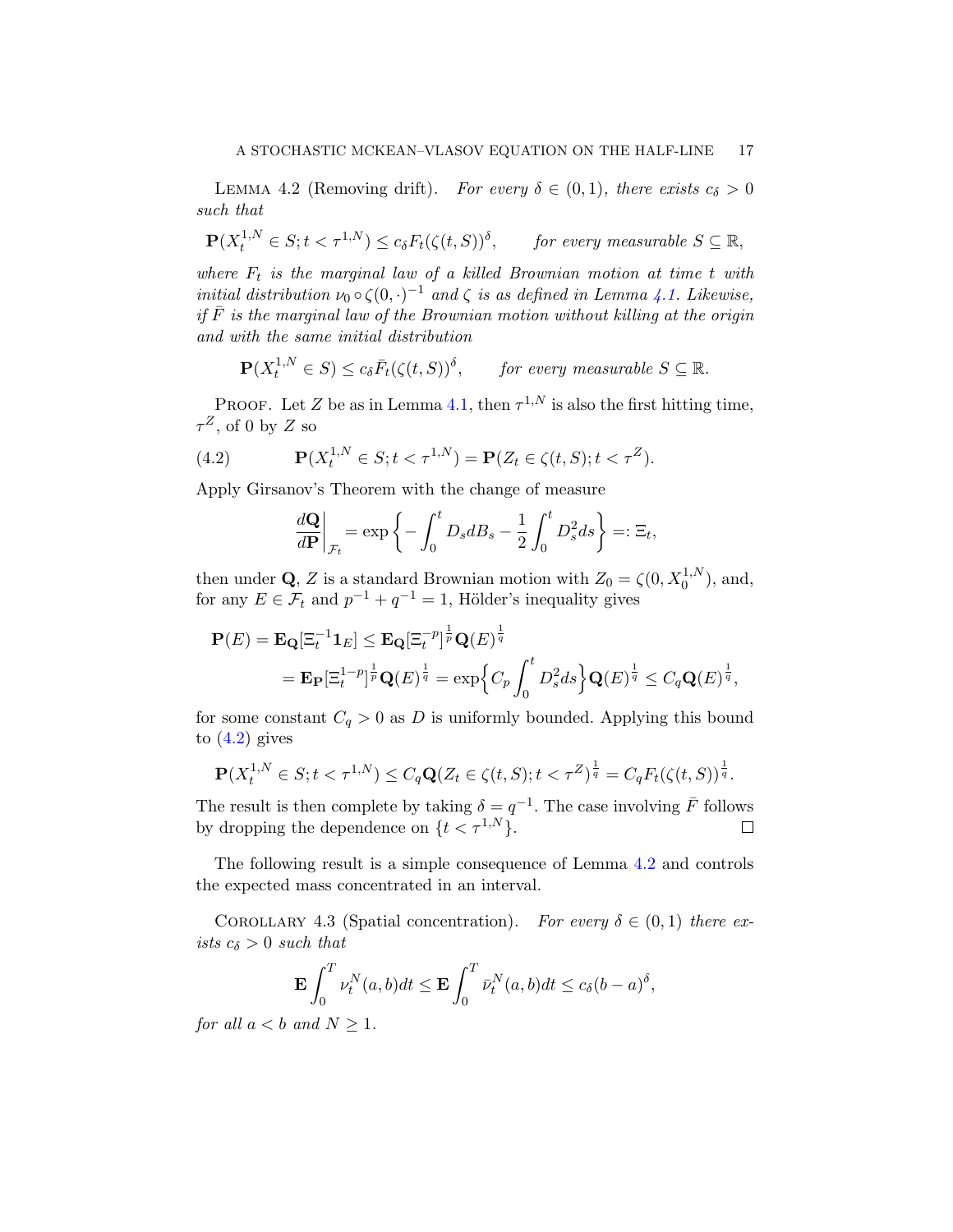LEMMA 4.2 (Removing drift). *For every $\delta \in (0,1)$, there exists $c_\delta > 0$ such that*

$$\mathbf{P}(X_t^{1,N} \in S; t < \tau^{1,N}) \leq c_\delta F_t(\zeta(t,S))^\delta, \qquad \textit{for every measurable } S \subseteq \mathbb{R},$$

*where $F_t$ is the marginal law of a killed Brownian motion at time $t$ with initial distribution $\nu_0 \circ \zeta(0,\cdot)^{-1}$ and $\zeta$ is as defined in Lemma 4.1. Likewise, if $\bar{F}$ is the marginal law of the Brownian motion without killing at the origin and with the same initial distribution*

$$\mathbf{P}(X_t^{1,N} \in S) \leq c_\delta \bar{F}_t(\zeta(t,S))^\delta, \qquad \textit{for every measurable } S \subseteq \mathbb{R}.$$

PROOF. Let $Z$ be as in Lemma 4.1, then $\tau^{1,N}$ is also the first hitting time, $\tau^Z$, of 0 by $Z$ so

$$\mathbf{P}(X_t^{1,N} \in S; t < \tau^{1,N}) = \mathbf{P}(Z_t \in \zeta(t,S); t < \tau^Z). \tag{4.2}$$

Apply Girsanov's Theorem with the change of measure

$$\frac{d\mathbf{Q}}{d\mathbf{P}}\bigg|_{\mathcal{F}_t} = \exp\left\{-\int_0^t D_s dB_s - \frac{1}{2}\int_0^t D_s^2 ds\right\} =: \Xi_t,$$

then under $\mathbf{Q}$, $Z$ is a standard Brownian motion with $Z_0 = \zeta(0, X_0^{1,N})$, and, for any $E \in \mathcal{F}_t$ and $p^{-1} + q^{-1} = 1$, Hölder's inequality gives

$$\begin{aligned}
\mathbf{P}(E) = \mathbf{E}_\mathbf{Q}[\Xi_t^{-1}\mathbf{1}_E] &\leq \mathbf{E}_\mathbf{Q}[\Xi_t^{-p}]^{\frac{1}{p}}\mathbf{Q}(E)^{\frac{1}{q}} \\
&= \mathbf{E}_\mathbf{P}[\Xi_t^{1-p}]^{\frac{1}{p}}\mathbf{Q}(E)^{\frac{1}{q}} = \exp\Big\{C_p\int_0^t D_s^2 ds\Big\}\mathbf{Q}(E)^{\frac{1}{q}} \leq C_q\mathbf{Q}(E)^{\frac{1}{q}},
\end{aligned}$$

for some constant $C_q > 0$ as $D$ is uniformly bounded. Applying this bound to (4.2) gives

$$\mathbf{P}(X_t^{1,N} \in S; t < \tau^{1,N}) \leq C_q\mathbf{Q}(Z_t \in \zeta(t,S); t < \tau^Z)^{\frac{1}{q}} = C_q F_t(\zeta(t,S))^{\frac{1}{q}}.$$

The result is then complete by taking $\delta = q^{-1}$. The case involving $\bar{F}$ follows by dropping the dependence on $\{t < \tau^{1,N}\}$. $\square$

The following result is a simple consequence of Lemma 4.2 and controls the expected mass concentrated in an interval.

COROLLARY 4.3 (Spatial concentration). *For every $\delta \in (0,1)$ there exists $c_\delta > 0$ such that*

$$\mathbf{E}\int_0^T \nu_t^N(a,b)dt \leq \mathbf{E}\int_0^T \bar{\nu}_t^N(a,b)dt \leq c_\delta(b-a)^\delta,$$

*for all $a < b$ and $N \geq 1$.*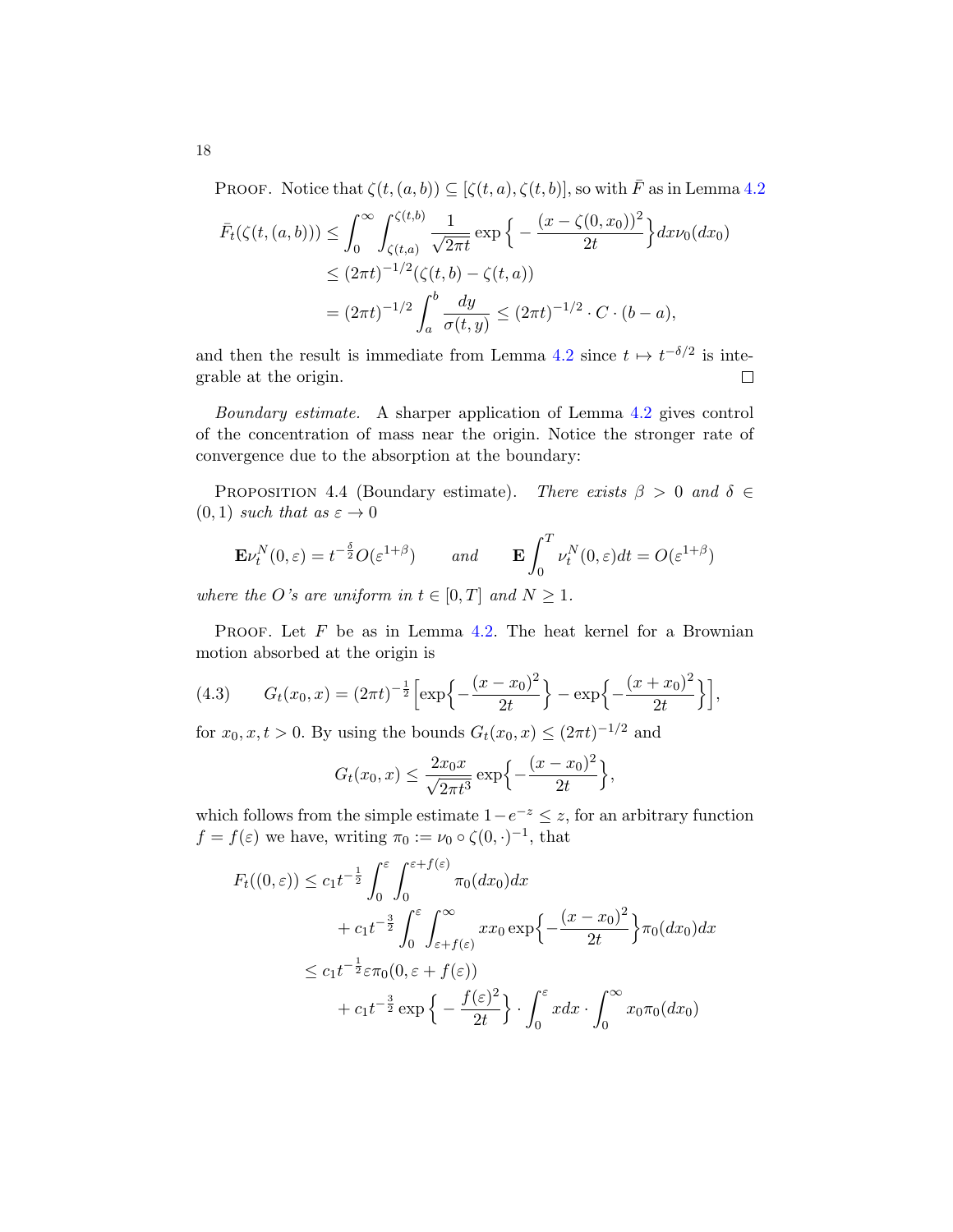PROOF. Notice that $\zeta(t,(a,b)) \subseteq [\zeta(t,a), \zeta(t,b)]$, so with $\bar{F}$ as in Lemma 4.2

$$
\begin{aligned}
\bar{F}_t(\zeta(t,(a,b))) &\leq \int_0^\infty \int_{\zeta(t,a)}^{\zeta(t,b)} \frac{1}{\sqrt{2\pi t}} \exp\Big\{ -\frac{(x-\zeta(0,x_0))^2}{2t}\Big\} dx \nu_0(dx_0) \\
&\leq (2\pi t)^{-1/2} (\zeta(t,b) - \zeta(t,a)) \\
&= (2\pi t)^{-1/2} \int_a^b \frac{dy}{\sigma(t,y)} \leq (2\pi t)^{-1/2} \cdot C \cdot (b-a),
\end{aligned}
$$

and then the result is immediate from Lemma 4.2 since $t \mapsto t^{-\delta/2}$ is integrable at the origin. □

*Boundary estimate.* A sharper application of Lemma 4.2 gives control of the concentration of mass near the origin. Notice the stronger rate of convergence due to the absorption at the boundary:

PROPOSITION 4.4 (Boundary estimate). *There exists $\beta > 0$ and $\delta \in (0,1)$ such that as $\varepsilon \to 0$*

$$
\mathbf{E}\nu_t^N(0,\varepsilon) = t^{-\frac{\delta}{2}} O(\varepsilon^{1+\beta}) \qquad \textit{and} \qquad \mathbf{E}\int_0^T \nu_t^N(0,\varepsilon)dt = O(\varepsilon^{1+\beta})
$$

*where the $O$'s are uniform in $t \in [0,T]$ and $N \geq 1$.*

PROOF. Let $F$ be as in Lemma 4.2. The heat kernel for a Brownian motion absorbed at the origin is

$$
G_t(x_0,x) = (2\pi t)^{-\frac{1}{2}} \Big[ \exp\Big\{ -\frac{(x-x_0)^2}{2t}\Big\} - \exp\Big\{ -\frac{(x+x_0)^2}{2t}\Big\}\Big], \tag{4.3}
$$

for $x_0, x, t > 0$. By using the bounds $G_t(x_0,x) \leq (2\pi t)^{-1/2}$ and

$$
G_t(x_0,x) \leq \frac{2x_0 x}{\sqrt{2\pi t^3}} \exp\Big\{ -\frac{(x-x_0)^2}{2t}\Big\},
$$

which follows from the simple estimate $1 - e^{-z} \leq z$, for an arbitrary function $f = f(\varepsilon)$ we have, writing $\pi_0 := \nu_0 \circ \zeta(0,\cdot)^{-1}$, that

$$
\begin{aligned}
F_t((0,\varepsilon)) &\leq c_1 t^{-\frac{1}{2}} \int_0^\varepsilon \int_0^{\varepsilon + f(\varepsilon)} \pi_0(dx_0) dx \\
&\qquad + c_1 t^{-\frac{3}{2}} \int_0^\varepsilon \int_{\varepsilon+f(\varepsilon)}^\infty x x_0 \exp\Big\{ -\frac{(x-x_0)^2}{2t}\Big\} \pi_0(dx_0) dx \\
&\leq c_1 t^{-\frac{1}{2}} \varepsilon \pi_0(0, \varepsilon + f(\varepsilon)) \\
&\qquad + c_1 t^{-\frac{3}{2}} \exp\Big\{ -\frac{f(\varepsilon)^2}{2t}\Big\} \cdot \int_0^\varepsilon x dx \cdot \int_0^\infty x_0 \pi_0(dx_0)
\end{aligned}
$$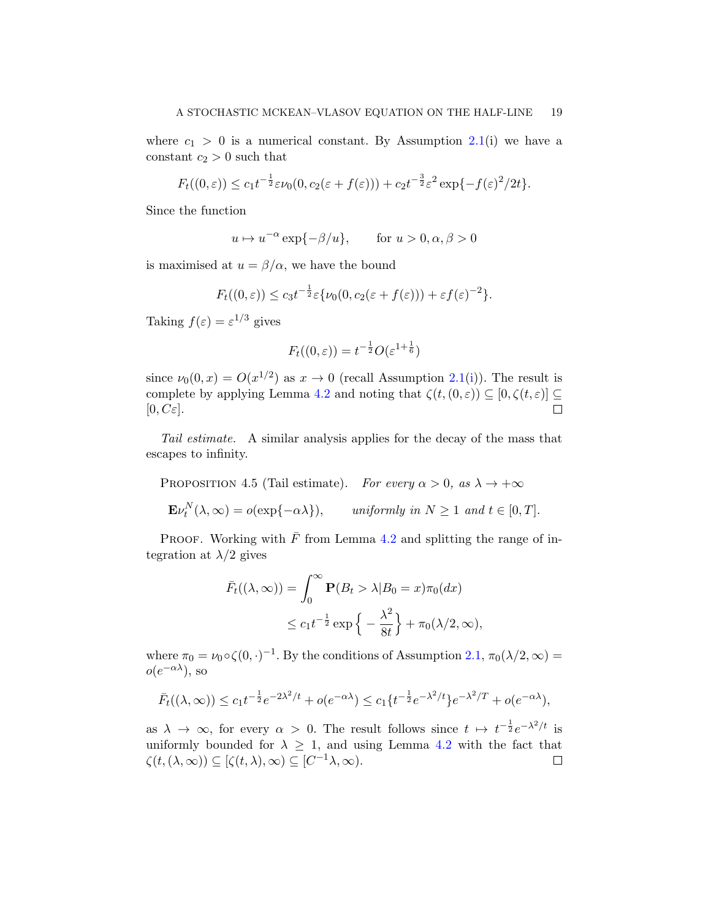where $c_1 > 0$ is a numerical constant. By Assumption 2.1(i) we have a constant $c_2 > 0$ such that

$$F_t((0,\varepsilon)) \le c_1 t^{-\frac{1}{2}} \varepsilon \nu_0(0, c_2(\varepsilon + f(\varepsilon))) + c_2 t^{-\frac{3}{2}} \varepsilon^2 \exp\{-f(\varepsilon)^2/2t\}.$$

Since the function

$$u \mapsto u^{-\alpha} \exp\{-\beta/u\}, \qquad \text{for } u > 0, \alpha, \beta > 0$$

is maximised at $u = \beta/\alpha$, we have the bound

$$F_t((0,\varepsilon)) \le c_3 t^{-\frac{1}{2}} \varepsilon \{\nu_0(0, c_2(\varepsilon + f(\varepsilon))) + \varepsilon f(\varepsilon)^{-2}\}.$$

Taking $f(\varepsilon) = \varepsilon^{1/3}$ gives

$$F_t((0,\varepsilon)) = t^{-\frac{1}{2}} O(\varepsilon^{1+\frac{1}{6}})$$

since $\nu_0(0,x) = O(x^{1/2})$ as $x \to 0$ (recall Assumption 2.1(i)). The result is complete by applying Lemma 4.2 and noting that $\zeta(t,(0,\varepsilon)) \subseteq [0, \zeta(t,\varepsilon)] \subseteq [0, C\varepsilon]$. ∎

*Tail estimate.* A similar analysis applies for the decay of the mass that escapes to infinity.

PROPOSITION 4.5 (Tail estimate). *For every $\alpha > 0$, as $\lambda \to +\infty$*

$$\mathbf{E}\nu_t^N(\lambda,\infty) = o(\exp\{-\alpha\lambda\}), \qquad \textit{uniformly in } N \ge 1 \textit{ and } t \in [0,T].$$

PROOF. Working with $\bar{F}$ from Lemma 4.2 and splitting the range of integration at $\lambda/2$ gives

$$\begin{aligned}
\bar{F}_t((\lambda,\infty)) &= \int_0^\infty \mathbf{P}(B_t > \lambda | B_0 = x) \pi_0(dx) \\
&\le c_1 t^{-\frac{1}{2}} \exp\Big\{ -\frac{\lambda^2}{8t} \Big\} + \pi_0(\lambda/2, \infty),
\end{aligned}$$

where $\pi_0 = \nu_0 \circ \zeta(0,\cdot)^{-1}$. By the conditions of Assumption 2.1, $\pi_0(\lambda/2,\infty) = o(e^{-\alpha\lambda})$, so

$$\bar{F}_t((\lambda,\infty)) \le c_1 t^{-\frac{1}{2}} e^{-2\lambda^2/t} + o(e^{-\alpha\lambda}) \le c_1 \{t^{-\frac{1}{2}} e^{-\lambda^2/t}\} e^{-\lambda^2/T} + o(e^{-\alpha\lambda}),$$

as $\lambda \to \infty$, for every $\alpha > 0$. The result follows since $t \mapsto t^{-\frac{1}{2}} e^{-\lambda^2/t}$ is uniformly bounded for $\lambda \ge 1$, and using Lemma 4.2 with the fact that $\zeta(t,(\lambda,\infty)) \subseteq [\zeta(t,\lambda),\infty) \subseteq [C^{-1}\lambda, \infty)$. ∎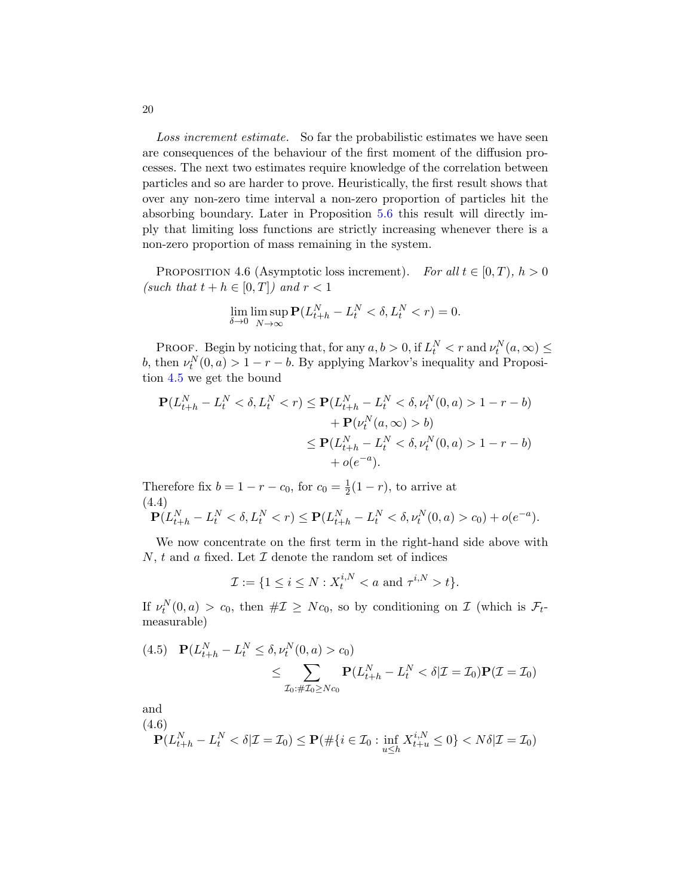*Loss increment estimate.* So far the probabilistic estimates we have seen are consequences of the behaviour of the first moment of the diffusion processes. The next two estimates require knowledge of the correlation between particles and so are harder to prove. Heuristically, the first result shows that over any non-zero time interval a non-zero proportion of particles hit the absorbing boundary. Later in Proposition 5.6 this result will directly imply that limiting loss functions are strictly increasing whenever there is a non-zero proportion of mass remaining in the system.

PROPOSITION 4.6 (Asymptotic loss increment). *For all $t \in [0, T)$, $h > 0$ (such that $t + h \in [0, T]$) and $r < 1$*

$$\lim_{\delta \to 0} \limsup_{N \to \infty} \mathbf{P}(L_{t+h}^N - L_t^N < \delta, L_t^N < r) = 0.$$

PROOF. Begin by noticing that, for any $a, b > 0$, if $L_t^N < r$ and $\nu_t^N(a, \infty) \leq b$, then $\nu_t^N(0, a) > 1 - r - b$. By applying Markov's inequality and Proposition 4.5 we get the bound

$$\begin{aligned}
\mathbf{P}(L_{t+h}^N - L_t^N < \delta, L_t^N < r) &\leq \mathbf{P}(L_{t+h}^N - L_t^N < \delta, \nu_t^N(0, a) > 1 - r - b) \\
&\quad + \mathbf{P}(\nu_t^N(a, \infty) > b) \\
&\leq \mathbf{P}(L_{t+h}^N - L_t^N < \delta, \nu_t^N(0, a) > 1 - r - b) \\
&\quad + o(e^{-a}).
\end{aligned}$$

Therefore fix $b = 1 - r - c_0$, for $c_0 = \frac{1}{2}(1 - r)$, to arrive at

$$\mathbf{P}(L_{t+h}^N - L_t^N < \delta, L_t^N < r) \leq \mathbf{P}(L_{t+h}^N - L_t^N < \delta, \nu_t^N(0, a) > c_0) + o(e^{-a}). \tag{4.4}$$

We now concentrate on the first term in the right-hand side above with $N$, $t$ and $a$ fixed. Let $\mathcal{I}$ denote the random set of indices

$$\mathcal{I} := \{1 \leq i \leq N : X_t^{i,N} < a \text{ and } \tau^{i,N} > t\}.$$

If $\nu_t^N(0, a) > c_0$, then $\#\mathcal{I} \geq Nc_0$, so by conditioning on $\mathcal{I}$ (which is $\mathcal{F}_t$-measurable)

$$\begin{aligned}
&\mathbf{P}(L_{t+h}^N - L_t^N \leq \delta, \nu_t^N(0, a) > c_0) \\
&\qquad \leq \sum_{\mathcal{I}_0 : \#\mathcal{I}_0 \geq Nc_0} \mathbf{P}(L_{t+h}^N - L_t^N < \delta | \mathcal{I} = \mathcal{I}_0) \mathbf{P}(\mathcal{I} = \mathcal{I}_0)
\end{aligned} \tag{4.5}$$

and

$$\mathbf{P}(L_{t+h}^N - L_t^N < \delta | \mathcal{I} = \mathcal{I}_0) \leq \mathbf{P}(\#\{i \in \mathcal{I}_0 : \inf_{u \leq h} X_{t+u}^{i,N} \leq 0\} < N\delta | \mathcal{I} = \mathcal{I}_0) \tag{4.6}$$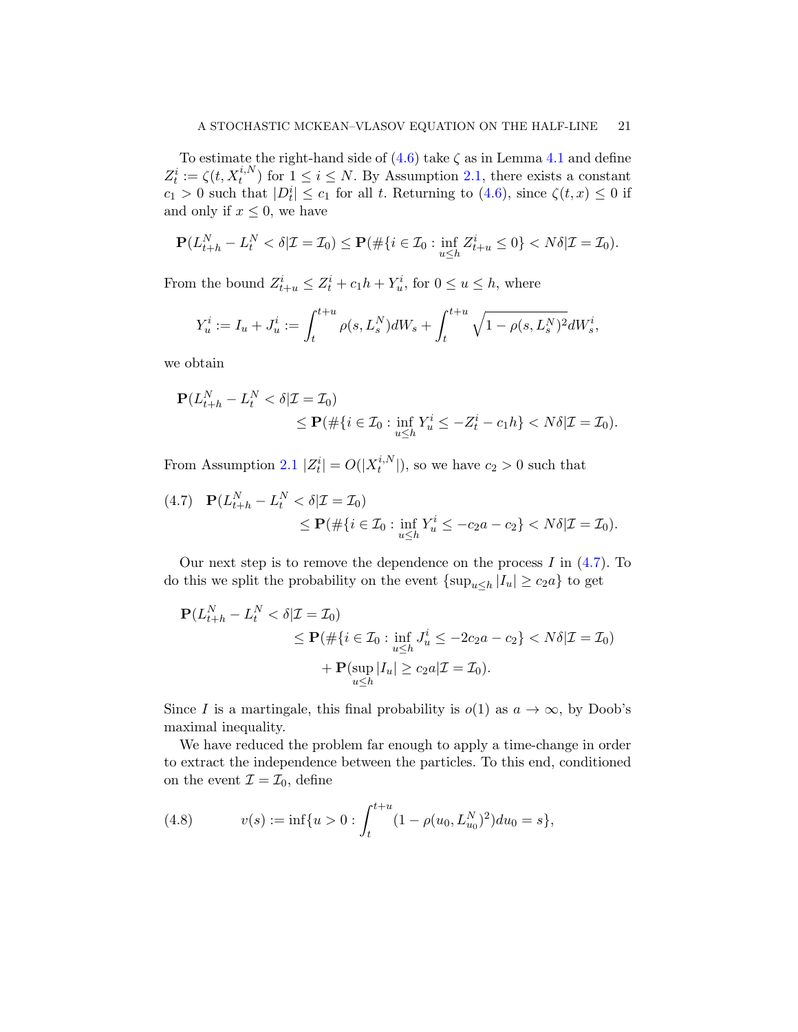To estimate the right-hand side of (4.6) take $\zeta$ as in Lemma 4.1 and define $Z_t^i := \zeta(t, X_t^{i,N})$ for $1 \le i \le N$. By Assumption 2.1, there exists a constant $c_1 > 0$ such that $|D_t^i| \le c_1$ for all $t$. Returning to (4.6), since $\zeta(t,x) \le 0$ if and only if $x \le 0$, we have

$$\mathbf{P}(L_{t+h}^N - L_t^N < \delta | \mathcal{I} = \mathcal{I}_0) \le \mathbf{P}(\#\{i \in \mathcal{I}_0 : \inf_{u \le h} Z_{t+u}^i \le 0\} < N\delta | \mathcal{I} = \mathcal{I}_0).$$

From the bound $Z_{t+u}^i \le Z_t^i + c_1 h + Y_u^i$, for $0 \le u \le h$, where

$$Y_u^i := I_u + J_u^i := \int_t^{t+u} \rho(s, L_s^N) dW_s + \int_t^{t+u} \sqrt{1 - \rho(s, L_s^N)^2} dW_s^i,$$

we obtain

$$\begin{aligned}
&\mathbf{P}(L_{t+h}^N - L_t^N < \delta | \mathcal{I} = \mathcal{I}_0) \\
&\qquad \le \mathbf{P}(\#\{i \in \mathcal{I}_0 : \inf_{u \le h} Y_u^i \le -Z_t^i - c_1 h\} < N\delta | \mathcal{I} = \mathcal{I}_0).
\end{aligned}$$

From Assumption 2.1 $|Z_t^i| = O(|X_t^{i,N}|)$, so we have $c_2 > 0$ such that

$$\begin{aligned}
(4.7) \quad &\mathbf{P}(L_{t+h}^N - L_t^N < \delta | \mathcal{I} = \mathcal{I}_0) \\
&\qquad \le \mathbf{P}(\#\{i \in \mathcal{I}_0 : \inf_{u \le h} Y_u^i \le -c_2 a - c_2\} < N\delta | \mathcal{I} = \mathcal{I}_0).
\end{aligned}$$

Our next step is to remove the dependence on the process $I$ in (4.7). To do this we split the probability on the event $\{\sup_{u \le h} |I_u| \ge c_2 a\}$ to get

$$\begin{aligned}
&\mathbf{P}(L_{t+h}^N - L_t^N < \delta | \mathcal{I} = \mathcal{I}_0) \\
&\qquad \le \mathbf{P}(\#\{i \in \mathcal{I}_0 : \inf_{u \le h} J_u^i \le -2c_2 a - c_2\} < N\delta | \mathcal{I} = \mathcal{I}_0) \\
&\qquad\qquad + \mathbf{P}(\sup_{u \le h} |I_u| \ge c_2 a | \mathcal{I} = \mathcal{I}_0).
\end{aligned}$$

Since $I$ is a martingale, this final probability is $o(1)$ as $a \to \infty$, by Doob's maximal inequality.

We have reduced the problem far enough to apply a time-change in order to extract the independence between the particles. To this end, conditioned on the event $\mathcal{I} = \mathcal{I}_0$, define

$$(4.8) \qquad v(s) := \inf\{u > 0 : \int_t^{t+u} (1 - \rho(u_0, L_{u_0}^N)^2) du_0 = s\},$$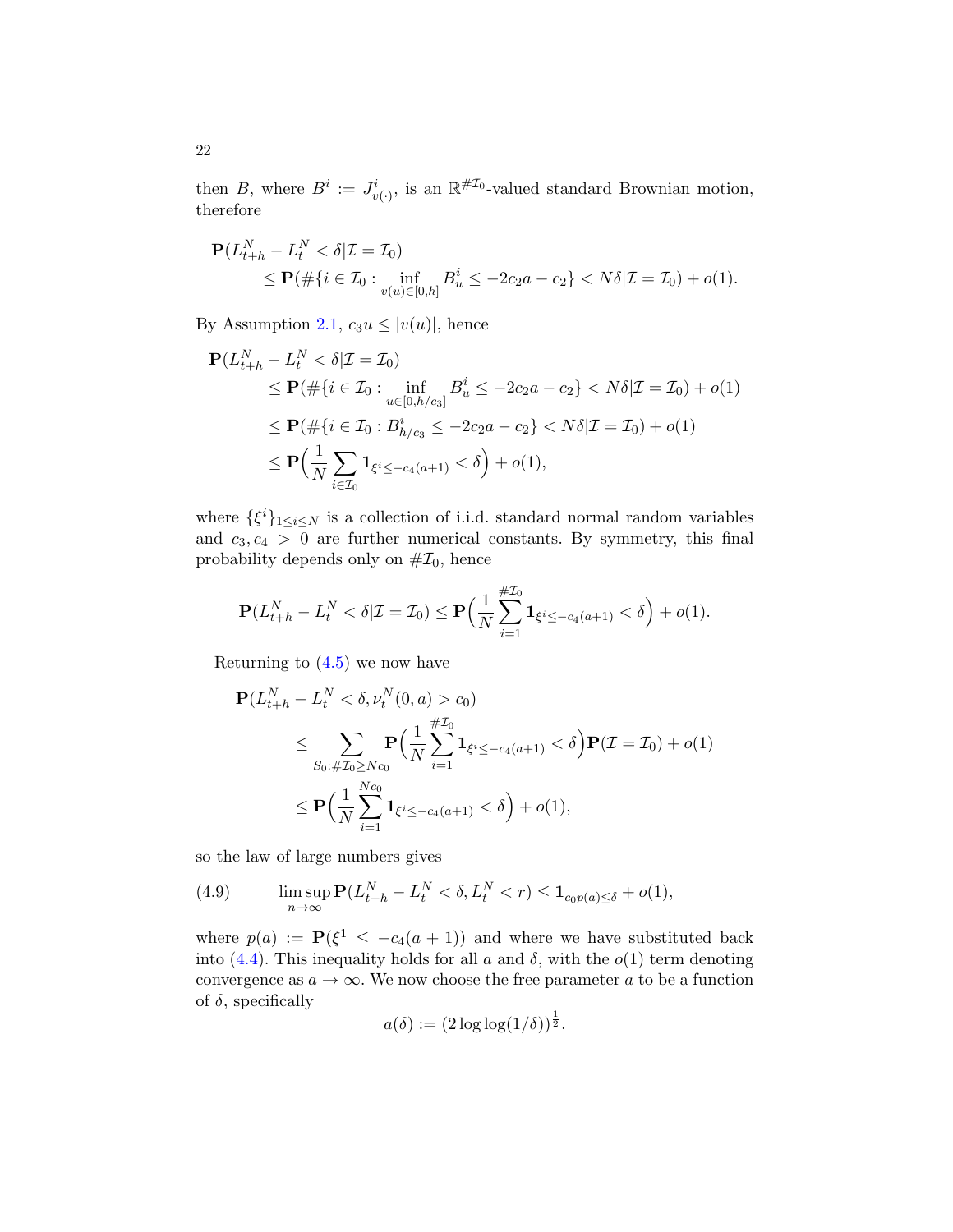then $B$, where $B^i := J^i_{v(\cdot)}$, is an $\mathbb{R}^{\#\mathcal{I}_0}$-valued standard Brownian motion, therefore

$$
\begin{aligned}
&\mathbf{P}(L^N_{t+h} - L^N_t < \delta | \mathcal{I} = \mathcal{I}_0) \\
&\qquad \leq \mathbf{P}(\#\{i \in \mathcal{I}_0 : \inf_{v(u) \in [0,h]} B^i_u \leq -2c_2 a - c_2\} < N\delta | \mathcal{I} = \mathcal{I}_0) + o(1).
\end{aligned}
$$

By Assumption 2.1, $c_3 u \leq |v(u)|$, hence

$$
\begin{aligned}
&\mathbf{P}(L^N_{t+h} - L^N_t < \delta | \mathcal{I} = \mathcal{I}_0) \\
&\qquad \leq \mathbf{P}(\#\{i \in \mathcal{I}_0 : \inf_{u \in [0,h/c_3]} B^i_u \leq -2c_2 a - c_2\} < N\delta | \mathcal{I} = \mathcal{I}_0) + o(1) \\
&\qquad \leq \mathbf{P}(\#\{i \in \mathcal{I}_0 : B^i_{h/c_3} \leq -2c_2 a - c_2\} < N\delta | \mathcal{I} = \mathcal{I}_0) + o(1) \\
&\qquad \leq \mathbf{P}\Big(\frac{1}{N} \sum_{i \in \mathcal{I}_0} \mathbf{1}_{\xi^i \leq -c_4(a+1)} < \delta\Big) + o(1),
\end{aligned}
$$

where $\{\xi^i\}_{1 \leq i \leq N}$ is a collection of i.i.d. standard normal random variables and $c_3, c_4 > 0$ are further numerical constants. By symmetry, this final probability depends only on $\#\mathcal{I}_0$, hence

$$
\mathbf{P}(L^N_{t+h} - L^N_t < \delta | \mathcal{I} = \mathcal{I}_0) \leq \mathbf{P}\Big(\frac{1}{N} \sum_{i=1}^{\#\mathcal{I}_0} \mathbf{1}_{\xi^i \leq -c_4(a+1)} < \delta\Big) + o(1).
$$

Returning to (4.5) we now have

$$
\begin{aligned}
&\mathbf{P}(L^N_{t+h} - L^N_t < \delta, \nu^N_t(0,a) > c_0) \\
&\qquad \leq \sum_{S_0 : \#\mathcal{I}_0 \geq Nc_0} \mathbf{P}\Big(\frac{1}{N} \sum_{i=1}^{\#\mathcal{I}_0} \mathbf{1}_{\xi^i \leq -c_4(a+1)} < \delta\Big) \mathbf{P}(\mathcal{I} = \mathcal{I}_0) + o(1) \\
&\qquad \leq \mathbf{P}\Big(\frac{1}{N} \sum_{i=1}^{Nc_0} \mathbf{1}_{\xi^i \leq -c_4(a+1)} < \delta\Big) + o(1),
\end{aligned}
$$

so the law of large numbers gives

$$
\limsup_{n \to \infty} \mathbf{P}(L^N_{t+h} - L^N_t < \delta, L^N_t < r) \leq \mathbf{1}_{c_0 p(a) \leq \delta} + o(1), \tag{4.9}
$$

where $p(a) := \mathbf{P}(\xi^1 \leq -c_4(a+1))$ and where we have substituted back into (4.4). This inequality holds for all $a$ and $\delta$, with the $o(1)$ term denoting convergence as $a \to \infty$. We now choose the free parameter $a$ to be a function of $\delta$, specifically

$$
a(\delta) := (2 \log\log(1/\delta))^{\frac{1}{2}}.
$$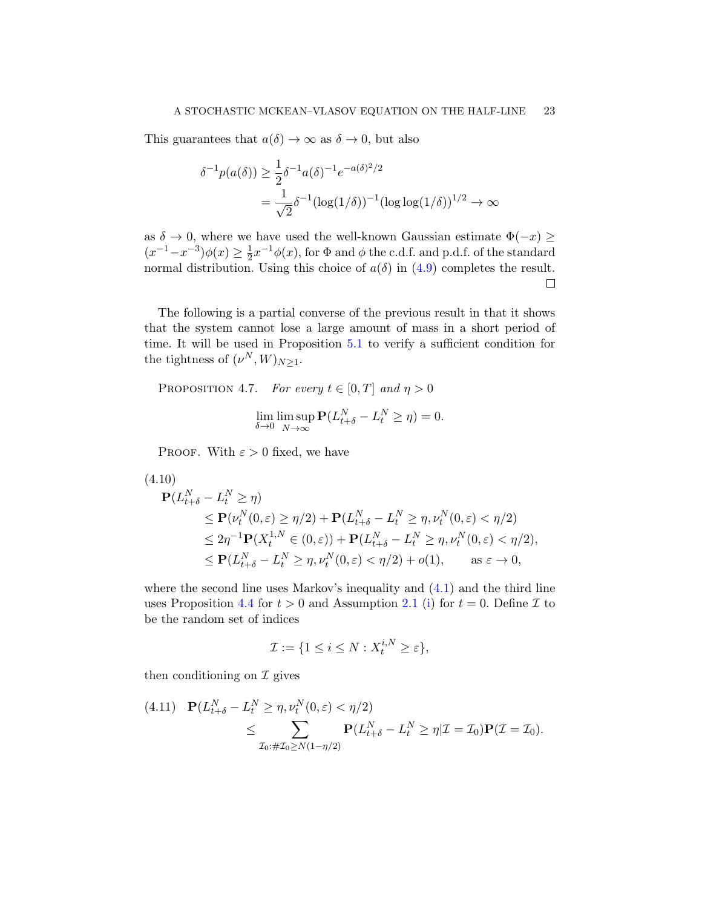This guarantees that $a(\delta) \to \infty$ as $\delta \to 0$, but also

$$
\begin{aligned}
\delta^{-1} p(a(\delta)) &\geq \frac{1}{2}\delta^{-1} a(\delta)^{-1} e^{-a(\delta)^2/2} \\
&= \frac{1}{\sqrt{2}} \delta^{-1} (\log(1/\delta))^{-1} (\log\log(1/\delta))^{1/2} \to \infty
\end{aligned}
$$

as $\delta \to 0$, where we have used the well-known Gaussian estimate $\Phi(-x) \geq (x^{-1} - x^{-3})\phi(x) \geq \frac{1}{2} x^{-1} \phi(x)$, for $\Phi$ and $\phi$ the c.d.f. and p.d.f. of the standard normal distribution. Using this choice of $a(\delta)$ in (4.9) completes the result. $\square$

The following is a partial converse of the previous result in that it shows that the system cannot lose a large amount of mass in a short period of time. It will be used in Proposition 5.1 to verify a sufficient condition for the tightness of $(\nu^N, W)_{N \geq 1}$.

Proposition 4.7. *For every $t \in [0, T]$ and $\eta > 0$*

$$
\lim_{\delta \to 0} \limsup_{N \to \infty} \mathbf{P}(L^N_{t+\delta} - L^N_t \geq \eta) = 0.
$$

Proof. With $\varepsilon > 0$ fixed, we have

$$
\begin{aligned}
&\mathbf{P}(L^N_{t+\delta} - L^N_t \geq \eta) \\
&\qquad \leq \mathbf{P}(\nu^N_t(0, \varepsilon) \geq \eta/2) + \mathbf{P}(L^N_{t+\delta} - L^N_t \geq \eta, \nu^N_t(0, \varepsilon) < \eta/2) \\
&\qquad \leq 2\eta^{-1} \mathbf{P}(X^{1,N}_t \in (0, \varepsilon)) + \mathbf{P}(L^N_{t+\delta} - L^N_t \geq \eta, \nu^N_t(0, \varepsilon) < \eta/2), \\
&\qquad \leq \mathbf{P}(L^N_{t+\delta} - L^N_t \geq \eta, \nu^N_t(0, \varepsilon) < \eta/2) + o(1), \qquad \text{as } \varepsilon \to 0,
\end{aligned}
\tag{4.10}
$$

where the second line uses Markov's inequality and (4.1) and the third line uses Proposition 4.4 for $t > 0$ and Assumption 2.1 (i) for $t = 0$. Define $\mathcal{I}$ to be the random set of indices

$$
\mathcal{I} := \{1 \leq i \leq N : X^{i,N}_t \geq \varepsilon\},
$$

then conditioning on $\mathcal{I}$ gives

$$
\begin{aligned}
&\mathbf{P}(L^N_{t+\delta} - L^N_t \geq \eta, \nu^N_t(0, \varepsilon) < \eta/2) \\
&\qquad \leq \sum_{\mathcal{I}_0 : \#\mathcal{I}_0 \geq N(1-\eta/2)} \mathbf{P}(L^N_{t+\delta} - L^N_t \geq \eta | \mathcal{I} = \mathcal{I}_0) \mathbf{P}(\mathcal{I} = \mathcal{I}_0).
\end{aligned}
\tag{4.11}
$$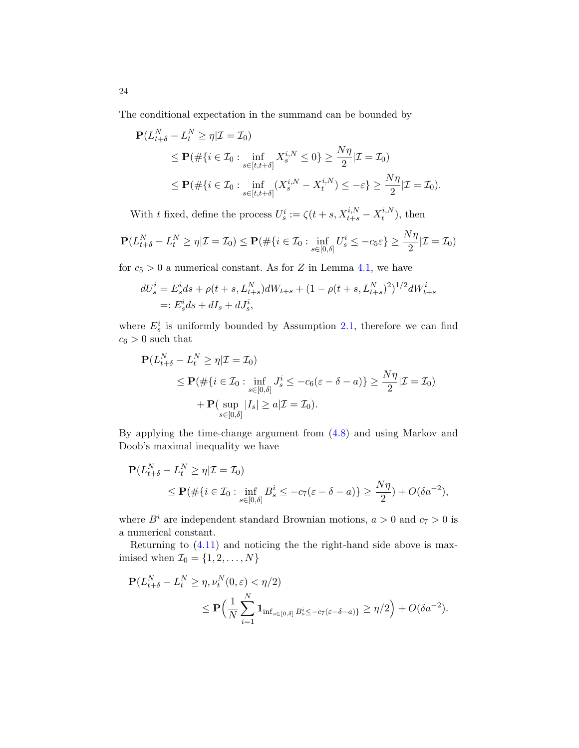The conditional expectation in the summand can be bounded by

$$
\begin{aligned}
\mathbf{P}(L_{t+\delta}^N - L_t^N \geq \eta | \mathcal{I} = \mathcal{I}_0) \\
&\leq \mathbf{P}(\#\{i \in \mathcal{I}_0 : \inf_{s\in[t,t+\delta]} X_s^{i,N} \leq 0\} \geq \frac{N\eta}{2} | \mathcal{I} = \mathcal{I}_0) \\
&\leq \mathbf{P}(\#\{i \in \mathcal{I}_0 : \inf_{s\in[t,t+\delta]} (X_s^{i,N} - X_t^{i,N}) \leq -\varepsilon\} \geq \frac{N\eta}{2} | \mathcal{I} = \mathcal{I}_0).
\end{aligned}
$$

With $t$ fixed, define the process $U_s^i := \zeta(t+s, X_{t+s}^{i,N} - X_t^{i,N})$, then

$$
\mathbf{P}(L_{t+\delta}^N - L_t^N \geq \eta | \mathcal{I} = \mathcal{I}_0) \leq \mathbf{P}(\#\{i \in \mathcal{I}_0 : \inf_{s\in[0,\delta]} U_s^i \leq -c_5\varepsilon\} \geq \frac{N\eta}{2} | \mathcal{I} = \mathcal{I}_0)
$$

for $c_5 > 0$ a numerical constant. As for $Z$ in Lemma 4.1, we have

$$
\begin{aligned}
dU_s^i &= E_s^i ds + \rho(t+s, L_{t+s}^N) dW_{t+s} + (1 - \rho(t+s, L_{t+s}^N)^2)^{1/2} dW_{t+s}^i \\
&=: E_s^i ds + dI_s + dJ_s^i,
\end{aligned}
$$

where $E_s^i$ is uniformly bounded by Assumption 2.1, therefore we can find $c_6 > 0$ such that

$$
\begin{aligned}
\mathbf{P}(L_{t+\delta}^N - L_t^N \geq \eta | \mathcal{I} = \mathcal{I}_0) \\
&\leq \mathbf{P}(\#\{i \in \mathcal{I}_0 : \inf_{s\in[0,\delta]} J_s^i \leq -c_6(\varepsilon - \delta - a)\} \geq \frac{N\eta}{2} | \mathcal{I} = \mathcal{I}_0) \\
&\quad + \mathbf{P}(\sup_{s\in[0,\delta]} |I_s| \geq a | \mathcal{I} = \mathcal{I}_0).
\end{aligned}
$$

By applying the time-change argument from (4.8) and using Markov and Doob's maximal inequality we have

$$
\begin{aligned}
\mathbf{P}(L_{t+\delta}^N - L_t^N \geq \eta | \mathcal{I} = \mathcal{I}_0) \\
&\leq \mathbf{P}(\#\{i \in \mathcal{I}_0 : \inf_{s\in[0,\delta]} B_s^i \leq -c_7(\varepsilon - \delta - a)\} \geq \frac{N\eta}{2}) + O(\delta a^{-2}),
\end{aligned}
$$

where $B^i$ are independent standard Brownian motions, $a > 0$ and $c_7 > 0$ is a numerical constant.

Returning to (4.11) and noticing the the right-hand side above is maximised when $\mathcal{I}_0 = \{1, 2, \dots, N\}$

$$
\begin{aligned}
\mathbf{P}(L_{t+\delta}^N - L_t^N \geq \eta, \nu_t^N(0,\varepsilon) < \eta/2) \\
&\leq \mathbf{P}\Big(\frac{1}{N}\sum_{i=1}^N \mathbf{1}_{\inf_{s\in[0,\delta]} B_s^i \leq -c_7(\varepsilon-\delta-a)\}} \geq \eta/2\Big) + O(\delta a^{-2}).
\end{aligned}
$$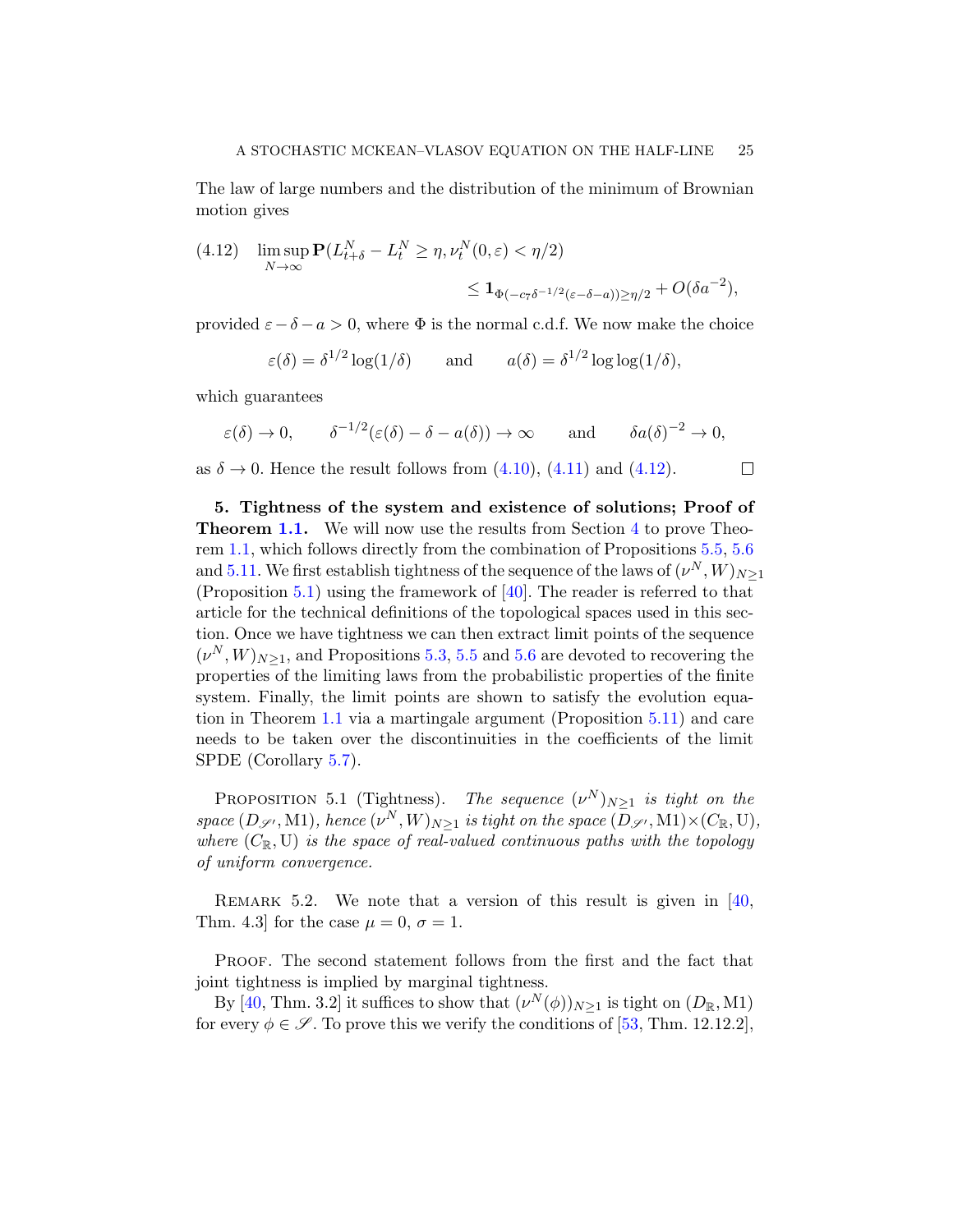The law of large numbers and the distribution of the minimum of Brownian motion gives

$$
\limsup_{N\to\infty} \mathbf{P}(L^N_{t+\delta} - L^N_t \geq \eta, \nu^N_t(0,\varepsilon) < \eta/2) \leq \mathbf{1}_{\Phi(-c_7\delta^{-1/2}(\varepsilon-\delta-a))\geq \eta/2} + O(\delta a^{-2}), \tag{4.12}
$$

provided $\varepsilon - \delta - a > 0$, where $\Phi$ is the normal c.d.f. We now make the choice

$$
\varepsilon(\delta) = \delta^{1/2}\log(1/\delta) \qquad \text{and} \qquad a(\delta) = \delta^{1/2}\log\log(1/\delta),
$$

which guarantees

$$
\varepsilon(\delta) \to 0, \qquad \delta^{-1/2}(\varepsilon(\delta) - \delta - a(\delta)) \to \infty \qquad \text{and} \qquad \delta a(\delta)^{-2} \to 0,
$$

as $\delta \to 0$. Hence the result follows from (4.10), (4.11) and (4.12). □

## 5. Tightness of the system and existence of solutions; Proof of Theorem 1.1.

We will now use the results from Section 4 to prove Theorem 1.1, which follows directly from the combination of Propositions 5.5, 5.6 and 5.11. We first establish tightness of the sequence of the laws of $(\nu^N, W)_{N\geq 1}$ (Proposition 5.1) using the framework of [40]. The reader is referred to that article for the technical definitions of the topological spaces used in this section. Once we have tightness we can then extract limit points of the sequence $(\nu^N, W)_{N\geq 1}$, and Propositions 5.3, 5.5 and 5.6 are devoted to recovering the properties of the limiting laws from the probabilistic properties of the finite system. Finally, the limit points are shown to satisfy the evolution equation in Theorem 1.1 via a martingale argument (Proposition 5.11) and care needs to be taken over the discontinuities in the coefficients of the limit SPDE (Corollary 5.7).

Proposition 5.1 (Tightness). *The sequence $(\nu^N)_{N\geq 1}$ is tight on the space $(D_{\mathscr{S}'}, \mathrm{M1})$, hence $(\nu^N, W)_{N\geq 1}$ is tight on the space $(D_{\mathscr{S}'}, \mathrm{M1}) \times (C_{\mathbb{R}}, \mathrm{U})$, where $(C_{\mathbb{R}}, \mathrm{U})$ is the space of real-valued continuous paths with the topology of uniform convergence.*

Remark 5.2. We note that a version of this result is given in [40, Thm. 4.3] for the case $\mu = 0$, $\sigma = 1$.

Proof. The second statement follows from the first and the fact that joint tightness is implied by marginal tightness.

By [40, Thm. 3.2] it suffices to show that $(\nu^N(\phi))_{N\geq 1}$ is tight on $(D_{\mathbb{R}}, \mathrm{M1})$ for every $\phi \in \mathscr{S}$. To prove this we verify the conditions of [53, Thm. 12.12.2],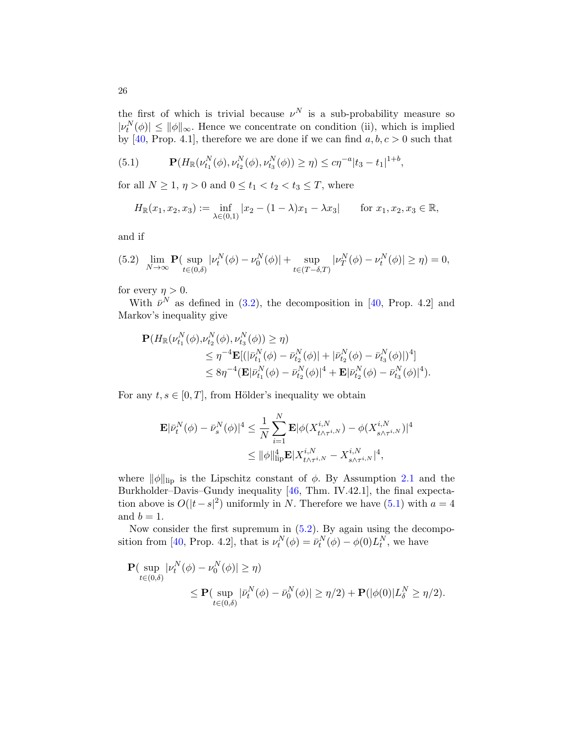the first of which is trivial because $\nu^N$ is a sub-probability measure so $|\nu^N_t(\phi)| \le \|\phi\|_\infty$. Hence we concentrate on condition (ii), which is implied by [40, Prop. 4.1], therefore we are done if we can find $a, b, c > 0$ such that

$$
\mathbf{P}(H_{\mathbb{R}}(\nu^N_{t_1}(\phi), \nu^N_{t_2}(\phi), \nu^N_{t_3}(\phi)) \ge \eta) \le c\eta^{-a}|t_3 - t_1|^{1+b}, \tag{5.1}
$$

for all $N \ge 1$, $\eta > 0$ and $0 \le t_1 < t_2 < t_3 \le T$, where

$$
H_{\mathbb{R}}(x_1, x_2, x_3) := \inf_{\lambda \in (0,1)} |x_2 - (1-\lambda)x_1 - \lambda x_3| \qquad \text{for } x_1, x_2, x_3 \in \mathbb{R},
$$

and if

$$
\lim_{N\to\infty} \mathbf{P}(\sup_{t\in(0,\delta)} |\nu^N_t(\phi) - \nu^N_0(\phi)| + \sup_{t\in(T-\delta,T)} |\nu^N_T(\phi) - \nu^N_t(\phi)| \ge \eta) = 0, \tag{5.2}
$$

for every $\eta > 0$.

With $\bar{\nu}^N$ as defined in (3.2), the decomposition in [40, Prop. 4.2] and Markov's inequality give

$$
\begin{aligned}
\mathbf{P}(H_{\mathbb{R}}(\nu^N_{t_1}(\phi), &\nu^N_{t_2}(\phi), \nu^N_{t_3}(\phi)) \ge \eta) \\
&\le \eta^{-4}\mathbf{E}[(|\bar{\nu}^N_{t_1}(\phi) - \bar{\nu}^N_{t_2}(\phi)| + |\bar{\nu}^N_{t_2}(\phi) - \bar{\nu}^N_{t_3}(\phi)|)^4] \\
&\le 8\eta^{-4}(\mathbf{E}|\bar{\nu}^N_{t_1}(\phi) - \bar{\nu}^N_{t_2}(\phi)|^4 + \mathbf{E}|\bar{\nu}^N_{t_2}(\phi) - \bar{\nu}^N_{t_3}(\phi)|^4).
\end{aligned}
$$

For any $t, s \in [0, T]$, from Hölder's inequality we obtain

$$
\begin{aligned}
\mathbf{E}|\bar{\nu}^N_t(\phi) - \bar{\nu}^N_s(\phi)|^4 &\le \frac{1}{N}\sum_{i=1}^N \mathbf{E}|\phi(X^{i,N}_{t\wedge\tau^{i,N}}) - \phi(X^{i,N}_{s\wedge\tau^{i,N}})|^4 \\
&\le \|\phi\|^4_{\mathrm{lip}}\mathbf{E}|X^{i,N}_{t\wedge\tau^{i,N}} - X^{i,N}_{s\wedge\tau^{i,N}}|^4,
\end{aligned}
$$

where $\|\phi\|_{\mathrm{lip}}$ is the Lipschitz constant of $\phi$. By Assumption 2.1 and the Burkholder–Davis–Gundy inequality [46, Thm. IV.42.1], the final expectation above is $O(|t-s|^2)$ uniformly in $N$. Therefore we have (5.1) with $a = 4$ and $b = 1$.

Now consider the first supremum in (5.2). By again using the decomposition from [40, Prop. 4.2], that is $\nu^N_t(\phi) = \bar{\nu}^N_t(\phi) - \phi(0)L^N_t$, we have

$$
\begin{aligned}
\mathbf{P}(\sup_{t\in(0,\delta)} &|\nu^N_t(\phi) - \nu^N_0(\phi)| \ge \eta) \\
&\le \mathbf{P}(\sup_{t\in(0,\delta)} |\bar{\nu}^N_t(\phi) - \bar{\nu}^N_0(\phi)| \ge \eta/2) + \mathbf{P}(|\phi(0)|L^N_\delta \ge \eta/2).
\end{aligned}
$$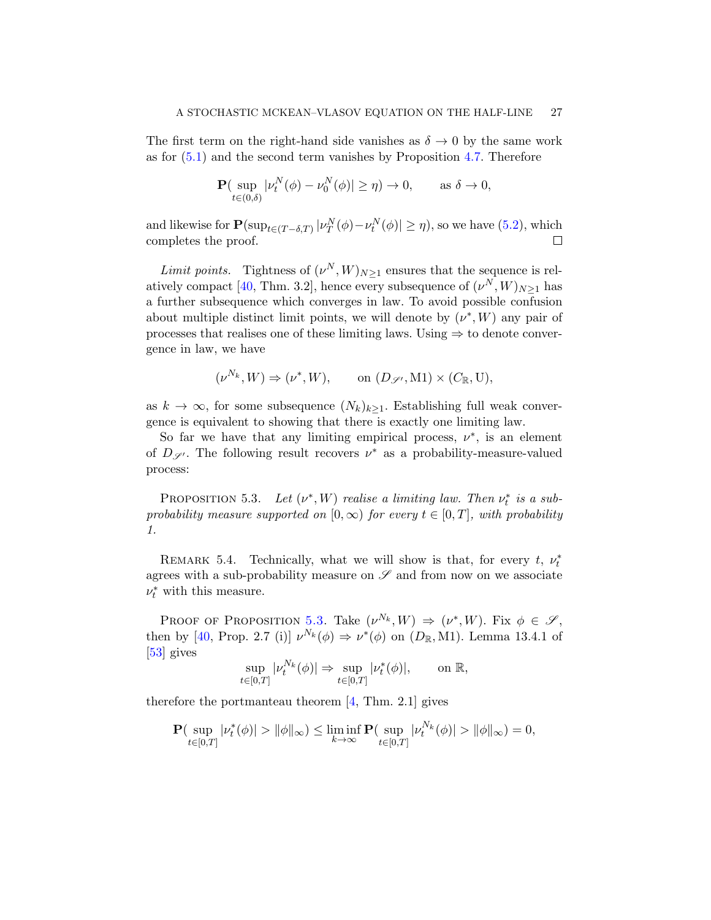The first term on the right-hand side vanishes as $\delta \to 0$ by the same work as for (5.1) and the second term vanishes by Proposition 4.7. Therefore

$$\mathbf{P}(\sup_{t \in (0,\delta)} |\nu_t^N(\phi) - \nu_0^N(\phi)| \geq \eta) \to 0, \qquad \text{as } \delta \to 0,$$

and likewise for $\mathbf{P}(\sup_{t\in(T-\delta,T)} |\nu_T^N(\phi) - \nu_t^N(\phi)| \geq \eta)$, so we have (5.2), which completes the proof. □

*Limit points.* Tightness of $(\nu^N, W)_{N\geq 1}$ ensures that the sequence is relatively compact [40, Thm. 3.2], hence every subsequence of $(\nu^N, W)_{N\geq 1}$ has a further subsequence which converges in law. To avoid possible confusion about multiple distinct limit points, we will denote by $(\nu^*, W)$ any pair of processes that realises one of these limiting laws. Using $\Rightarrow$ to denote convergence in law, we have

$$(\nu^{N_k}, W) \Rightarrow (\nu^*, W), \qquad \text{on } (D_{\mathscr{S}'}, \mathrm{M1}) \times (C_{\mathbb{R}}, \mathrm{U}),$$

as $k \to \infty$, for some subsequence $(N_k)_{k\geq 1}$. Establishing full weak convergence is equivalent to showing that there is exactly one limiting law.

So far we have that any limiting empirical process, $\nu^*$, is an element of $D_{\mathscr{S}'}$. The following result recovers $\nu^*$ as a probability-measure-valued process:

Proposition 5.3. *Let $(\nu^*, W)$ realise a limiting law. Then $\nu_t^*$ is a sub-probability measure supported on $[0,\infty)$ for every $t \in [0,T]$, with probability 1.*

Remark 5.4. Technically, what we will show is that, for every $t$, $\nu_t^*$ agrees with a sub-probability measure on $\mathscr{S}$ and from now on we associate $\nu_t^*$ with this measure.

Proof of Proposition 5.3. Take $(\nu^{N_k}, W) \Rightarrow (\nu^*, W)$. Fix $\phi \in \mathscr{S}$, then by [40, Prop. 2.7 (i)] $\nu^{N_k}(\phi) \Rightarrow \nu^*(\phi)$ on $(D_{\mathbb{R}}, \mathrm{M1})$. Lemma 13.4.1 of [53] gives

$$\sup_{t\in[0,T]} |\nu_t^{N_k}(\phi)| \Rightarrow \sup_{t\in[0,T]} |\nu_t^*(\phi)|, \qquad \text{on } \mathbb{R},$$

therefore the portmanteau theorem [4, Thm. 2.1] gives

$$\mathbf{P}(\sup_{t\in[0,T]} |\nu_t^*(\phi)| > \|\phi\|_\infty) \leq \liminf_{k\to\infty} \mathbf{P}(\sup_{t\in[0,T]} |\nu_t^{N_k}(\phi)| > \|\phi\|_\infty) = 0,$$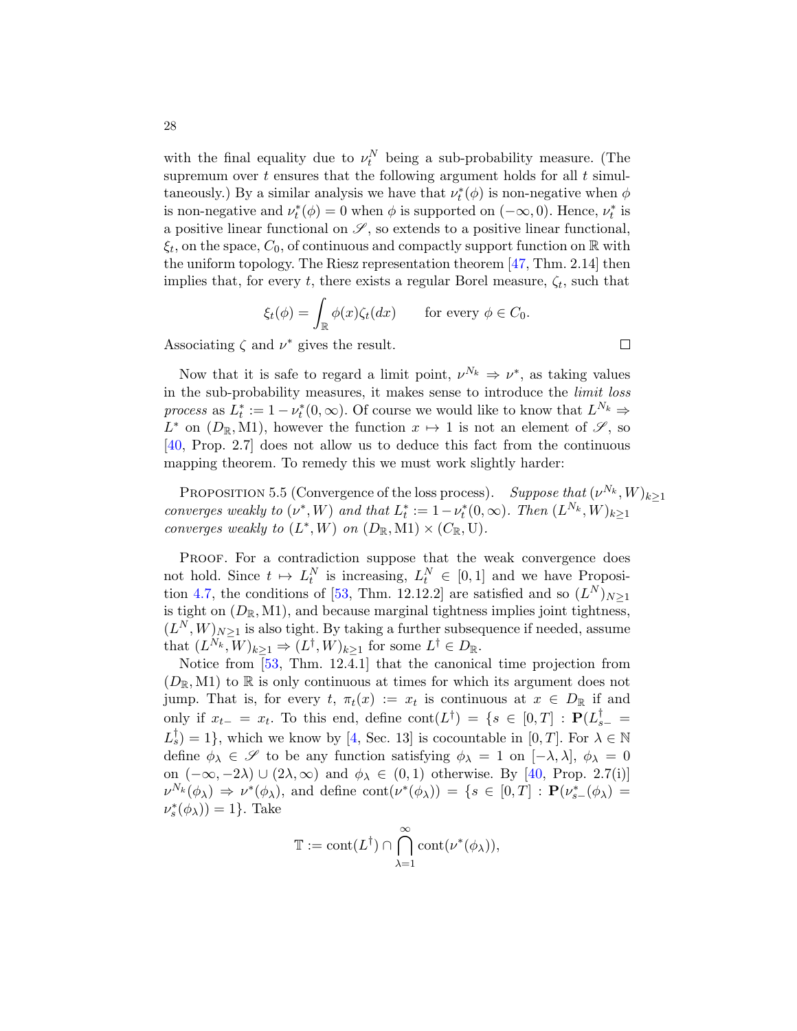with the final equality due to $\nu_t^N$ being a sub-probability measure. (The supremum over $t$ ensures that the following argument holds for all $t$ simultaneously.) By a similar analysis we have that $\nu_t^*(\phi)$ is non-negative when $\phi$ is non-negative and $\nu_t^*(\phi) = 0$ when $\phi$ is supported on $(-\infty, 0)$. Hence, $\nu_t^*$ is a positive linear functional on $\mathscr{S}$, so extends to a positive linear functional, $\xi_t$, on the space, $C_0$, of continuous and compactly support function on $\mathbb{R}$ with the uniform topology. The Riesz representation theorem [47, Thm. 2.14] then implies that, for every $t$, there exists a regular Borel measure, $\zeta_t$, such that

$$\xi_t(\phi) = \int_{\mathbb{R}} \phi(x)\zeta_t(dx) \qquad \text{for every } \phi \in C_0.$$

Associating $\zeta$ and $\nu^*$ gives the result. $\square$

Now that it is safe to regard a limit point, $\nu^{N_k} \Rightarrow \nu^*$, as taking values in the sub-probability measures, it makes sense to introduce the *limit loss process* as $L_t^* := 1 - \nu_t^*(0, \infty)$. Of course we would like to know that $L^{N_k} \Rightarrow L^*$ on $(D_{\mathbb{R}}, \mathrm{M1})$, however the function $x \mapsto 1$ is not an element of $\mathscr{S}$, so [40, Prop. 2.7] does not allow us to deduce this fact from the continuous mapping theorem. To remedy this we must work slightly harder:

PROPOSITION 5.5 (Convergence of the loss process). *Suppose that $(\nu^{N_k}, W)_{k \geq 1}$ converges weakly to $(\nu^*, W)$ and that $L_t^* := 1 - \nu_t^*(0, \infty)$. Then $(L^{N_k}, W)_{k \geq 1}$ converges weakly to $(L^*, W)$ on $(D_{\mathbb{R}}, \mathrm{M1}) \times (C_{\mathbb{R}}, \mathrm{U})$.*

PROOF. For a contradiction suppose that the weak convergence does not hold. Since $t \mapsto L_t^N$ is increasing, $L_t^N \in [0, 1]$ and we have Proposition 4.7, the conditions of [53, Thm. 12.12.2] are satisfied and so $(L^N)_{N \geq 1}$ is tight on $(D_{\mathbb{R}}, \mathrm{M1})$, and because marginal tightness implies joint tightness, $(L^N, W)_{N \geq 1}$ is also tight. By taking a further subsequence if needed, assume that $(L^{N_k}, W)_{k \geq 1} \Rightarrow (L^\dagger, W)_{k \geq 1}$ for some $L^\dagger \in D_{\mathbb{R}}$.

Notice from [53, Thm. 12.4.1] that the canonical time projection from $(D_{\mathbb{R}}, \mathrm{M1})$ to $\mathbb{R}$ is only continuous at times for which its argument does not jump. That is, for every $t$, $\pi_t(x) := x_t$ is continuous at $x \in D_{\mathbb{R}}$ if and only if $x_{t-} = x_t$. To this end, define $\mathrm{cont}(L^\dagger) = \{s \in [0, T] : \mathbf{P}(L_{s-}^\dagger = L_s^\dagger) = 1\}$, which we know by [4, Sec. 13] is cocountable in $[0, T]$. For $\lambda \in \mathbb{N}$ define $\phi_\lambda \in \mathscr{S}$ to be any function satisfying $\phi_\lambda = 1$ on $[-\lambda, \lambda]$, $\phi_\lambda = 0$ on $(-\infty, -2\lambda) \cup (2\lambda, \infty)$ and $\phi_\lambda \in (0, 1)$ otherwise. By [40, Prop. 2.7(i)] $\nu^{N_k}(\phi_\lambda) \Rightarrow \nu^*(\phi_\lambda)$, and define $\mathrm{cont}(\nu^*(\phi_\lambda)) = \{s \in [0, T] : \mathbf{P}(\nu_{s-}^*(\phi_\lambda) = \nu_s^*(\phi_\lambda)) = 1\}$. Take

$$\mathbb{T} := \mathrm{cont}(L^\dagger) \cap \bigcap_{\lambda=1}^{\infty} \mathrm{cont}(\nu^*(\phi_\lambda)),$$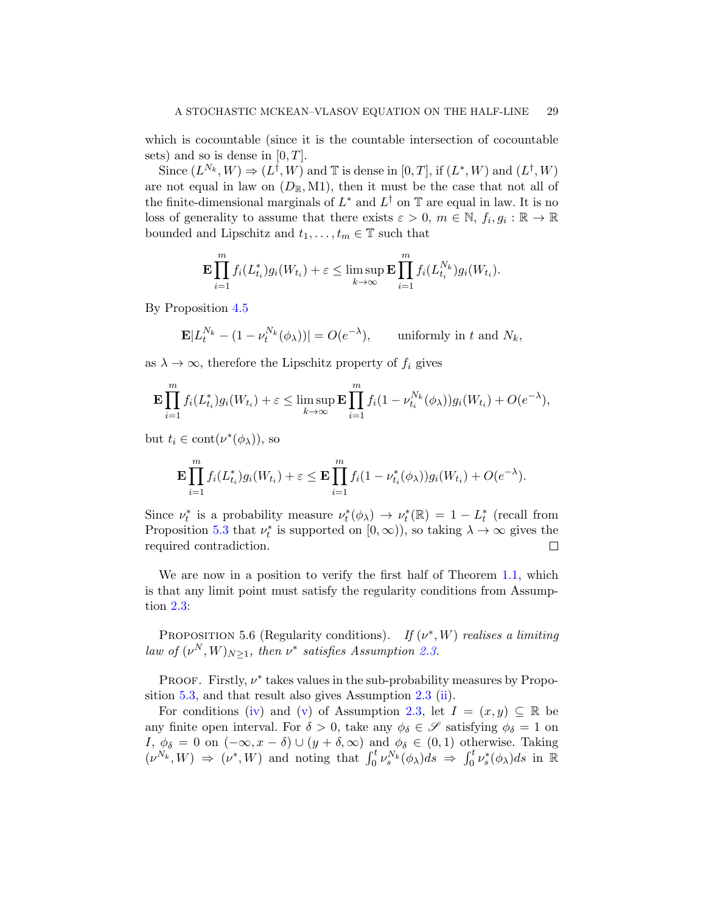which is cocountable (since it is the countable intersection of cocountable sets) and so is dense in $[0,T]$.

Since $(L^{N_k}, W) \Rightarrow (L^\dagger, W)$ and $\mathbb{T}$ is dense in $[0,T]$, if $(L^*, W)$ and $(L^\dagger, W)$ are not equal in law on $(D_\mathbb{R}, \mathrm{M1})$, then it must be the case that not all of the finite-dimensional marginals of $L^*$ and $L^\dagger$ on $\mathbb{T}$ are equal in law. It is no loss of generality to assume that there exists $\varepsilon > 0$, $m \in \mathbb{N}$, $f_i, g_i : \mathbb{R} \to \mathbb{R}$ bounded and Lipschitz and $t_1, \dots, t_m \in \mathbb{T}$ such that

$$\mathbf{E} \prod_{i=1}^m f_i(L^*_{t_i}) g_i(W_{t_i}) + \varepsilon \le \limsup_{k\to\infty} \mathbf{E} \prod_{i=1}^m f_i(L^{N_k}_{t_i}) g_i(W_{t_i}).$$

By Proposition 4.5

$$\mathbf{E}|L^{N_k}_t - (1 - \nu^{N_k}_t(\phi_\lambda))| = O(e^{-\lambda}), \qquad \text{uniformly in } t \text{ and } N_k,$$

as $\lambda \to \infty$, therefore the Lipschitz property of $f_i$ gives

$$\mathbf{E} \prod_{i=1}^m f_i(L^*_{t_i}) g_i(W_{t_i}) + \varepsilon \le \limsup_{k\to\infty} \mathbf{E} \prod_{i=1}^m f_i(1 - \nu^{N_k}_{t_i}(\phi_\lambda)) g_i(W_{t_i}) + O(e^{-\lambda}),$$

but $t_i \in \mathrm{cont}(\nu^*(\phi_\lambda))$, so

$$\mathbf{E} \prod_{i=1}^m f_i(L^*_{t_i}) g_i(W_{t_i}) + \varepsilon \le \mathbf{E} \prod_{i=1}^m f_i(1 - \nu^*_{t_i}(\phi_\lambda)) g_i(W_{t_i}) + O(e^{-\lambda}).$$

Since $\nu^*_t$ is a probability measure $\nu^*_t(\phi_\lambda) \to \nu^*_t(\mathbb{R}) = 1 - L^*_t$ (recall from Proposition 5.3 that $\nu^*_t$ is supported on $[0,\infty)$), so taking $\lambda \to \infty$ gives the required contradiction. $\square$

We are now in a position to verify the first half of Theorem 1.1, which is that any limit point must satisfy the regularity conditions from Assumption 2.3:

Proposition 5.6 (Regularity conditions). *If $(\nu^*, W)$ realises a limiting law of $(\nu^N, W)_{N\ge1}$, then $\nu^*$ satisfies Assumption 2.3.*

Proof. Firstly, $\nu^*$ takes values in the sub-probability measures by Proposition 5.3, and that result also gives Assumption 2.3 (ii).

For conditions (iv) and (v) of Assumption 2.3, let $I = (x,y) \subseteq \mathbb{R}$ be any finite open interval. For $\delta > 0$, take any $\phi_\delta \in \mathscr{S}$ satisfying $\phi_\delta = 1$ on $I$, $\phi_\delta = 0$ on $(-\infty, x-\delta) \cup (y+\delta, \infty)$ and $\phi_\delta \in (0,1)$ otherwise. Taking $(\nu^{N_k}, W) \Rightarrow (\nu^*, W)$ and noting that $\int_0^t \nu^{N_k}_s(\phi_\lambda) ds \Rightarrow \int_0^t \nu^*_s(\phi_\lambda) ds$ in $\mathbb{R}$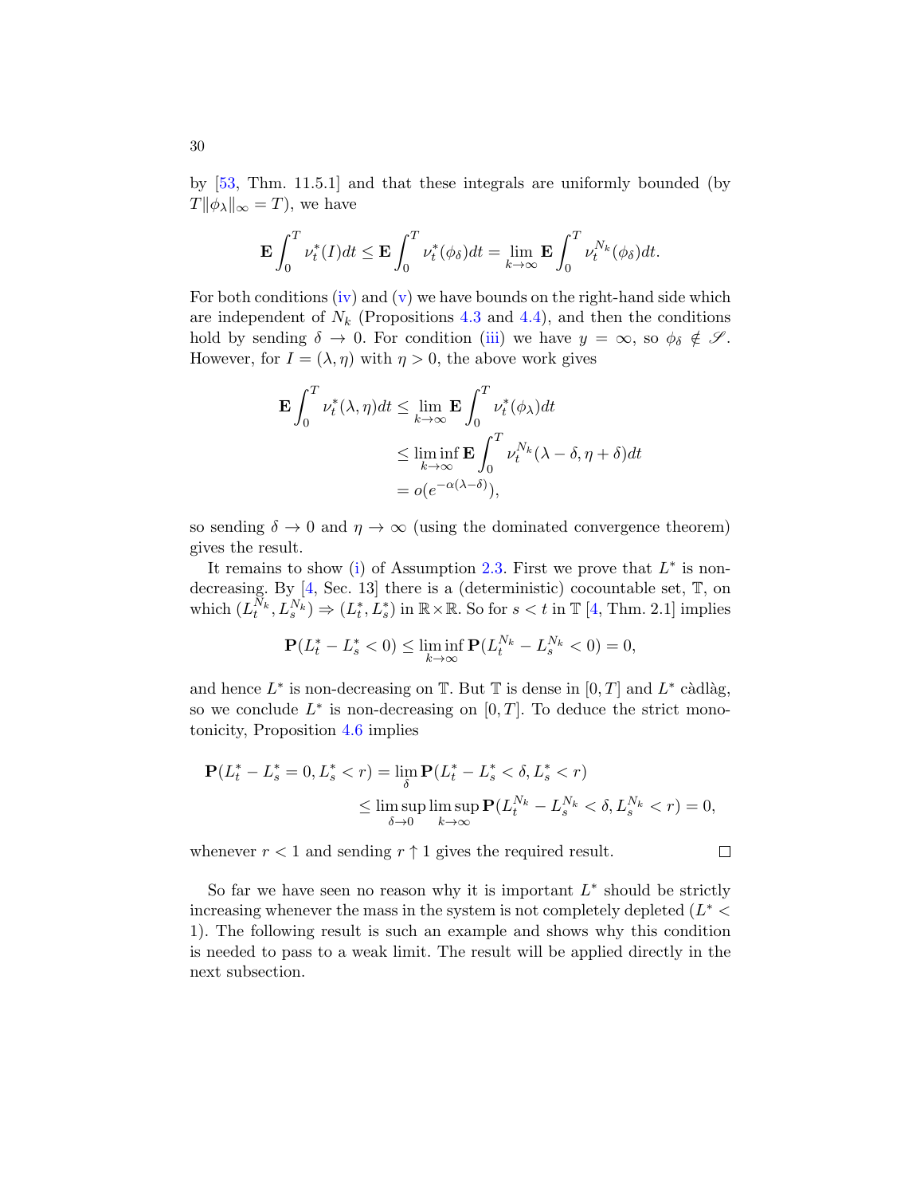by [53, Thm. 11.5.1] and that these integrals are uniformly bounded (by $T\|\phi_\lambda\|_\infty = T$), we have

$$\mathbf{E}\int_0^T \nu_t^*(I)dt \le \mathbf{E}\int_0^T \nu_t^*(\phi_\delta)dt = \lim_{k\to\infty} \mathbf{E}\int_0^T \nu_t^{N_k}(\phi_\delta)dt.$$

For both conditions (iv) and (v) we have bounds on the right-hand side which are independent of $N_k$ (Propositions 4.3 and 4.4), and then the conditions hold by sending $\delta \to 0$. For condition (iii) we have $y = \infty$, so $\phi_\delta \notin \mathscr{S}$. However, for $I = (\lambda, \eta)$ with $\eta > 0$, the above work gives

$$\begin{aligned}
\mathbf{E}\int_0^T \nu_t^*(\lambda,\eta)dt &\le \lim_{k\to\infty} \mathbf{E}\int_0^T \nu_t^*(\phi_\lambda)dt \\
&\le \liminf_{k\to\infty} \mathbf{E}\int_0^T \nu_t^{N_k}(\lambda-\delta,\eta+\delta)dt \\
&= o(e^{-\alpha(\lambda-\delta)}),
\end{aligned}$$

so sending $\delta \to 0$ and $\eta \to \infty$ (using the dominated convergence theorem) gives the result.

It remains to show (i) of Assumption 2.3. First we prove that $L^*$ is non-decreasing. By [4, Sec. 13] there is a (deterministic) cocountable set, $\mathbb{T}$, on which $(L_t^{N_k}, L_s^{N_k}) \Rightarrow (L_t^*, L_s^*)$ in $\mathbb{R}\times\mathbb{R}$. So for $s < t$ in $\mathbb{T}$ [4, Thm. 2.1] implies

$$\mathbf{P}(L_t^* - L_s^* < 0) \le \liminf_{k\to\infty} \mathbf{P}(L_t^{N_k} - L_s^{N_k} < 0) = 0,$$

and hence $L^*$ is non-decreasing on $\mathbb{T}$. But $\mathbb{T}$ is dense in $[0,T]$ and $L^*$ càdlàg, so we conclude $L^*$ is non-decreasing on $[0,T]$. To deduce the strict monotonicity, Proposition 4.6 implies

$$\begin{aligned}
\mathbf{P}(L_t^* - L_s^* = 0, L_s^* < r) &= \lim_{\delta} \mathbf{P}(L_t^* - L_s^* < \delta, L_s^* < r) \\
&\le \limsup_{\delta\to 0} \limsup_{k\to\infty} \mathbf{P}(L_t^{N_k} - L_s^{N_k} < \delta, L_s^{N_k} < r) = 0,
\end{aligned}$$

whenever $r < 1$ and sending $r \uparrow 1$ gives the required result. $\square$

So far we have seen no reason why it is important $L^*$ should be strictly increasing whenever the mass in the system is not completely depleted ($L^* < 1$). The following result is such an example and shows why this condition is needed to pass to a weak limit. The result will be applied directly in the next subsection.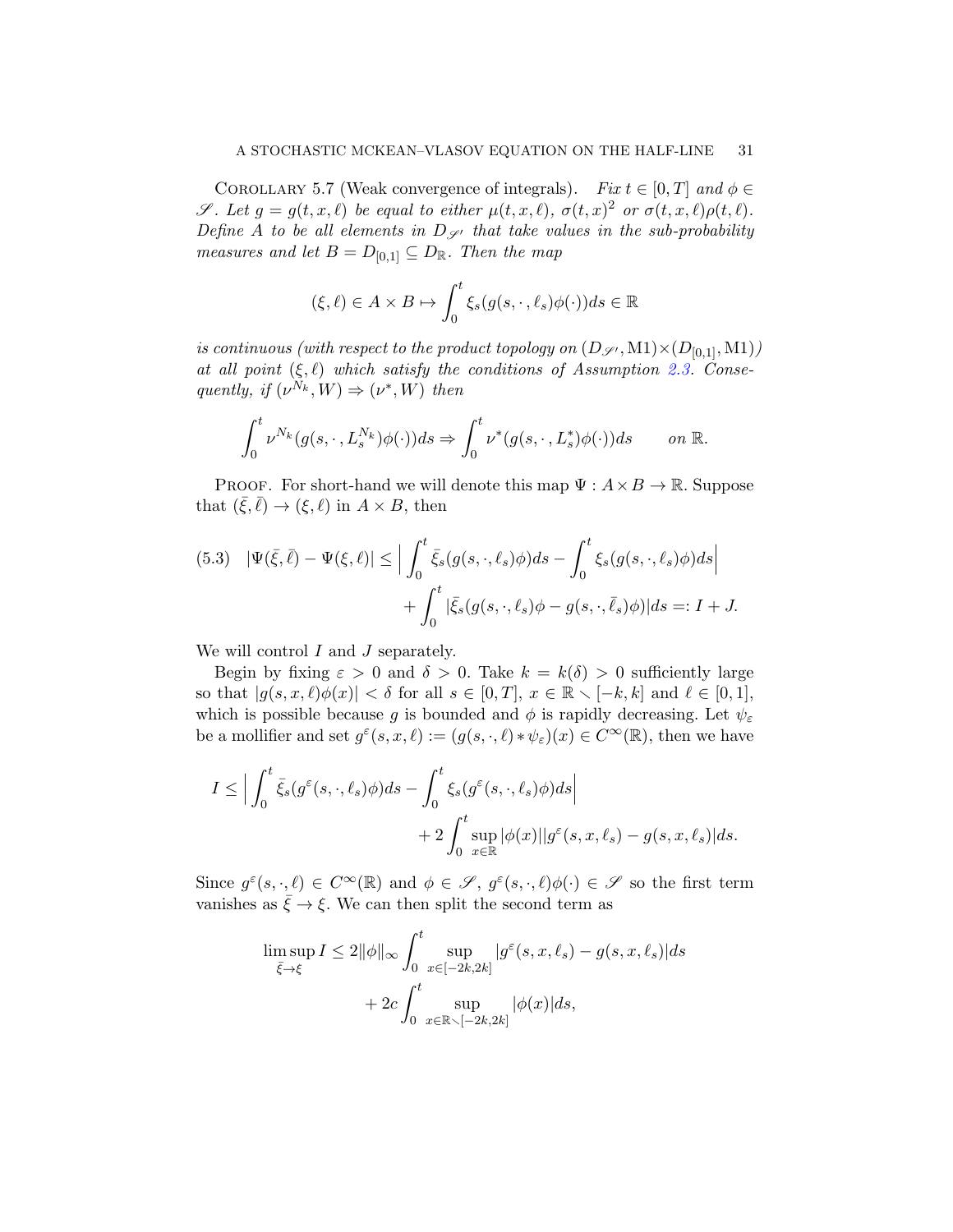COROLLARY 5.7 (Weak convergence of integrals). *Fix $t \in [0,T]$ and $\phi \in \mathscr{S}$. Let $g = g(t,x,\ell)$ be equal to either $\mu(t,x,\ell)$, $\sigma(t,x)^2$ or $\sigma(t,x,\ell)\rho(t,\ell)$. Define $A$ to be all elements in $D_{\mathscr{S}'}$ that take values in the sub-probability measures and let $B = D_{[0,1]} \subseteq D_{\mathbb{R}}$. Then the map*

$$(\xi,\ell) \in A \times B \mapsto \int_0^t \xi_s(g(s,\cdot,\ell_s)\phi(\cdot))ds \in \mathbb{R}$$

*is continuous (with respect to the product topology on $(D_{\mathscr{S}'}, \mathrm{M1}) \times (D_{[0,1]}, \mathrm{M1})$) at all point $(\xi,\ell)$ which satisfy the conditions of Assumption 2.3. Consequently, if $(\nu^{N_k}, W) \Rightarrow (\nu^*, W)$ then*

$$\int_0^t \nu^{N_k}(g(s,\cdot,L_s^{N_k})\phi(\cdot))ds \Rightarrow \int_0^t \nu^*(g(s,\cdot,L_s^*)\phi(\cdot))ds \qquad \text{on } \mathbb{R}.$$

PROOF. For short-hand we will denote this map $\Psi : A \times B \to \mathbb{R}$. Suppose that $(\bar{\xi},\bar{\ell}) \to (\xi,\ell)$ in $A \times B$, then

$$\begin{aligned}(5.3) \quad |\Psi(\bar{\xi},\bar{\ell}) - \Psi(\xi,\ell)| \le \Big| \int_0^t \bar{\xi}_s(g(s,\cdot,\ell_s)\phi)ds - \int_0^t \xi_s(g(s,\cdot,\ell_s)\phi)ds \Big| \\ + \int_0^t |\bar{\xi}_s(g(s,\cdot,\ell_s)\phi - g(s,\cdot,\bar{\ell}_s)\phi)|ds =: I + J.\end{aligned}$$

We will control $I$ and $J$ separately.

Begin by fixing $\varepsilon > 0$ and $\delta > 0$. Take $k = k(\delta) > 0$ sufficiently large so that $|g(s,x,\ell)\phi(x)| < \delta$ for all $s \in [0,T]$, $x \in \mathbb{R} \smallsetminus [-k,k]$ and $\ell \in [0,1]$, which is possible because $g$ is bounded and $\phi$ is rapidly decreasing. Let $\psi_\varepsilon$ be a mollifier and set $g^\varepsilon(s,x,\ell) := (g(s,\cdot,\ell) * \psi_\varepsilon)(x) \in C^\infty(\mathbb{R})$, then we have

$$\begin{aligned}I \le \Big| \int_0^t \bar{\xi}_s(g^\varepsilon(s,\cdot,\ell_s)\phi)ds - \int_0^t \xi_s(g^\varepsilon(s,\cdot,\ell_s)\phi)ds \Big| \\ + 2\int_0^t \sup_{x\in\mathbb{R}} |\phi(x)||g^\varepsilon(s,x,\ell_s) - g(s,x,\ell_s)|ds.\end{aligned}$$

Since $g^\varepsilon(s,\cdot,\ell) \in C^\infty(\mathbb{R})$ and $\phi \in \mathscr{S}$, $g^\varepsilon(s,\cdot,\ell)\phi(\cdot) \in \mathscr{S}$ so the first term vanishes as $\bar{\xi} \to \xi$. We can then split the second term as

$$\begin{aligned}\limsup_{\bar{\xi}\to\xi} I \le 2\|\phi\|_\infty \int_0^t \sup_{x\in[-2k,2k]} |g^\varepsilon(s,x,\ell_s) - g(s,x,\ell_s)|ds \\ + 2c\int_0^t \sup_{x\in\mathbb{R}\smallsetminus[-2k,2k]} |\phi(x)|ds,\end{aligned}$$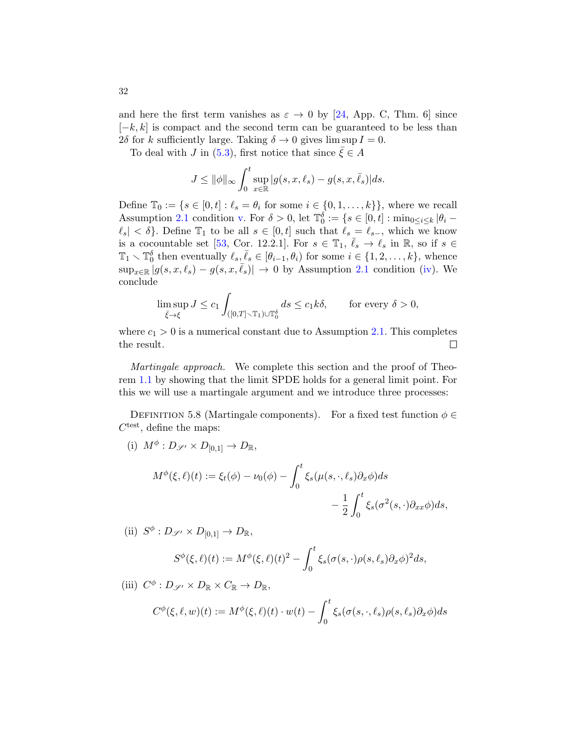and here the first term vanishes as $\varepsilon \to 0$ by [24, App. C, Thm. 6] since $[-k, k]$ is compact and the second term can be guaranteed to be less than $2\delta$ for $k$ sufficiently large. Taking $\delta \to 0$ gives $\limsup I = 0$.

To deal with $J$ in (5.3), first notice that since $\bar{\xi} \in A$

$$J \leq \|\phi\|_\infty \int_0^t \sup_{x\in\mathbb{R}} |g(s, x, \ell_s) - g(s, x, \bar{\ell}_s)| ds.$$

Define $\mathbb{T}_0 := \{s \in [0, t] : \ell_s = \theta_i \text{ for some } i \in \{0, 1, \dots, k\}\}$, where we recall Assumption 2.1 condition v. For $\delta > 0$, let $\mathbb{T}_0^\delta := \{s \in [0, t] : \min_{0\leq i\leq k} |\theta_i - \ell_s| < \delta\}$. Define $\mathbb{T}_1$ to be all $s \in [0, t]$ such that $\ell_s = \ell_{s-}$, which we know is a cocountable set [53, Cor. 12.2.1]. For $s \in \mathbb{T}_1$, $\bar{\ell}_s \to \ell_s$ in $\mathbb{R}$, so if $s \in \mathbb{T}_1 \smallsetminus \mathbb{T}_0^\delta$ then eventually $\ell_s, \bar{\ell}_s \in [\theta_{i-1}, \theta_i)$ for some $i \in \{1, 2, \dots, k\}$, whence $\sup_{x\in\mathbb{R}} |g(s, x, \ell_s) - g(s, x, \bar{\ell}_s)| \to 0$ by Assumption 2.1 condition (iv). We conclude

$$\limsup_{\bar{\xi}\to\xi} J \leq c_1 \int_{([0,T]\smallsetminus\mathbb{T}_1)\cup\mathbb{T}_0^\delta} ds \leq c_1 k\delta, \qquad \text{for every } \delta > 0,$$

where $c_1 > 0$ is a numerical constant due to Assumption 2.1. This completes the result. $\square$

*Martingale approach.* We complete this section and the proof of Theorem 1.1 by showing that the limit SPDE holds for a general limit point. For this we will use a martingale argument and we introduce three processes:

Definition 5.8 (Martingale components). For a fixed test function $\phi \in C^{\text{test}}$, define the maps:

(i) $M^\phi : D_{\mathscr{S}'} \times D_{[0,1]} \to D_\mathbb{R}$,

$$M^\phi(\xi, \ell)(t) := \xi_t(\phi) - \nu_0(\phi) - \int_0^t \xi_s(\mu(s, \cdot, \ell_s)\partial_x\phi) ds - \frac{1}{2}\int_0^t \xi_s(\sigma^2(s, \cdot)\partial_{xx}\phi) ds,$$

(ii) $S^\phi : D_{\mathscr{S}'} \times D_{[0,1]} \to D_\mathbb{R}$,

$$S^\phi(\xi, \ell)(t) := M^\phi(\xi, \ell)(t)^2 - \int_0^t \xi_s(\sigma(s, \cdot)\rho(s, \ell_s)\partial_x\phi)^2 ds,$$

(iii) $C^\phi : D_{\mathscr{S}'} \times D_\mathbb{R} \times C_\mathbb{R} \to D_\mathbb{R}$,

$$C^\phi(\xi, \ell, w)(t) := M^\phi(\xi, \ell)(t) \cdot w(t) - \int_0^t \xi_s(\sigma(s, \cdot, \ell_s)\rho(s, \ell_s)\partial_x\phi) ds$$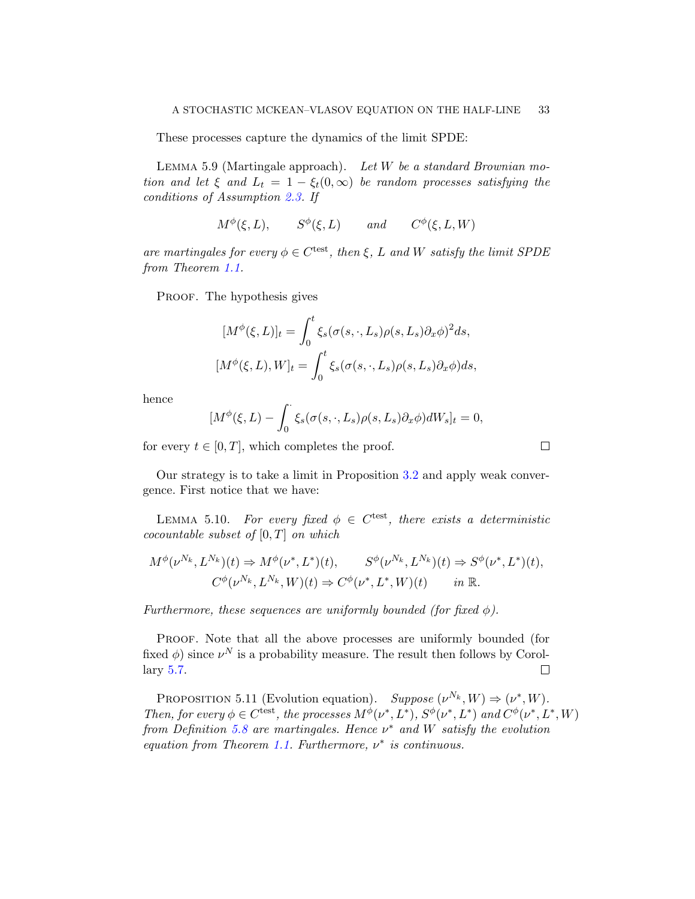These processes capture the dynamics of the limit SPDE:

LEMMA 5.9 (Martingale approach). *Let $W$ be a standard Brownian motion and let $\xi$ and $L_t = 1 - \xi_t(0,\infty)$ be random processes satisfying the conditions of Assumption 2.3. If*

$$M^\phi(\xi, L), \qquad S^\phi(\xi, L) \qquad \textit{and} \qquad C^\phi(\xi, L, W)$$

*are martingales for every $\phi \in C^{\text{test}}$, then $\xi$, $L$ and $W$ satisfy the limit SPDE from Theorem 1.1.*

PROOF. The hypothesis gives

$$[M^\phi(\xi, L)]_t = \int_0^t \xi_s(\sigma(s,\cdot,L_s)\rho(s,L_s)\partial_x\phi)^2 ds,$$

$$[M^\phi(\xi, L), W]_t = \int_0^t \xi_s(\sigma(s,\cdot,L_s)\rho(s,L_s)\partial_x\phi) ds,$$

hence

$$[M^\phi(\xi, L) - \int_0^\cdot \xi_s(\sigma(s,\cdot,L_s)\rho(s,L_s)\partial_x\phi)dW_s]_t = 0,$$

for every $t \in [0,T]$, which completes the proof. □

Our strategy is to take a limit in Proposition 3.2 and apply weak convergence. First notice that we have:

LEMMA 5.10. *For every fixed $\phi \in C^{\text{test}}$, there exists a deterministic cocountable subset of $[0,T]$ on which*

$$M^\phi(\nu^{N_k}, L^{N_k})(t) \Rightarrow M^\phi(\nu^*, L^*)(t), \qquad S^\phi(\nu^{N_k}, L^{N_k})(t) \Rightarrow S^\phi(\nu^*, L^*)(t),$$
$$C^\phi(\nu^{N_k}, L^{N_k}, W)(t) \Rightarrow C^\phi(\nu^*, L^*, W)(t) \qquad \textit{in } \mathbb{R}.$$

*Furthermore, these sequences are uniformly bounded (for fixed $\phi$).*

PROOF. Note that all the above processes are uniformly bounded (for fixed $\phi$) since $\nu^N$ is a probability measure. The result then follows by Corollary 5.7. □

PROPOSITION 5.11 (Evolution equation). *Suppose $(\nu^{N_k}, W) \Rightarrow (\nu^*, W)$. Then, for every $\phi \in C^{\text{test}}$, the processes $M^\phi(\nu^*, L^*)$, $S^\phi(\nu^*, L^*)$ and $C^\phi(\nu^*, L^*, W)$ from Definition 5.8 are martingales. Hence $\nu^*$ and $W$ satisfy the evolution equation from Theorem 1.1. Furthermore, $\nu^*$ is continuous.*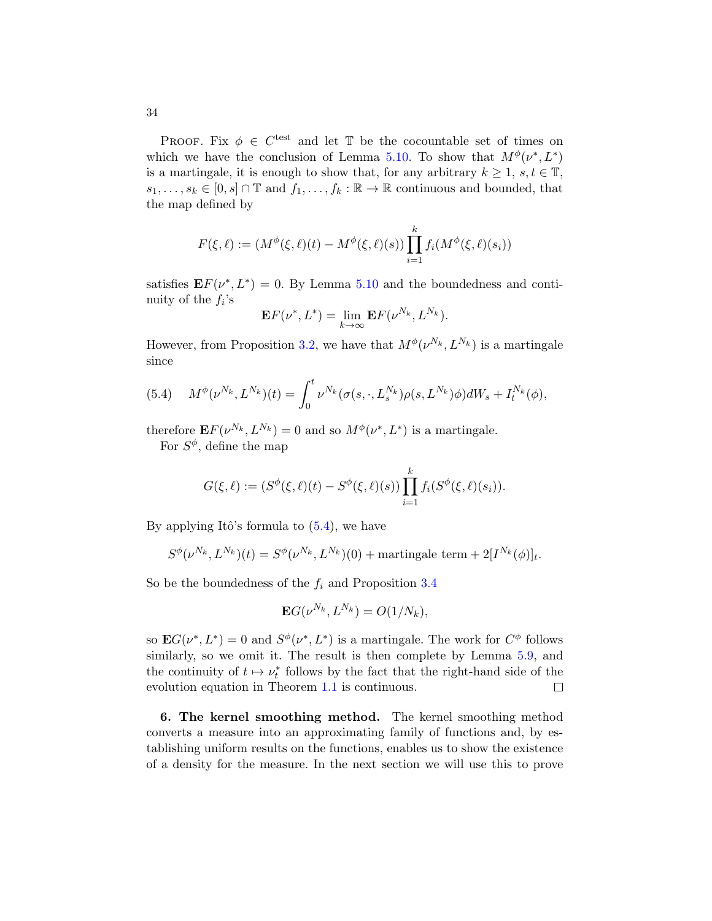PROOF. Fix $\phi \in C^{\text{test}}$ and let $\mathbb{T}$ be the cocountable set of times on which we have the conclusion of Lemma 5.10. To show that $M^\phi(\nu^*, L^*)$ is a martingale, it is enough to show that, for any arbitrary $k \geq 1$, $s, t \in \mathbb{T}$, $s_1, \dots, s_k \in [0, s] \cap \mathbb{T}$ and $f_1, \dots, f_k : \mathbb{R} \to \mathbb{R}$ continuous and bounded, that the map defined by

$$F(\xi, \ell) := (M^\phi(\xi, \ell)(t) - M^\phi(\xi, \ell)(s)) \prod_{i=1}^{k} f_i(M^\phi(\xi, \ell)(s_i))$$

satisfies $\mathbf{E}F(\nu^*, L^*) = 0$. By Lemma 5.10 and the boundedness and continuity of the $f_i$'s

$$\mathbf{E}F(\nu^*, L^*) = \lim_{k \to \infty} \mathbf{E}F(\nu^{N_k}, L^{N_k}).$$

However, from Proposition 3.2, we have that $M^\phi(\nu^{N_k}, L^{N_k})$ is a martingale since

$$M^\phi(\nu^{N_k}, L^{N_k})(t) = \int_0^t \nu^{N_k}(\sigma(s, \cdot, L_s^{N_k})\rho(s, L^{N_k})\phi) dW_s + I_t^{N_k}(\phi), \tag{5.4}$$

therefore $\mathbf{E}F(\nu^{N_k}, L^{N_k}) = 0$ and so $M^\phi(\nu^*, L^*)$ is a martingale.

For $S^\phi$, define the map

$$G(\xi, \ell) := (S^\phi(\xi, \ell)(t) - S^\phi(\xi, \ell)(s)) \prod_{i=1}^{k} f_i(S^\phi(\xi, \ell)(s_i)).$$

By applying Itô's formula to (5.4), we have

$$S^\phi(\nu^{N_k}, L^{N_k})(t) = S^\phi(\nu^{N_k}, L^{N_k})(0) + \text{martingale term} + 2[I^{N_k}(\phi)]_t.$$

So be the boundedness of the $f_i$ and Proposition 3.4

$$\mathbf{E}G(\nu^{N_k}, L^{N_k}) = O(1/N_k),$$

so $\mathbf{E}G(\nu^*, L^*) = 0$ and $S^\phi(\nu^*, L^*)$ is a martingale. The work for $C^\phi$ follows similarly, so we omit it. The result is then complete by Lemma 5.9, and the continuity of $t \mapsto \nu_t^*$ follows by the fact that the right-hand side of the evolution equation in Theorem 1.1 is continuous. □

**6. The kernel smoothing method.** The kernel smoothing method converts a measure into an approximating family of functions and, by establishing uniform results on the functions, enables us to show the existence of a density for the measure. In the next section we will use this to prove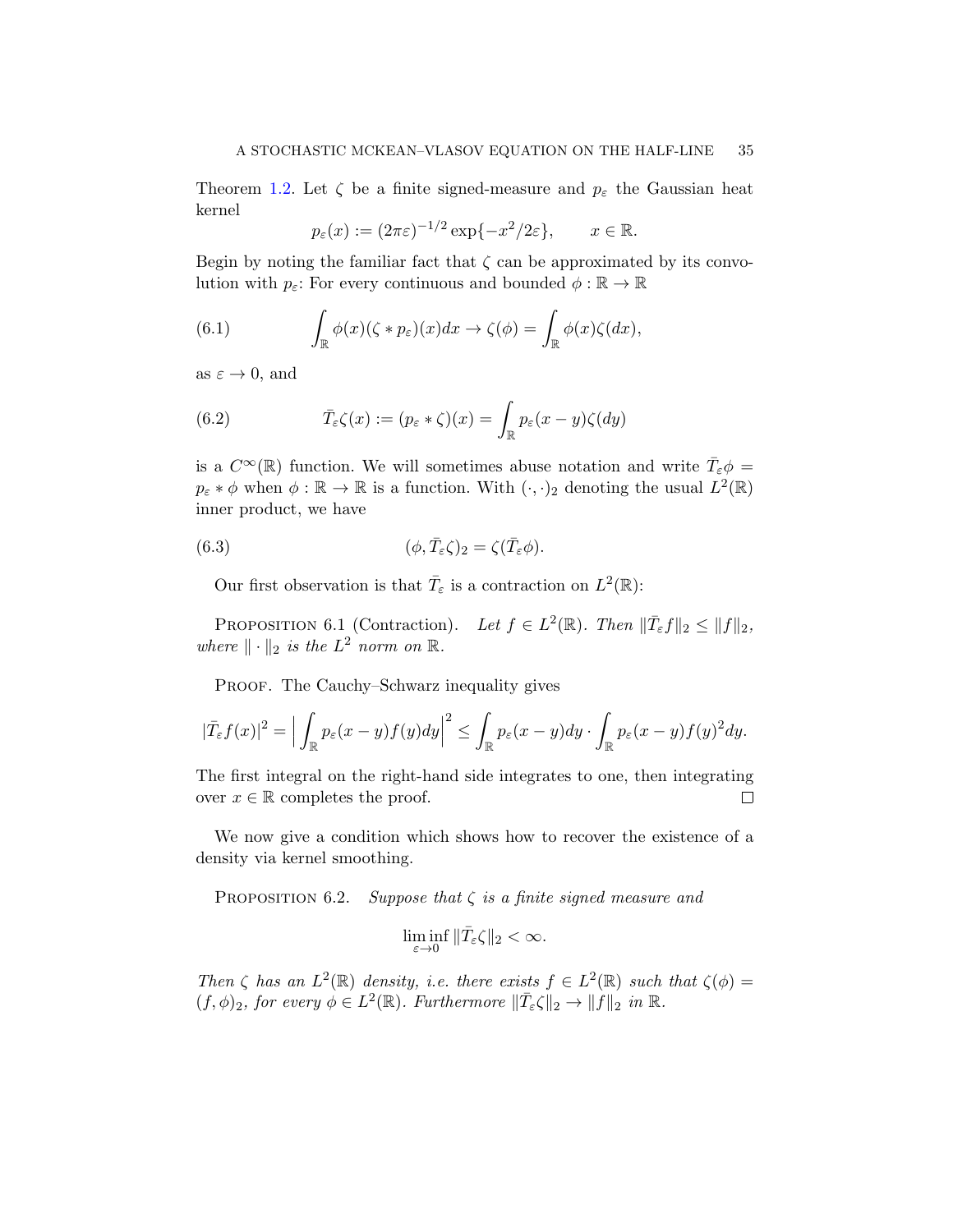Theorem 1.2. Let $\zeta$ be a finite signed-measure and $p_\varepsilon$ the Gaussian heat kernel

$$p_\varepsilon(x) := (2\pi\varepsilon)^{-1/2}\exp\{-x^2/2\varepsilon\}, \qquad x \in \mathbb{R}.$$

Begin by noting the familiar fact that $\zeta$ can be approximated by its convolution with $p_\varepsilon$: For every continuous and bounded $\phi : \mathbb{R} \to \mathbb{R}$

$$\int_{\mathbb{R}} \phi(x)(\zeta * p_\varepsilon)(x)dx \to \zeta(\phi) = \int_{\mathbb{R}} \phi(x)\zeta(dx), \tag{6.1}$$

as $\varepsilon \to 0$, and

$$\bar{T}_\varepsilon \zeta(x) := (p_\varepsilon * \zeta)(x) = \int_{\mathbb{R}} p_\varepsilon(x-y)\zeta(dy) \tag{6.2}$$

is a $C^\infty(\mathbb{R})$ function. We will sometimes abuse notation and write $\bar{T}_\varepsilon \phi = p_\varepsilon * \phi$ when $\phi : \mathbb{R} \to \mathbb{R}$ is a function. With $(\cdot,\cdot)_2$ denoting the usual $L^2(\mathbb{R})$ inner product, we have

$$(\phi, \bar{T}_\varepsilon \zeta)_2 = \zeta(\bar{T}_\varepsilon \phi). \tag{6.3}$$

Our first observation is that $\bar{T}_\varepsilon$ is a contraction on $L^2(\mathbb{R})$:

Proposition 6.1 (Contraction). *Let $f \in L^2(\mathbb{R})$. Then $\|\bar{T}_\varepsilon f\|_2 \le \|f\|_2$, where $\|\cdot\|_2$ is the $L^2$ norm on $\mathbb{R}$.*

Proof. The Cauchy–Schwarz inequality gives

$$|\bar{T}_\varepsilon f(x)|^2 = \Big|\int_{\mathbb{R}} p_\varepsilon(x-y)f(y)dy\Big|^2 \le \int_{\mathbb{R}} p_\varepsilon(x-y)dy \cdot \int_{\mathbb{R}} p_\varepsilon(x-y)f(y)^2 dy.$$

The first integral on the right-hand side integrates to one, then integrating over $x \in \mathbb{R}$ completes the proof. ∎

We now give a condition which shows how to recover the existence of a density via kernel smoothing.

Proposition 6.2. *Suppose that $\zeta$ is a finite signed measure and*

$$\liminf_{\varepsilon\to 0} \|\bar{T}_\varepsilon \zeta\|_2 < \infty.$$

*Then $\zeta$ has an $L^2(\mathbb{R})$ density, i.e. there exists $f \in L^2(\mathbb{R})$ such that $\zeta(\phi) = (f, \phi)_2$, for every $\phi \in L^2(\mathbb{R})$. Furthermore $\|\bar{T}_\varepsilon \zeta\|_2 \to \|f\|_2$ in $\mathbb{R}$.*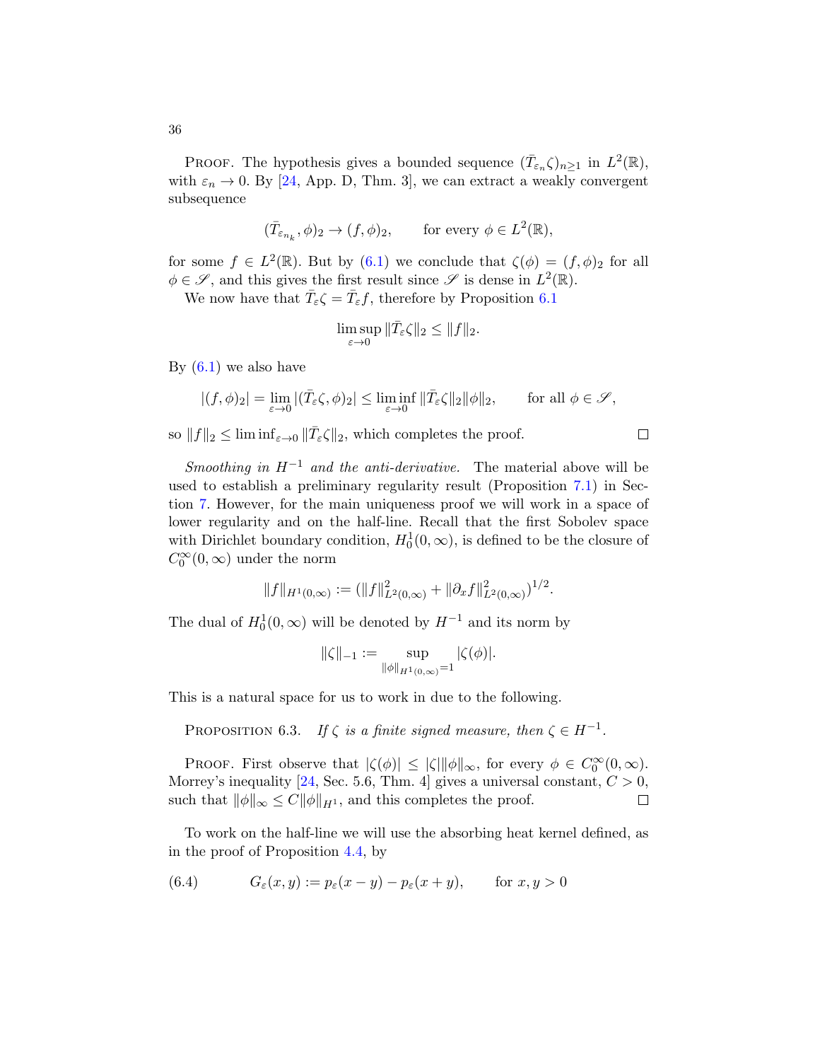PROOF. The hypothesis gives a bounded sequence $(\bar{T}_{\varepsilon_n}\zeta)_{n\geq 1}$ in $L^2(\mathbb{R})$, with $\varepsilon_n \to 0$. By [24, App. D, Thm. 3], we can extract a weakly convergent subsequence

$$(\bar{T}_{\varepsilon_{n_k}}, \phi)_2 \to (f, \phi)_2, \qquad \text{for every } \phi \in L^2(\mathbb{R}),$$

for some $f \in L^2(\mathbb{R})$. But by (6.1) we conclude that $\zeta(\phi) = (f, \phi)_2$ for all $\phi \in \mathscr{S}$, and this gives the first result since $\mathscr{S}$ is dense in $L^2(\mathbb{R})$.

We now have that $\bar{T}_\varepsilon \zeta = \bar{T}_\varepsilon f$, therefore by Proposition 6.1

$$\limsup_{\varepsilon\to 0} \|\bar{T}_\varepsilon \zeta\|_2 \leq \|f\|_2.$$

By (6.1) we also have

$$|(f, \phi)_2| = \lim_{\varepsilon\to 0} |(\bar{T}_\varepsilon \zeta, \phi)_2| \leq \liminf_{\varepsilon\to 0} \|\bar{T}_\varepsilon \zeta\|_2 \|\phi\|_2, \qquad \text{for all } \phi \in \mathscr{S},$$

so $\|f\|_2 \leq \liminf_{\varepsilon\to 0} \|\bar{T}_\varepsilon \zeta\|_2$, which completes the proof. ☐

*Smoothing in $H^{-1}$ and the anti-derivative.* The material above will be used to establish a preliminary regularity result (Proposition 7.1) in Section 7. However, for the main uniqueness proof we will work in a space of lower regularity and on the half-line. Recall that the first Sobolev space with Dirichlet boundary condition, $H_0^1(0, \infty)$, is defined to be the closure of $C_0^\infty(0, \infty)$ under the norm

$$\|f\|_{H^1(0,\infty)} := (\|f\|^2_{L^2(0,\infty)} + \|\partial_x f\|^2_{L^2(0,\infty)})^{1/2}.$$

The dual of $H_0^1(0, \infty)$ will be denoted by $H^{-1}$ and its norm by

$$\|\zeta\|_{-1} := \sup_{\|\phi\|_{H^1(0,\infty)}=1} |\zeta(\phi)|.$$

This is a natural space for us to work in due to the following.

PROPOSITION 6.3. *If $\zeta$ is a finite signed measure, then $\zeta \in H^{-1}$.*

PROOF. First observe that $|\zeta(\phi)| \leq |\zeta| \|\phi\|_\infty$, for every $\phi \in C_0^\infty(0, \infty)$. Morrey's inequality [24, Sec. 5.6, Thm. 4] gives a universal constant, $C > 0$, such that $\|\phi\|_\infty \leq C\|\phi\|_{H^1}$, and this completes the proof. ☐

To work on the half-line we will use the absorbing heat kernel defined, as in the proof of Proposition 4.4, by

$$G_\varepsilon(x, y) := p_\varepsilon(x - y) - p_\varepsilon(x + y), \qquad \text{for } x, y > 0 \tag{6.4}$$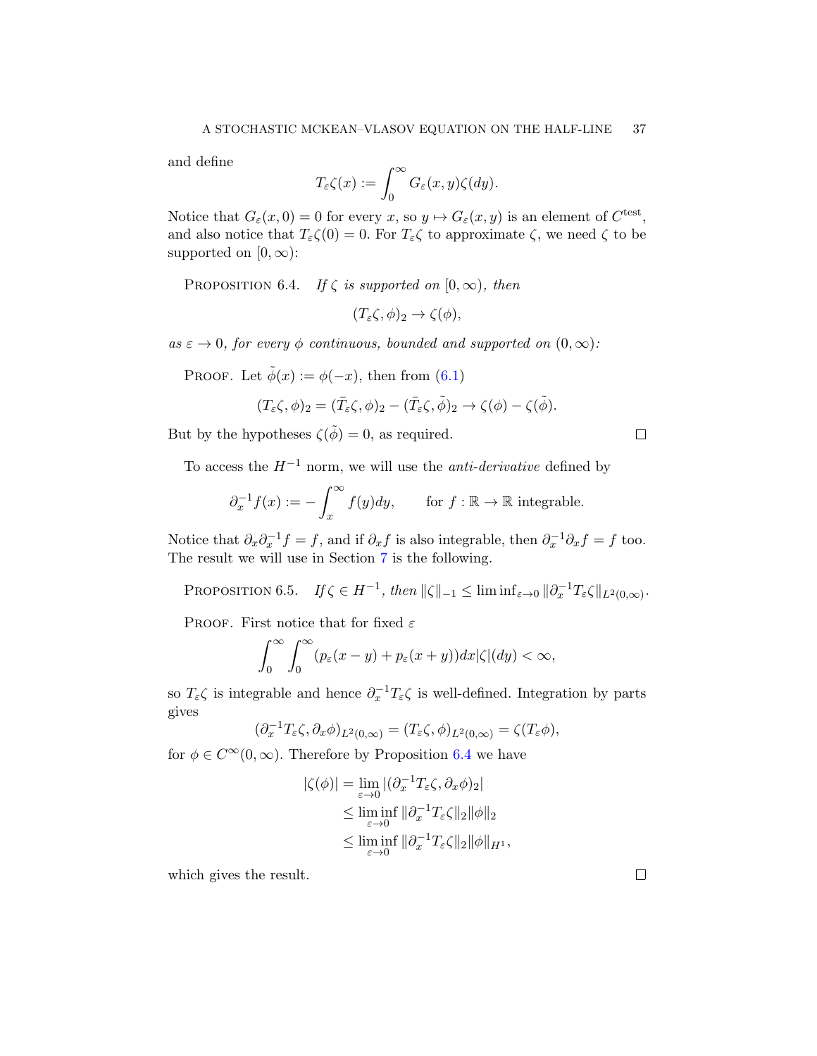and define

$$T_\varepsilon \zeta(x) := \int_0^\infty G_\varepsilon(x,y)\zeta(dy).$$

Notice that $G_\varepsilon(x,0) = 0$ for every $x$, so $y \mapsto G_\varepsilon(x,y)$ is an element of $C^{\text{test}}$, and also notice that $T_\varepsilon\zeta(0) = 0$. For $T_\varepsilon\zeta$ to approximate $\zeta$, we need $\zeta$ to be supported on $[0,\infty)$:

PROPOSITION 6.4. *If $\zeta$ is supported on $[0,\infty)$, then*

$$(T_\varepsilon \zeta, \phi)_2 \to \zeta(\phi),$$

*as $\varepsilon \to 0$, for every $\phi$ continuous, bounded and supported on $(0,\infty)$:*

PROOF. Let $\tilde{\phi}(x) := \phi(-x)$, then from (6.1)

$$(T_\varepsilon\zeta, \phi)_2 = (\bar{T}_\varepsilon\zeta, \phi)_2 - (\bar{T}_\varepsilon\zeta, \tilde{\phi})_2 \to \zeta(\phi) - \zeta(\tilde{\phi}).$$

But by the hypotheses $\zeta(\tilde{\phi}) = 0$, as required. □

To access the $H^{-1}$ norm, we will use the *anti-derivative* defined by

$$\partial_x^{-1} f(x) := -\int_x^\infty f(y)dy, \qquad \text{for } f : \mathbb{R} \to \mathbb{R} \text{ integrable.}$$

Notice that $\partial_x \partial_x^{-1} f = f$, and if $\partial_x f$ is also integrable, then $\partial_x^{-1}\partial_x f = f$ too. The result we will use in Section 7 is the following.

PROPOSITION 6.5. *If $\zeta \in H^{-1}$, then $\|\zeta\|_{-1} \le \liminf_{\varepsilon\to 0} \|\partial_x^{-1} T_\varepsilon \zeta\|_{L^2(0,\infty)}$.*

PROOF. First notice that for fixed $\varepsilon$

$$\int_0^\infty \int_0^\infty (p_\varepsilon(x-y) + p_\varepsilon(x+y))dx|\zeta|(dy) < \infty,$$

so $T_\varepsilon\zeta$ is integrable and hence $\partial_x^{-1}T_\varepsilon\zeta$ is well-defined. Integration by parts gives

$$(\partial_x^{-1} T_\varepsilon \zeta, \partial_x \phi)_{L^2(0,\infty)} = (T_\varepsilon\zeta, \phi)_{L^2(0,\infty)} = \zeta(T_\varepsilon\phi),$$

for $\phi \in C^\infty(0,\infty)$. Therefore by Proposition 6.4 we have

$$\begin{aligned}
|\zeta(\phi)| &= \lim_{\varepsilon\to 0} |(\partial_x^{-1} T_\varepsilon\zeta, \partial_x\phi)_2| \\
&\le \liminf_{\varepsilon\to 0} \|\partial_x^{-1} T_\varepsilon \zeta\|_2 \|\phi\|_2 \\
&\le \liminf_{\varepsilon\to 0} \|\partial_x^{-1} T_\varepsilon \zeta\|_2 \|\phi\|_{H^1},
\end{aligned}$$

which gives the result. □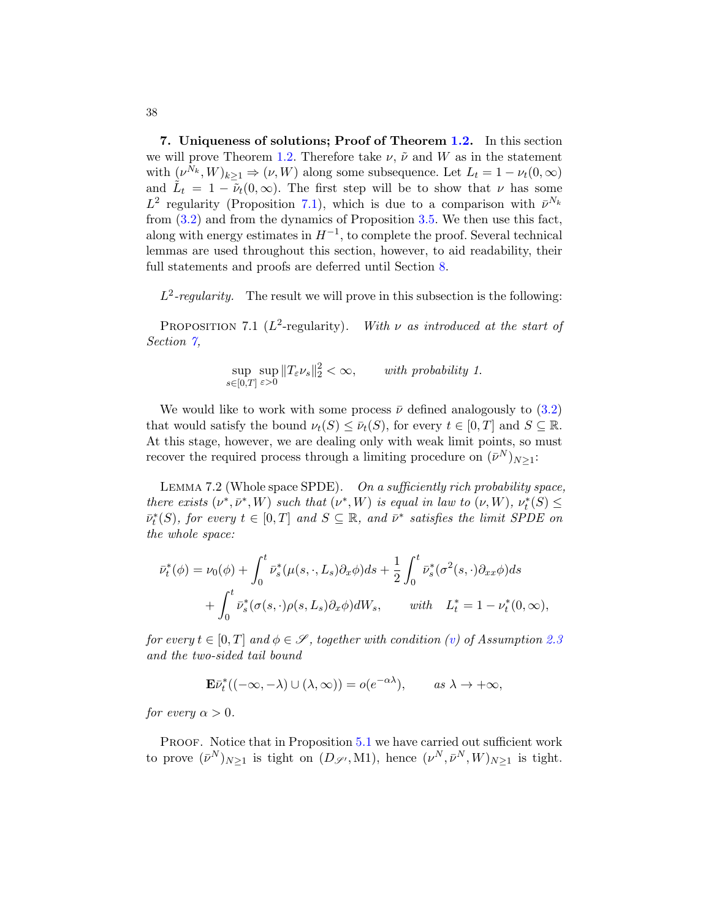**7. Uniqueness of solutions; Proof of Theorem 1.2.** In this section we will prove Theorem 1.2. Therefore take $\nu$, $\tilde{\nu}$ and $W$ as in the statement with $(\nu^{N_k}, W)_{k\geq 1} \Rightarrow (\nu, W)$ along some subsequence. Let $L_t = 1 - \nu_t(0,\infty)$ and $\tilde{L}_t = 1 - \tilde{\nu}_t(0,\infty)$. The first step will be to show that $\nu$ has some $L^2$ regularity (Proposition 7.1), which is due to a comparison with $\bar{\nu}^{N_k}$ from (3.2) and from the dynamics of Proposition 3.5. We then use this fact, along with energy estimates in $H^{-1}$, to complete the proof. Several technical lemmas are used throughout this section, however, to aid readability, their full statements and proofs are deferred until Section 8.

*$L^2$-regularity.* The result we will prove in this subsection is the following:

PROPOSITION 7.1 ($L^2$-regularity). *With $\nu$ as introduced at the start of Section 7,*

$$\sup_{s\in[0,T]} \sup_{\varepsilon>0} \|T_\varepsilon \nu_s\|_2^2 < \infty, \qquad \textit{with probability 1.}$$

We would like to work with some process $\bar{\nu}$ defined analogously to (3.2) that would satisfy the bound $\nu_t(S) \leq \bar{\nu}_t(S)$, for every $t \in [0,T]$ and $S \subseteq \mathbb{R}$. At this stage, however, we are dealing only with weak limit points, so must recover the required process through a limiting procedure on $(\bar{\nu}^N)_{N\geq 1}$:

LEMMA 7.2 (Whole space SPDE). *On a sufficiently rich probability space, there exists $(\nu^*, \bar{\nu}^*, W)$ such that $(\nu^*, W)$ is equal in law to $(\nu, W)$, $\nu_t^*(S) \leq \bar{\nu}_t^*(S)$, for every $t \in [0,T]$ and $S \subseteq \mathbb{R}$, and $\bar{\nu}^*$ satisfies the limit SPDE on the whole space:*

$$\begin{aligned}
\bar{\nu}_t^*(\phi) &= \nu_0(\phi) + \int_0^t \bar{\nu}_s^*(\mu(s,\cdot,L_s)\partial_x\phi)ds + \frac{1}{2}\int_0^t \bar{\nu}_s^*(\sigma^2(s,\cdot)\partial_{xx}\phi)ds \\
&\quad + \int_0^t \bar{\nu}_s^*(\sigma(s,\cdot)\rho(s,L_s)\partial_x\phi)dW_s, \qquad \textit{with} \quad L_t^* = 1 - \nu_t^*(0,\infty),
\end{aligned}$$

*for every $t \in [0,T]$ and $\phi \in \mathscr{S}$, together with condition (v) of Assumption 2.3 and the two-sided tail bound*

$$\mathbf{E}\bar{\nu}_t^*((-\infty,-\lambda)\cup(\lambda,\infty)) = o(e^{-\alpha\lambda}), \qquad \textit{as } \lambda \to +\infty,$$

*for every $\alpha > 0$.*

PROOF. Notice that in Proposition 5.1 we have carried out sufficient work to prove $(\bar{\nu}^N)_{N\geq 1}$ is tight on $(D_{\mathscr{S}'}, \mathrm{M1})$, hence $(\nu^N, \bar{\nu}^N, W)_{N\geq 1}$ is tight.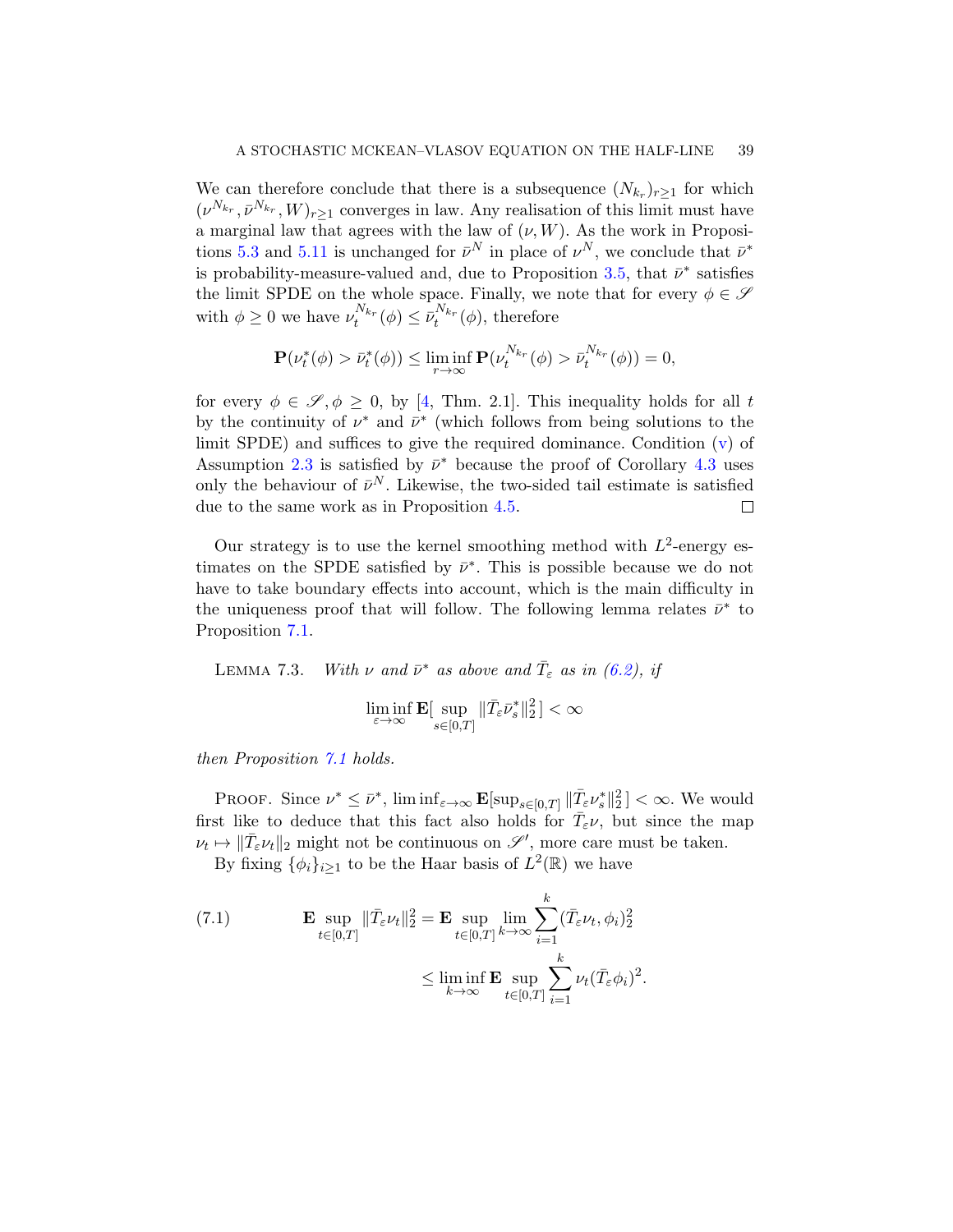We can therefore conclude that there is a subsequence $(N_{k_r})_{r\geq 1}$ for which $(\nu^{N_{k_r}}, \bar{\nu}^{N_{k_r}}, W)_{r\geq 1}$ converges in law. Any realisation of this limit must have a marginal law that agrees with the law of $(\nu, W)$. As the work in Propositions 5.3 and 5.11 is unchanged for $\bar{\nu}^N$ in place of $\nu^N$, we conclude that $\bar{\nu}^*$ is probability-measure-valued and, due to Proposition 3.5, that $\bar{\nu}^*$ satisfies the limit SPDE on the whole space. Finally, we note that for every $\phi \in \mathscr{S}$ with $\phi \geq 0$ we have $\nu_t^{N_{k_r}}(\phi) \leq \bar{\nu}_t^{N_{k_r}}(\phi)$, therefore

$$\mathbf{P}(\nu_t^*(\phi) > \bar{\nu}_t^*(\phi)) \leq \liminf_{r\to\infty} \mathbf{P}(\nu_t^{N_{k_r}}(\phi) > \bar{\nu}_t^{N_{k_r}}(\phi)) = 0,$$

for every $\phi \in \mathscr{S}, \phi \geq 0$, by [4, Thm. 2.1]. This inequality holds for all $t$ by the continuity of $\nu^*$ and $\bar{\nu}^*$ (which follows from being solutions to the limit SPDE) and suffices to give the required dominance. Condition (v) of Assumption 2.3 is satisfied by $\bar{\nu}^*$ because the proof of Corollary 4.3 uses only the behaviour of $\bar{\nu}^N$. Likewise, the two-sided tail estimate is satisfied due to the same work as in Proposition 4.5. $\square$

Our strategy is to use the kernel smoothing method with $L^2$-energy estimates on the SPDE satisfied by $\bar{\nu}^*$. This is possible because we do not have to take boundary effects into account, which is the main difficulty in the uniqueness proof that will follow. The following lemma relates $\bar{\nu}^*$ to Proposition 7.1.

LEMMA 7.3. *With $\nu$ and $\bar{\nu}^*$ as above and $\bar{T}_\varepsilon$ as in (6.2), if*

$$\liminf_{\varepsilon\to\infty} \mathbf{E}\big[\sup_{s\in[0,T]} \|\bar{T}_\varepsilon \bar{\nu}_s^*\|_2^2\big] < \infty$$

*then Proposition 7.1 holds.*

PROOF. Since $\nu^* \leq \bar{\nu}^*$, $\liminf_{\varepsilon\to\infty} \mathbf{E}[\sup_{s\in[0,T]} \|\bar{T}_\varepsilon \nu_s^*\|_2^2] < \infty$. We would first like to deduce that this fact also holds for $\bar{T}_\varepsilon \nu$, but since the map $\nu_t \mapsto \|\bar{T}_\varepsilon \nu_t\|_2$ might not be continuous on $\mathscr{S}'$, more care must be taken.

By fixing $\{\phi_i\}_{i\geq 1}$ to be the Haar basis of $L^2(\mathbb{R})$ we have

$$\begin{aligned}
(7.1) \qquad \mathbf{E} \sup_{t\in[0,T]} \|\bar{T}_\varepsilon \nu_t\|_2^2 &= \mathbf{E} \sup_{t\in[0,T]} \lim_{k\to\infty} \sum_{i=1}^k (\bar{T}_\varepsilon \nu_t, \phi_i)_2^2 \\
&\leq \liminf_{k\to\infty} \mathbf{E} \sup_{t\in[0,T]} \sum_{i=1}^k \nu_t(\bar{T}_\varepsilon \phi_i)^2.
\end{aligned}$$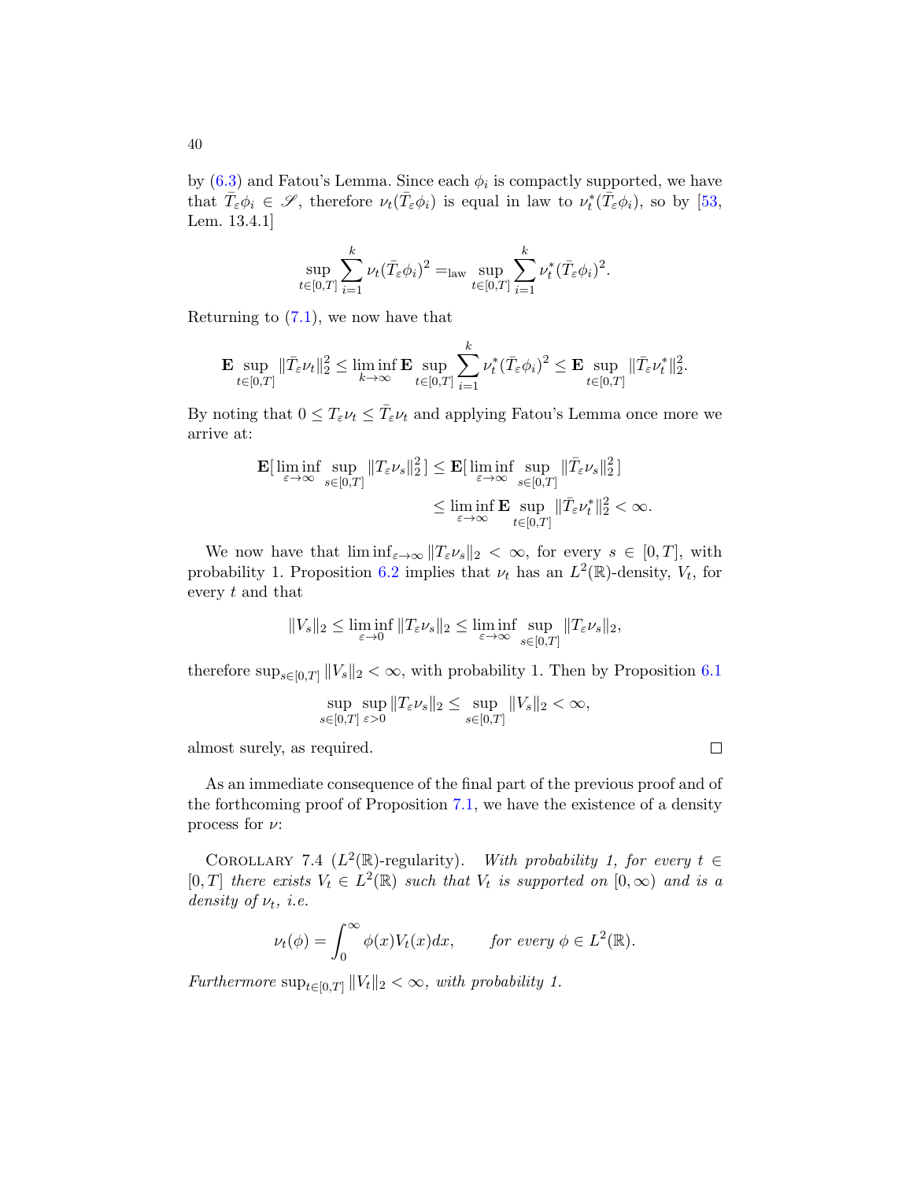by (6.3) and Fatou's Lemma. Since each $\phi_i$ is compactly supported, we have that $\bar{T}_\varepsilon \phi_i \in \mathscr{S}$, therefore $\nu_t(\bar{T}_\varepsilon \phi_i)$ is equal in law to $\nu_t^*(\bar{T}_\varepsilon \phi_i)$, so by [53, Lem. 13.4.1]

$$\sup_{t\in[0,T]} \sum_{i=1}^k \nu_t(\bar{T}_\varepsilon \phi_i)^2 =_{\text{law}} \sup_{t\in[0,T]} \sum_{i=1}^k \nu_t^*(\bar{T}_\varepsilon \phi_i)^2.$$

Returning to (7.1), we now have that

$$\mathbf{E} \sup_{t\in[0,T]} \|\bar{T}_\varepsilon \nu_t\|_2^2 \leq \liminf_{k\to\infty} \mathbf{E} \sup_{t\in[0,T]} \sum_{i=1}^k \nu_t^*(\bar{T}_\varepsilon \phi_i)^2 \leq \mathbf{E} \sup_{t\in[0,T]} \|\bar{T}_\varepsilon \nu_t^*\|_2^2.$$

By noting that $0 \leq T_\varepsilon \nu_t \leq \bar{T}_\varepsilon \nu_t$ and applying Fatou's Lemma once more we arrive at:

$$\begin{aligned}\mathbf{E}[\liminf_{\varepsilon\to\infty} \sup_{s\in[0,T]} \|T_\varepsilon \nu_s\|_2^2] &\leq \mathbf{E}[\liminf_{\varepsilon\to\infty} \sup_{s\in[0,T]} \|\bar{T}_\varepsilon \nu_s\|_2^2] \\ &\leq \liminf_{\varepsilon\to\infty} \mathbf{E} \sup_{t\in[0,T]} \|\bar{T}_\varepsilon \nu_t^*\|_2^2 < \infty.\end{aligned}$$

We now have that $\liminf_{\varepsilon\to\infty} \|T_\varepsilon \nu_s\|_2 < \infty$, for every $s \in [0,T]$, with probability 1. Proposition 6.2 implies that $\nu_t$ has an $L^2(\mathbb{R})$-density, $V_t$, for every $t$ and that

$$\|V_s\|_2 \leq \liminf_{\varepsilon\to 0} \|T_\varepsilon \nu_s\|_2 \leq \liminf_{\varepsilon\to\infty} \sup_{s\in[0,T]} \|T_\varepsilon \nu_s\|_2,$$

therefore $\sup_{s\in[0,T]} \|V_s\|_2 < \infty$, with probability 1. Then by Proposition 6.1

$$\sup_{s\in[0,T]} \sup_{\varepsilon>0} \|T_\varepsilon \nu_s\|_2 \leq \sup_{s\in[0,T]} \|V_s\|_2 < \infty,$$

almost surely, as required. ∎

As an immediate consequence of the final part of the previous proof and of the forthcoming proof of Proposition 7.1, we have the existence of a density process for $\nu$:

COROLLARY 7.4 ($L^2(\mathbb{R})$-regularity). *With probability 1, for every $t \in [0,T]$ there exists $V_t \in L^2(\mathbb{R})$ such that $V_t$ is supported on $[0,\infty)$ and is a density of $\nu_t$, i.e.*

$$\nu_t(\phi) = \int_0^\infty \phi(x) V_t(x) dx, \qquad \text{for every } \phi \in L^2(\mathbb{R}).$$

*Furthermore* $\sup_{t\in[0,T]} \|V_t\|_2 < \infty$, *with probability 1.*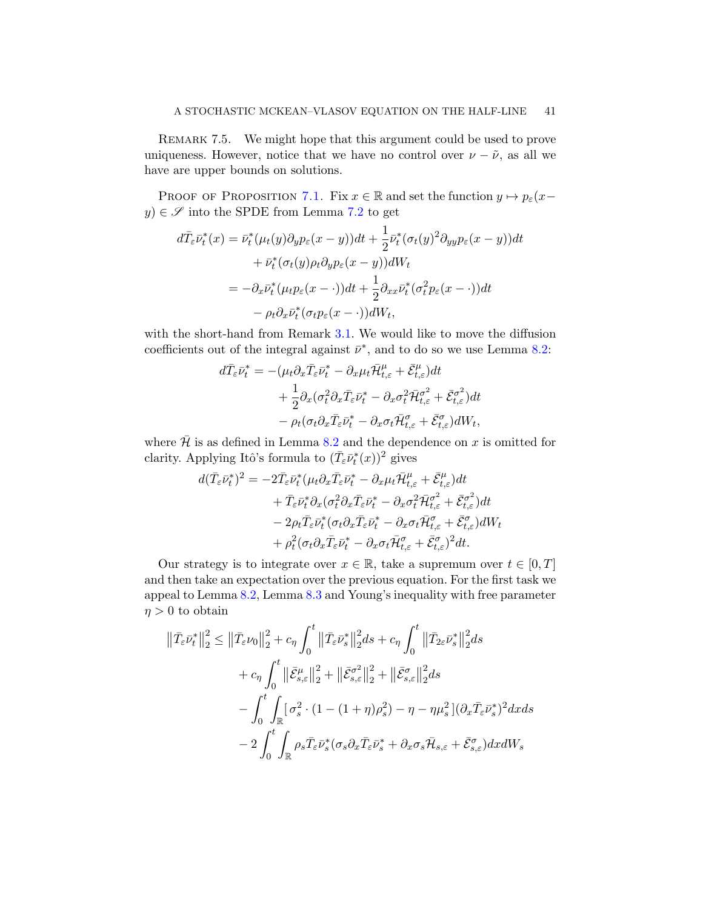REMARK 7.5. We might hope that this argument could be used to prove uniqueness. However, notice that we have no control over $\nu - \tilde{\nu}$, as all we have are upper bounds on solutions.

PROOF OF PROPOSITION 7.1. Fix $x \in \mathbb{R}$ and set the function $y \mapsto p_\varepsilon(x - y) \in \mathscr{S}$ into the SPDE from Lemma 7.2 to get

$$
\begin{aligned}
d\bar{T}_\varepsilon \bar{\nu}_t^*(x) &= \bar{\nu}_t^*(\mu_t(y)\partial_y p_\varepsilon(x-y))dt + \frac{1}{2}\bar{\nu}_t^*(\sigma_t(y)^2 \partial_{yy} p_\varepsilon(x-y))dt \\
&\quad + \bar{\nu}_t^*(\sigma_t(y)\rho_t \partial_y p_\varepsilon(x-y))dW_t \\
&= -\partial_x \bar{\nu}_t^*(\mu_t p_\varepsilon(x - \cdot))dt + \frac{1}{2}\partial_{xx}\bar{\nu}_t^*(\sigma_t^2 p_\varepsilon(x-\cdot))dt \\
&\quad - \rho_t \partial_x \bar{\nu}_t^*(\sigma_t p_\varepsilon(x-\cdot))dW_t,
\end{aligned}
$$

with the short-hand from Remark 3.1. We would like to move the diffusion coefficients out of the integral against $\bar{\nu}^*$, and to do so we use Lemma 8.2:

$$
\begin{aligned}
d\bar{T}_\varepsilon \bar{\nu}_t^* &= -(\mu_t \partial_x \bar{T}_\varepsilon \bar{\nu}_t^* - \partial_x \mu_t \bar{\mathcal{H}}_{t,\varepsilon}^{\mu} + \bar{\mathcal{E}}_{t,\varepsilon}^{\mu})dt \\
&\quad + \frac{1}{2}\partial_x(\sigma_t^2 \partial_x \bar{T}_\varepsilon \bar{\nu}_t^* - \partial_x \sigma_t^2 \bar{\mathcal{H}}_{t,\varepsilon}^{\sigma^2} + \bar{\mathcal{E}}_{t,\varepsilon}^{\sigma^2})dt \\
&\quad - \rho_t(\sigma_t \partial_x \bar{T}_\varepsilon \bar{\nu}_t^* - \partial_x \sigma_t \bar{\mathcal{H}}_{t,\varepsilon}^{\sigma} + \bar{\mathcal{E}}_{t,\varepsilon}^{\sigma})dW_t,
\end{aligned}
$$

where $\bar{\mathcal{H}}$ is as defined in Lemma 8.2 and the dependence on $x$ is omitted for clarity. Applying Itô's formula to $(\bar{T}_\varepsilon \bar{\nu}_t^*(x))^2$ gives

$$
\begin{aligned}
d(\bar{T}_\varepsilon \bar{\nu}_t^*)^2 &= -2\bar{T}_\varepsilon \bar{\nu}_t^*(\mu_t \partial_x \bar{T}_\varepsilon \bar{\nu}_t^* - \partial_x \mu_t \bar{\mathcal{H}}_{t,\varepsilon}^{\mu} + \bar{\mathcal{E}}_{t,\varepsilon}^{\mu})dt \\
&\quad + \bar{T}_\varepsilon \bar{\nu}_t^* \partial_x(\sigma_t^2 \partial_x \bar{T}_\varepsilon \bar{\nu}_t^* - \partial_x \sigma_t^2 \bar{\mathcal{H}}_{t,\varepsilon}^{\sigma^2} + \bar{\mathcal{E}}_{t,\varepsilon}^{\sigma^2})dt \\
&\quad - 2\rho_t \bar{T}_\varepsilon \bar{\nu}_t^*(\sigma_t \partial_x \bar{T}_\varepsilon \bar{\nu}_t^* - \partial_x \sigma_t \bar{\mathcal{H}}_{t,\varepsilon}^{\sigma} + \bar{\mathcal{E}}_{t,\varepsilon}^{\sigma})dW_t \\
&\quad + \rho_t^2(\sigma_t \partial_x \bar{T}_\varepsilon \bar{\nu}_t^* - \partial_x \sigma_t \bar{\mathcal{H}}_{t,\varepsilon}^{\sigma} + \bar{\mathcal{E}}_{t,\varepsilon}^{\sigma})^2 dt.
\end{aligned}
$$

Our strategy is to integrate over $x \in \mathbb{R}$, take a supremum over $t \in [0,T]$ and then take an expectation over the previous equation. For the first task we appeal to Lemma 8.2, Lemma 8.3 and Young's inequality with free parameter $\eta > 0$ to obtain

$$
\begin{aligned}
\left\|\bar{T}_\varepsilon \bar{\nu}_t^*\right\|_2^2 &\leq \left\|\bar{T}_\varepsilon \nu_0\right\|_2^2 + c_\eta \int_0^t \left\|\bar{T}_\varepsilon \bar{\nu}_s^*\right\|_2^2 ds + c_\eta \int_0^t \left\|\bar{T}_{2\varepsilon} \bar{\nu}_s^*\right\|_2^2 ds \\
&\quad + c_\eta \int_0^t \left\|\bar{\mathcal{E}}_{s,\varepsilon}^{\mu}\right\|_2^2 + \left\|\bar{\mathcal{E}}_{s,\varepsilon}^{\sigma^2}\right\|_2^2 + \left\|\bar{\mathcal{E}}_{s,\varepsilon}^{\sigma}\right\|_2^2 ds \\
&\quad - \int_0^t \int_{\mathbb{R}} [\, \sigma_s^2 \cdot (1 - (1+\eta)\rho_s^2) - \eta - \eta \mu_s^2\,](\partial_x \bar{T}_\varepsilon \bar{\nu}_s^*)^2 dx ds \\
&\quad - 2\int_0^t \int_{\mathbb{R}} \rho_s \bar{T}_\varepsilon \bar{\nu}_s^*(\sigma_s \partial_x \bar{T}_\varepsilon \bar{\nu}_s^* + \partial_x \sigma_s \bar{\mathcal{H}}_{s,\varepsilon} + \bar{\mathcal{E}}_{s,\varepsilon}^{\sigma}) dx dW_s
\end{aligned}
$$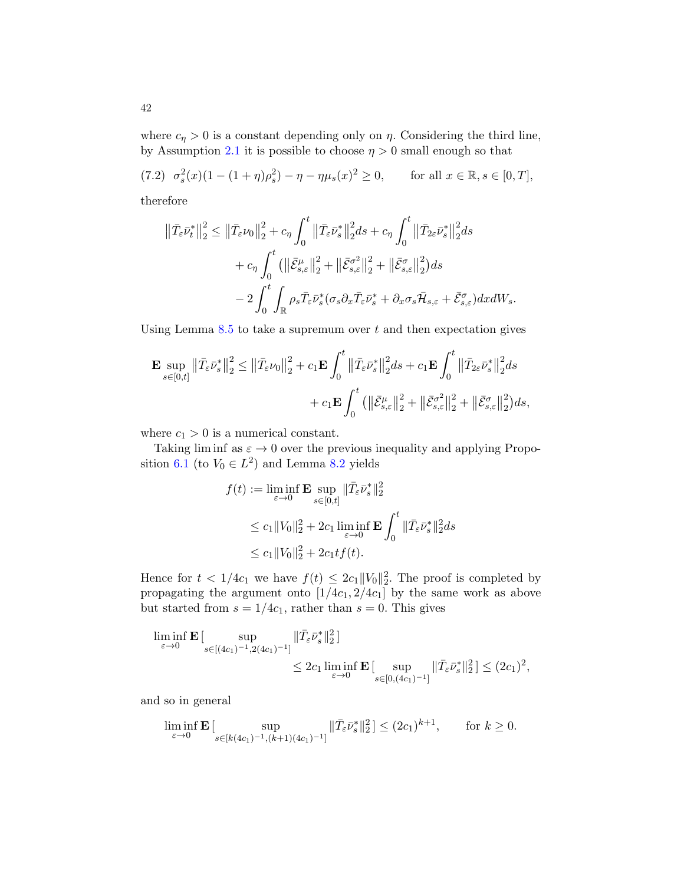where $c_\eta > 0$ is a constant depending only on $\eta$. Considering the third line, by Assumption 2.1 it is possible to choose $\eta > 0$ small enough so that

$$\text{(7.2)}\quad \sigma_s^2(x)(1-(1+\eta)\rho_s^2) - \eta - \eta\mu_s(x)^2 \geq 0, \qquad \text{for all } x \in \mathbb{R}, s \in [0,T],$$

therefore

$$\begin{aligned}
\big\|\bar{T}_\varepsilon \bar{\nu}_t^*\big\|_2^2 \leq \big\|\bar{T}_\varepsilon \nu_0\big\|_2^2 &+ c_\eta \int_0^t \big\|\bar{T}_\varepsilon \bar{\nu}_s^*\big\|_2^2 ds + c_\eta \int_0^t \big\|\bar{T}_{2\varepsilon} \bar{\nu}_s^*\big\|_2^2 ds \\
&+ c_\eta \int_0^t \big(\big\|\bar{\mathcal{E}}_{s,\varepsilon}^{\mu}\big\|_2^2 + \big\|\bar{\mathcal{E}}_{s,\varepsilon}^{\sigma^2}\big\|_2^2 + \big\|\bar{\mathcal{E}}_{s,\varepsilon}^{\sigma}\big\|_2^2\big) ds \\
&- 2\int_0^t \int_{\mathbb{R}} \rho_s \bar{T}_\varepsilon \bar{\nu}_s^* (\sigma_s \partial_x \bar{T}_\varepsilon \bar{\nu}_s^* + \partial_x \sigma_s \bar{\mathcal{H}}_{s,\varepsilon} + \bar{\mathcal{E}}_{s,\varepsilon}^{\sigma}) dx dW_s.
\end{aligned}$$

Using Lemma 8.5 to take a supremum over $t$ and then expectation gives

$$\begin{aligned}
\mathbf{E} \sup_{s\in[0,t]} \big\|\bar{T}_\varepsilon \bar{\nu}_s^*\big\|_2^2 \leq \big\|\bar{T}_\varepsilon \nu_0\big\|_2^2 &+ c_1 \mathbf{E}\int_0^t \big\|\bar{T}_\varepsilon \bar{\nu}_s^*\big\|_2^2 ds + c_1 \mathbf{E}\int_0^t \big\|\bar{T}_{2\varepsilon} \bar{\nu}_s^*\big\|_2^2 ds \\
&+ c_1 \mathbf{E}\int_0^t \big(\big\|\bar{\mathcal{E}}_{s,\varepsilon}^{\mu}\big\|_2^2 + \big\|\bar{\mathcal{E}}_{s,\varepsilon}^{\sigma^2}\big\|_2^2 + \big\|\bar{\mathcal{E}}_{s,\varepsilon}^{\sigma}\big\|_2^2\big) ds,
\end{aligned}$$

where $c_1 > 0$ is a numerical constant.

Taking $\liminf$ as $\varepsilon \to 0$ over the previous inequality and applying Proposition 6.1 (to $V_0 \in L^2$) and Lemma 8.2 yields

$$\begin{aligned}
f(t) &:= \liminf_{\varepsilon\to 0} \mathbf{E} \sup_{s\in[0,t]} \|\bar{T}_\varepsilon \bar{\nu}_s^*\|_2^2 \\
&\leq c_1 \|V_0\|_2^2 + 2c_1 \liminf_{\varepsilon\to 0} \mathbf{E}\int_0^t \|\bar{T}_\varepsilon \bar{\nu}_s^*\|_2^2 ds \\
&\leq c_1 \|V_0\|_2^2 + 2c_1 t f(t).
\end{aligned}$$

Hence for $t < 1/4c_1$ we have $f(t) \leq 2c_1 \|V_0\|_2^2$. The proof is completed by propagating the argument onto $[1/4c_1, 2/4c_1]$ by the same work as above but started from $s = 1/4c_1$, rather than $s = 0$. This gives

$$\begin{aligned}
\liminf_{\varepsilon\to 0} \mathbf{E}\big[ \sup_{s\in[(4c_1)^{-1}, 2(4c_1)^{-1}]} \|\bar{T}_\varepsilon \bar{\nu}_s^*\|_2^2 \big] \\
\leq 2c_1 \liminf_{\varepsilon\to 0} \mathbf{E}\big[ \sup_{s\in[0,(4c_1)^{-1}]} \|\bar{T}_\varepsilon \bar{\nu}_s^*\|_2^2 \big] \leq (2c_1)^2,
\end{aligned}$$

and so in general

$$\liminf_{\varepsilon\to 0} \mathbf{E}\big[ \sup_{s\in[k(4c_1)^{-1},(k+1)(4c_1)^{-1}]} \|\bar{T}_\varepsilon \bar{\nu}_s^*\|_2^2 \big] \leq (2c_1)^{k+1}, \qquad \text{for } k \geq 0.$$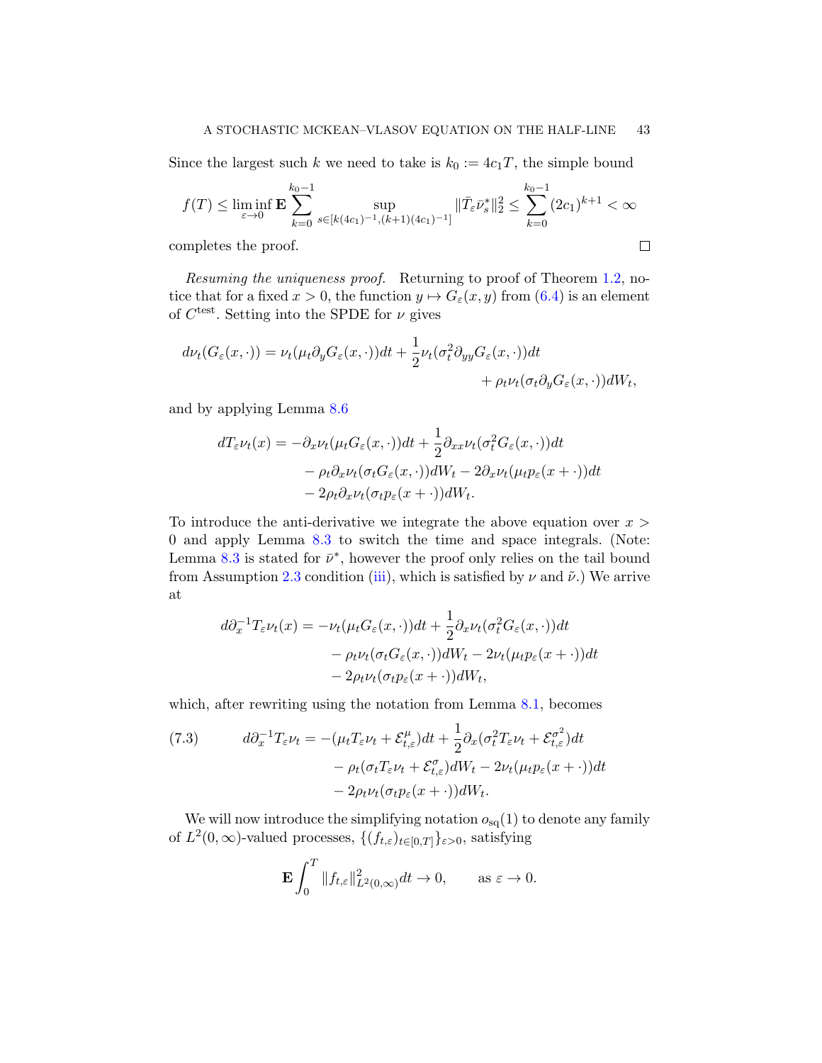Since the largest such $k$ we need to take is $k_0 := 4c_1T$, the simple bound

$$f(T) \leq \liminf_{\varepsilon \to 0} \mathbf{E} \sum_{k=0}^{k_0-1} \sup_{s \in [k(4c_1)^{-1},(k+1)(4c_1)^{-1}]} \|\bar{T}_\varepsilon \bar{\nu}_s^*\|_2^2 \leq \sum_{k=0}^{k_0-1} (2c_1)^{k+1} < \infty$$

completes the proof. □

*Resuming the uniqueness proof.* Returning to proof of Theorem 1.2, notice that for a fixed $x > 0$, the function $y \mapsto G_\varepsilon(x,y)$ from (6.4) is an element of $C^{\text{test}}$. Setting into the SPDE for $\nu$ gives

$$\begin{aligned}
d\nu_t(G_\varepsilon(x,\cdot)) = \nu_t(\mu_t \partial_y G_\varepsilon(x,\cdot))dt &+ \frac{1}{2}\nu_t(\sigma_t^2 \partial_{yy} G_\varepsilon(x,\cdot))dt \\
&+ \rho_t \nu_t(\sigma_t \partial_y G_\varepsilon(x,\cdot))dW_t,
\end{aligned}$$

and by applying Lemma 8.6

$$\begin{aligned}
dT_\varepsilon \nu_t(x) = -\partial_x \nu_t(\mu_t G_\varepsilon(x,\cdot))dt &+ \frac{1}{2}\partial_{xx}\nu_t(\sigma_t^2 G_\varepsilon(x,\cdot))dt \\
&- \rho_t \partial_x \nu_t(\sigma_t G_\varepsilon(x,\cdot))dW_t - 2\partial_x \nu_t(\mu_t p_\varepsilon(x+\cdot))dt \\
&- 2\rho_t \partial_x \nu_t(\sigma_t p_\varepsilon(x+\cdot))dW_t.
\end{aligned}$$

To introduce the anti-derivative we integrate the above equation over $x > 0$ and apply Lemma 8.3 to switch the time and space integrals. (Note: Lemma 8.3 is stated for $\bar{\nu}^*$, however the proof only relies on the tail bound from Assumption 2.3 condition (iii), which is satisfied by $\nu$ and $\tilde{\nu}$.) We arrive at

$$\begin{aligned}
d\partial_x^{-1} T_\varepsilon \nu_t(x) = -\nu_t(\mu_t G_\varepsilon(x,\cdot))dt &+ \frac{1}{2}\partial_x \nu_t(\sigma_t^2 G_\varepsilon(x,\cdot))dt \\
&- \rho_t \nu_t(\sigma_t G_\varepsilon(x,\cdot))dW_t - 2\nu_t(\mu_t p_\varepsilon(x+\cdot))dt \\
&- 2\rho_t \nu_t(\sigma_t p_\varepsilon(x+\cdot))dW_t,
\end{aligned}$$

which, after rewriting using the notation from Lemma 8.1, becomes

$$\begin{aligned}
d\partial_x^{-1} T_\varepsilon \nu_t = -(\mu_t T_\varepsilon \nu_t + \mathcal{E}_{t,\varepsilon}^{\mu})dt &+ \frac{1}{2}\partial_x(\sigma_t^2 T_\varepsilon \nu_t + \mathcal{E}_{t,\varepsilon}^{\sigma^2})dt \\
&- \rho_t(\sigma_t T_\varepsilon \nu_t + \mathcal{E}_{t,\varepsilon}^{\sigma})dW_t - 2\nu_t(\mu_t p_\varepsilon(x+\cdot))dt \\
&- 2\rho_t \nu_t(\sigma_t p_\varepsilon(x+\cdot))dW_t.
\end{aligned} \tag{7.3}$$

We will now introduce the simplifying notation $o_{\text{sq}}(1)$ to denote any family of $L^2(0,\infty)$-valued processes, $\{(f_{t,\varepsilon})_{t\in[0,T]}\}_{\varepsilon>0}$, satisfying

$$\mathbf{E}\int_0^T \|f_{t,\varepsilon}\|_{L^2(0,\infty)}^2 dt \to 0, \qquad \text{as } \varepsilon \to 0.$$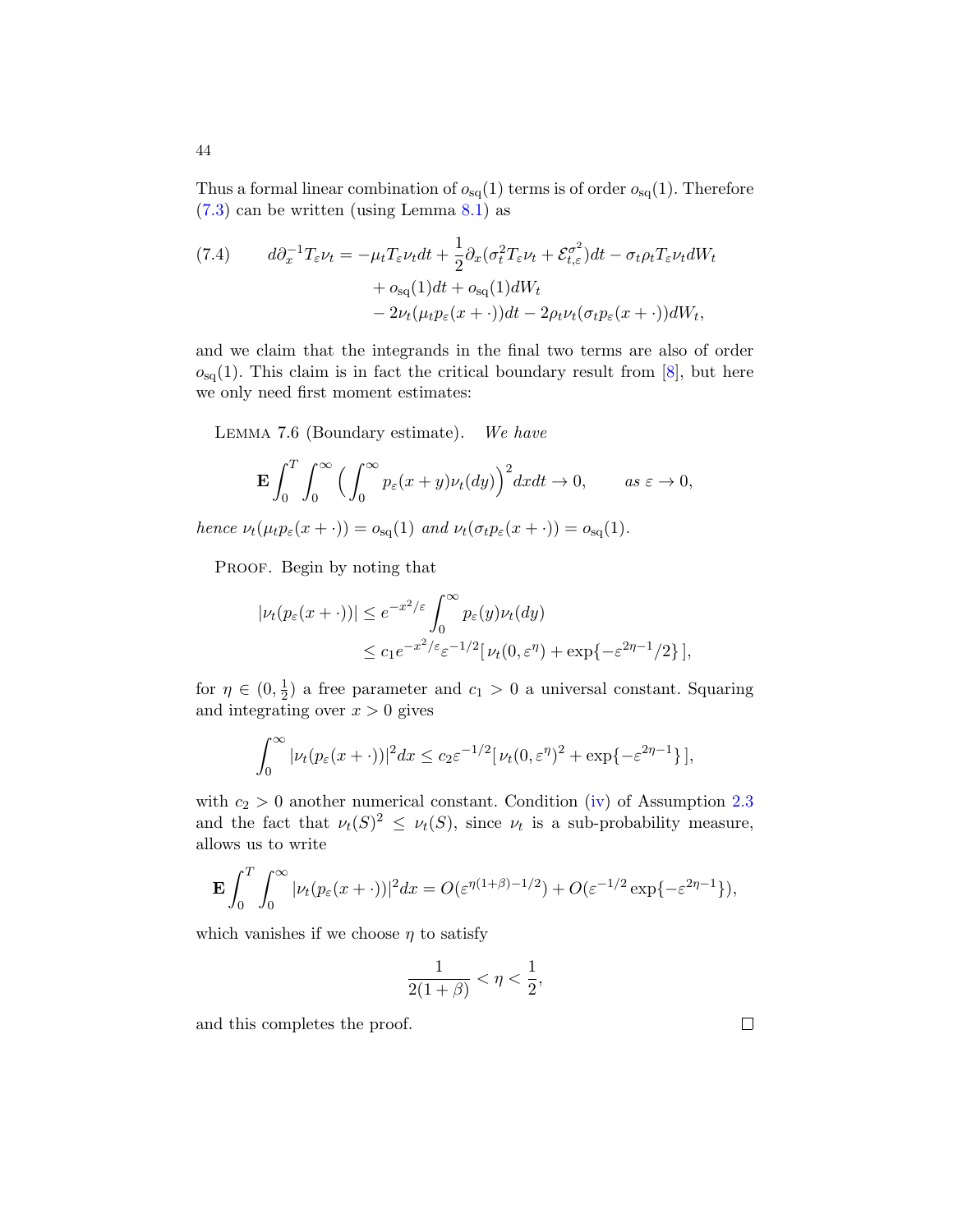Thus a formal linear combination of $o_{\mathrm{sq}}(1)$ terms is of order $o_{\mathrm{sq}}(1)$. Therefore (7.3) can be written (using Lemma 8.1) as

$$
\begin{aligned}
(7.4) \qquad d\partial_x^{-1} T_\varepsilon \nu_t = &-\mu_t T_\varepsilon \nu_t dt + \frac{1}{2}\partial_x(\sigma_t^2 T_\varepsilon \nu_t + \mathcal{E}_{t,\varepsilon}^{\sigma^2})dt - \sigma_t \rho_t T_\varepsilon \nu_t dW_t \\
&+ o_{\mathrm{sq}}(1)dt + o_{\mathrm{sq}}(1)dW_t \\
&- 2\nu_t(\mu_t p_\varepsilon(x+\cdot))dt - 2\rho_t \nu_t(\sigma_t p_\varepsilon(x+\cdot))dW_t,
\end{aligned}
$$

and we claim that the integrands in the final two terms are also of order $o_{\mathrm{sq}}(1)$. This claim is in fact the critical boundary result from [8], but here we only need first moment estimates:

Lemma 7.6 (Boundary estimate). *We have*

$$
\mathbf{E}\int_0^T \int_0^\infty \Big(\int_0^\infty p_\varepsilon(x+y)\nu_t(dy)\Big)^2 dx dt \to 0, \qquad \text{as } \varepsilon \to 0,
$$

*hence* $\nu_t(\mu_t p_\varepsilon(x+\cdot)) = o_{\mathrm{sq}}(1)$ *and* $\nu_t(\sigma_t p_\varepsilon(x+\cdot)) = o_{\mathrm{sq}}(1)$.

Proof. Begin by noting that

$$
\begin{aligned}
|\nu_t(p_\varepsilon(x+\cdot))| &\le e^{-x^2/\varepsilon}\int_0^\infty p_\varepsilon(y)\nu_t(dy) \\
&\le c_1 e^{-x^2/\varepsilon}\varepsilon^{-1/2}[\,\nu_t(0,\varepsilon^\eta) + \exp\{-\varepsilon^{2\eta-1}/2\}\,],
\end{aligned}
$$

for $\eta \in (0, \frac{1}{2})$ a free parameter and $c_1 > 0$ a universal constant. Squaring and integrating over $x > 0$ gives

$$
\int_0^\infty |\nu_t(p_\varepsilon(x+\cdot))|^2 dx \le c_2 \varepsilon^{-1/2}[\,\nu_t(0,\varepsilon^\eta)^2 + \exp\{-\varepsilon^{2\eta-1}\}\,],
$$

with $c_2 > 0$ another numerical constant. Condition (iv) of Assumption 2.3 and the fact that $\nu_t(S)^2 \le \nu_t(S)$, since $\nu_t$ is a sub-probability measure, allows us to write

$$
\mathbf{E}\int_0^T \int_0^\infty |\nu_t(p_\varepsilon(x+\cdot))|^2 dx = O(\varepsilon^{\eta(1+\beta)-1/2}) + O(\varepsilon^{-1/2}\exp\{-\varepsilon^{2\eta-1}\}),
$$

which vanishes if we choose $\eta$ to satisfy

$$
\frac{1}{2(1+\beta)} < \eta < \frac{1}{2},
$$

and this completes the proof. $\square$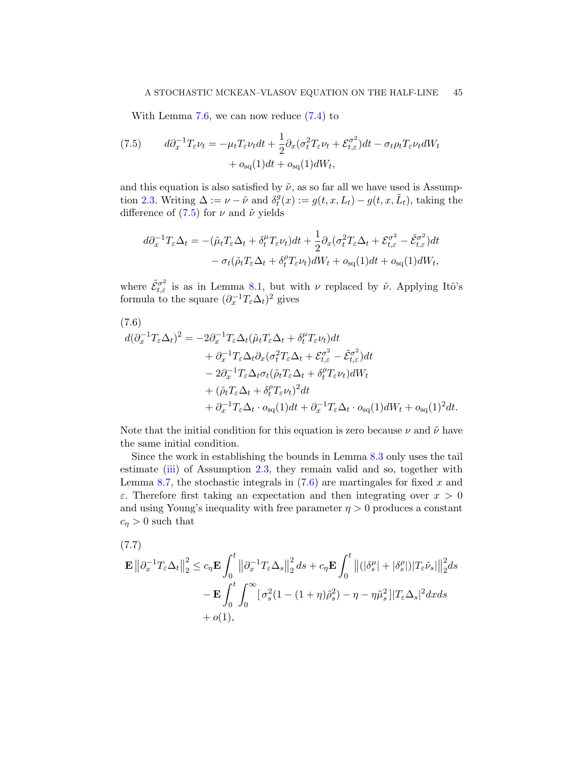With Lemma 7.6, we can now reduce (7.4) to

$$
d\partial_x^{-1} T_\varepsilon \nu_t = -\mu_t T_\varepsilon \nu_t dt + \frac{1}{2}\partial_x(\sigma_t^2 T_\varepsilon \nu_t + \mathcal{E}_{t,\varepsilon}^{\sigma^2})dt - \sigma_t \rho_t T_\varepsilon \nu_t dW_t + o_{\mathrm{sq}}(1)dt + o_{\mathrm{sq}}(1)dW_t, \tag{7.5}
$$

and this equation is also satisfied by $\tilde{\nu}$, as so far all we have used is Assumption 2.3. Writing $\Delta := \nu - \tilde{\nu}$ and $\delta_t^g(x) := g(t, x, L_t) - g(t, x, \tilde{L}_t)$, taking the difference of (7.5) for $\nu$ and $\tilde{\nu}$ yields

$$
\begin{aligned}
d\partial_x^{-1} T_\varepsilon \Delta_t = &-(\tilde{\mu}_t T_\varepsilon \Delta_t + \delta_t^\mu T_\varepsilon \nu_t)dt + \frac{1}{2}\partial_x(\sigma_t^2 T_\varepsilon \Delta_t + \mathcal{E}_{t,\varepsilon}^{\sigma^2} - \tilde{\mathcal{E}}_{t,\varepsilon}^{\sigma^2})dt \\
&- \sigma_t(\tilde{\rho}_t T_\varepsilon \Delta_t + \delta_t^\rho T_\varepsilon \nu_t)dW_t + o_{\mathrm{sq}}(1)dt + o_{\mathrm{sq}}(1)dW_t,
\end{aligned}
$$

where $\tilde{\mathcal{E}}_{t,\varepsilon}^{\sigma^2}$ is as in Lemma 8.1, but with $\nu$ replaced by $\tilde{\nu}$. Applying Itô's formula to the square $(\partial_x^{-1} T_\varepsilon \Delta_t)^2$ gives

$$
\begin{aligned}
d(\partial_x^{-1} T_\varepsilon \Delta_t)^2 = &-2\partial_x^{-1} T_\varepsilon \Delta_t(\tilde{\mu}_t T_\varepsilon \Delta_t + \delta_t^\mu T_\varepsilon \nu_t)dt \\
&+ \partial_x^{-1} T_\varepsilon \Delta_t \partial_x(\sigma_t^2 T_\varepsilon \Delta_t + \mathcal{E}_{t,\varepsilon}^{\sigma^2} - \tilde{\mathcal{E}}_{t,\varepsilon}^{\sigma^2})dt \\
&- 2\partial_x^{-1} T_\varepsilon \Delta_t \sigma_t(\tilde{\rho}_t T_\varepsilon \Delta_t + \delta_t^\rho T_\varepsilon \nu_t)dW_t \\
&+ (\tilde{\rho}_t T_\varepsilon \Delta_t + \delta_t^\rho T_\varepsilon \nu_t)^2 dt \\
&+ \partial_x^{-1} T_\varepsilon \Delta_t \cdot o_{\mathrm{sq}}(1)dt + \partial_x^{-1} T_\varepsilon \Delta_t \cdot o_{\mathrm{sq}}(1)dW_t + o_{\mathrm{sq}}(1)^2 dt.
\end{aligned} \tag{7.6}
$$

Note that the initial condition for this equation is zero because $\nu$ and $\tilde{\nu}$ have the same initial condition.

Since the work in establishing the bounds in Lemma 8.3 only uses the tail estimate (iii) of Assumption 2.3, they remain valid and so, together with Lemma 8.7, the stochastic integrals in (7.6) are martingales for fixed $x$ and $\varepsilon$. Therefore first taking an expectation and then integrating over $x > 0$ and using Young's inequality with free parameter $\eta > 0$ produces a constant $c_\eta > 0$ such that

$$
\begin{aligned}
\mathbf{E}\left\|\partial_x^{-1} T_\varepsilon \Delta_t\right\|_2^2 \leq\ & c_\eta \mathbf{E}\int_0^t \left\|\partial_x^{-1} T_\varepsilon \Delta_s\right\|_2^2 ds + c_\eta \mathbf{E}\int_0^t \left\|(|\delta_s^\mu| + |\delta_s^\rho|)|T_\varepsilon \tilde{\nu}_s|\right\|_2^2 ds \\
&- \mathbf{E}\int_0^t \int_0^\infty \left[\,\sigma_s^2(1 - (1+\eta)\tilde{\rho}_s^2) - \eta - \eta\tilde{\mu}_s^2\,\right]|T_\varepsilon \Delta_s|^2 dx ds \\
&+ o(1),
\end{aligned} \tag{7.7}
$$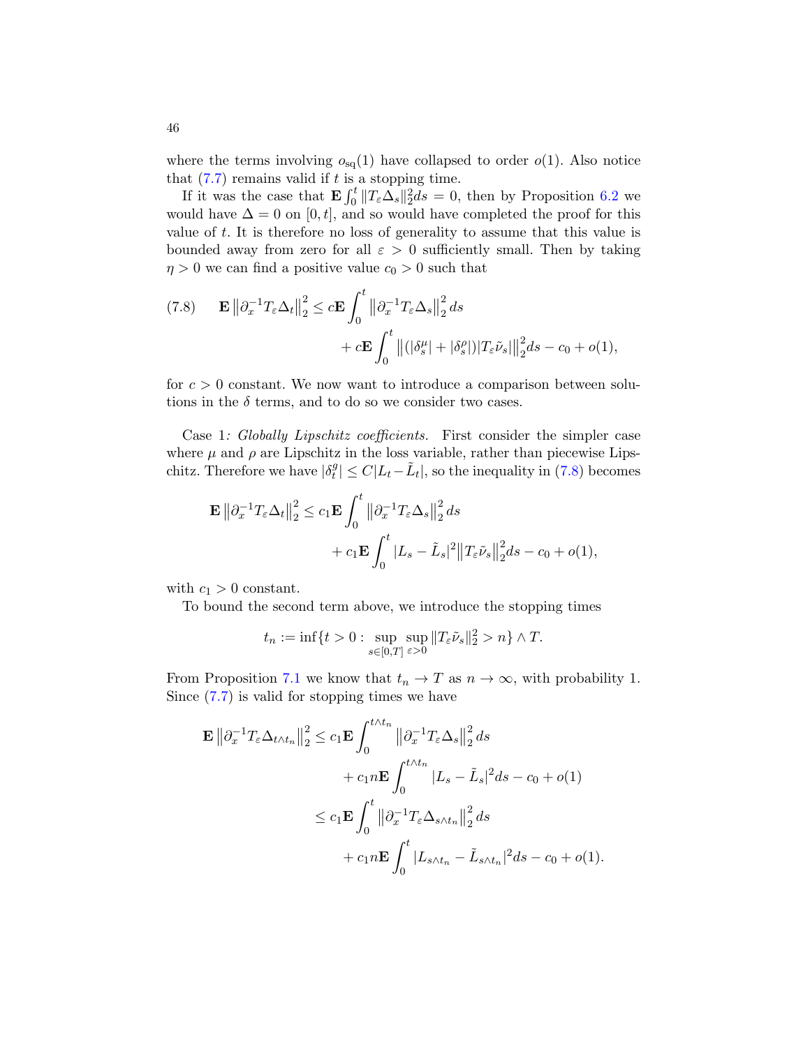where the terms involving $o_{\mathrm{sq}}(1)$ have collapsed to order $o(1)$. Also notice that (7.7) remains valid if $t$ is a stopping time.

If it was the case that $\mathbf{E}\int_0^t \|T_\varepsilon \Delta_s\|_2^2 ds = 0$, then by Proposition 6.2 we would have $\Delta = 0$ on $[0,t]$, and so would have completed the proof for this value of $t$. It is therefore no loss of generality to assume that this value is bounded away from zero for all $\varepsilon > 0$ sufficiently small. Then by taking $\eta > 0$ we can find a positive value $c_0 > 0$ such that

$$
\begin{aligned}
(7.8) \qquad \mathbf{E}\left\|\partial_x^{-1} T_\varepsilon \Delta_t\right\|_2^2 \leq c\mathbf{E}\int_0^t \left\|\partial_x^{-1} T_\varepsilon \Delta_s\right\|_2^2 ds \\
+ c\mathbf{E}\int_0^t \left\|(|\delta_s^\mu| + |\delta_s^\rho|)|T_\varepsilon \tilde{\nu}_s|\right\|_2^2 ds - c_0 + o(1),
\end{aligned}
$$

for $c > 0$ constant. We now want to introduce a comparison between solutions in the $\delta$ terms, and to do so we consider two cases.

Case 1*: Globally Lipschitz coefficients.* First consider the simpler case where $\mu$ and $\rho$ are Lipschitz in the loss variable, rather than piecewise Lipschitz. Therefore we have $|\delta_t^g| \leq C|L_t - \tilde{L}_t|$, so the inequality in (7.8) becomes

$$
\begin{aligned}
\mathbf{E}\left\|\partial_x^{-1} T_\varepsilon \Delta_t\right\|_2^2 \leq c_1\mathbf{E}\int_0^t \left\|\partial_x^{-1} T_\varepsilon \Delta_s\right\|_2^2 ds \\
+ c_1\mathbf{E}\int_0^t |L_s - \tilde{L}_s|^2 \left\|T_\varepsilon \tilde{\nu}_s\right\|_2^2 ds - c_0 + o(1),
\end{aligned}
$$

with $c_1 > 0$ constant.

To bound the second term above, we introduce the stopping times

$$
t_n := \inf\{t > 0 : \sup_{s\in[0,T]} \sup_{\varepsilon>0} \|T_\varepsilon \tilde{\nu}_s\|_2^2 > n\} \wedge T.
$$

From Proposition 7.1 we know that $t_n \to T$ as $n \to \infty$, with probability 1. Since (7.7) is valid for stopping times we have

$$
\begin{aligned}
\mathbf{E}\left\|\partial_x^{-1} T_\varepsilon \Delta_{t\wedge t_n}\right\|_2^2 &\leq c_1\mathbf{E}\int_0^{t\wedge t_n} \left\|\partial_x^{-1} T_\varepsilon \Delta_s\right\|_2^2 ds \\
&\qquad + c_1 n\mathbf{E}\int_0^{t\wedge t_n} |L_s - \tilde{L}_s|^2 ds - c_0 + o(1) \\
&\leq c_1\mathbf{E}\int_0^t \left\|\partial_x^{-1} T_\varepsilon \Delta_{s\wedge t_n}\right\|_2^2 ds \\
&\qquad + c_1 n\mathbf{E}\int_0^t |L_{s\wedge t_n} - \tilde{L}_{s\wedge t_n}|^2 ds - c_0 + o(1).
\end{aligned}
$$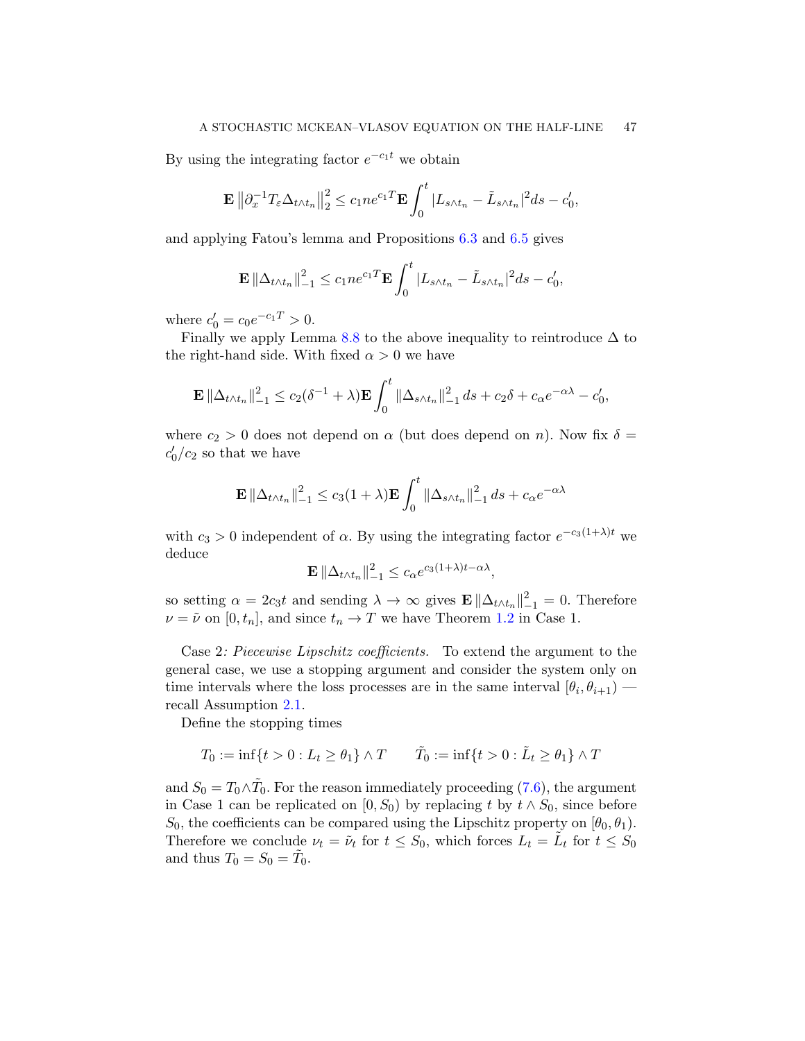By using the integrating factor $e^{-c_1 t}$ we obtain

$$\mathbf{E}\left\|\partial_x^{-1} T_\varepsilon \Delta_{t\wedge t_n}\right\|_2^2 \le c_1 n e^{c_1 T}\mathbf{E}\int_0^t |L_{s\wedge t_n} - \tilde{L}_{s\wedge t_n}|^2 ds - c_0',$$

and applying Fatou's lemma and Propositions 6.3 and 6.5 gives

$$\mathbf{E}\left\|\Delta_{t\wedge t_n}\right\|_{-1}^2 \le c_1 n e^{c_1 T}\mathbf{E}\int_0^t |L_{s\wedge t_n} - \tilde{L}_{s\wedge t_n}|^2 ds - c_0',$$

where $c_0' = c_0 e^{-c_1 T} > 0$.

Finally we apply Lemma 8.8 to the above inequality to reintroduce $\Delta$ to the right-hand side. With fixed $\alpha > 0$ we have

$$\mathbf{E}\left\|\Delta_{t\wedge t_n}\right\|_{-1}^2 \le c_2(\delta^{-1} + \lambda)\mathbf{E}\int_0^t \left\|\Delta_{s\wedge t_n}\right\|_{-1}^2 ds + c_2\delta + c_\alpha e^{-\alpha\lambda} - c_0',$$

where $c_2 > 0$ does not depend on $\alpha$ (but does depend on $n$). Now fix $\delta = c_0'/c_2$ so that we have

$$\mathbf{E}\left\|\Delta_{t\wedge t_n}\right\|_{-1}^2 \le c_3(1 + \lambda)\mathbf{E}\int_0^t \left\|\Delta_{s\wedge t_n}\right\|_{-1}^2 ds + c_\alpha e^{-\alpha\lambda}$$

with $c_3 > 0$ independent of $\alpha$. By using the integrating factor $e^{-c_3(1+\lambda)t}$ we deduce

$$\mathbf{E}\left\|\Delta_{t\wedge t_n}\right\|_{-1}^2 \le c_\alpha e^{c_3(1+\lambda)t - \alpha\lambda},$$

so setting $\alpha = 2c_3 t$ and sending $\lambda \to \infty$ gives $\mathbf{E}\left\|\Delta_{t\wedge t_n}\right\|_{-1}^2 = 0$. Therefore $\nu = \tilde{\nu}$ on $[0, t_n]$, and since $t_n \to T$ we have Theorem 1.2 in Case 1.

Case 2*: Piecewise Lipschitz coefficients.* To extend the argument to the general case, we use a stopping argument and consider the system only on time intervals where the loss processes are in the same interval $[\theta_i, \theta_{i+1})$ — recall Assumption 2.1.

Define the stopping times

$$T_0 := \inf\{t > 0 : L_t \ge \theta_1\} \wedge T \qquad \tilde{T}_0 := \inf\{t > 0 : \tilde{L}_t \ge \theta_1\} \wedge T$$

and $S_0 = T_0 \wedge \tilde{T}_0$. For the reason immediately proceeding (7.6), the argument in Case 1 can be replicated on $[0, S_0)$ by replacing $t$ by $t \wedge S_0$, since before $S_0$, the coefficients can be compared using the Lipschitz property on $[\theta_0, \theta_1)$. Therefore we conclude $\nu_t = \tilde{\nu}_t$ for $t \le S_0$, which forces $L_t = \tilde{L}_t$ for $t \le S_0$ and thus $T_0 = S_0 = \tilde{T}_0$.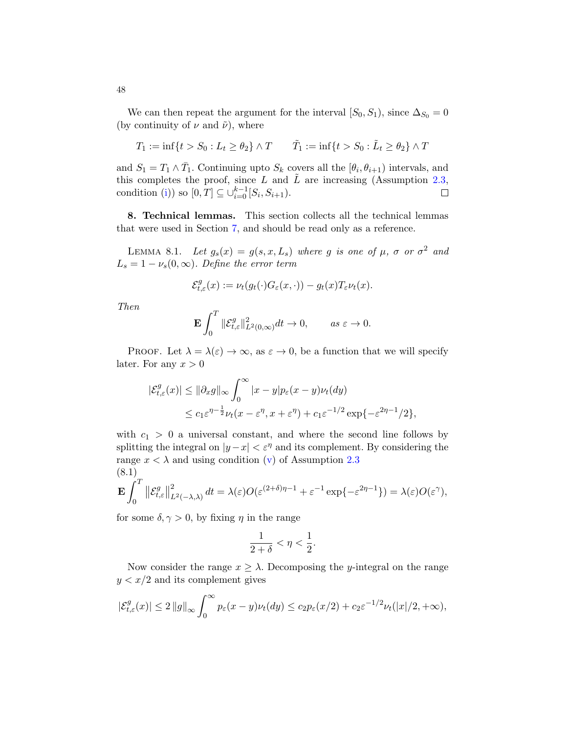We can then repeat the argument for the interval $[S_0, S_1)$, since $\Delta_{S_0} = 0$ (by continuity of $\nu$ and $\tilde{\nu}$), where

$$T_1 := \inf\{t > S_0 : L_t \geq \theta_2\} \wedge T \qquad \tilde{T}_1 := \inf\{t > S_0 : \tilde{L}_t \geq \theta_2\} \wedge T$$

and $S_1 = T_1 \wedge \bar{T}_1$. Continuing upto $S_k$ covers all the $[\theta_i, \theta_{i+1})$ intervals, and this completes the proof, since $L$ and $\tilde{L}$ are increasing (Assumption 2.3, condition (i)) so $[0,T] \subseteq \cup_{i=0}^{k-1}[S_i, S_{i+1})$. ☐

**8. Technical lemmas.** This section collects all the technical lemmas that were used in Section 7, and should be read only as a reference.

LEMMA 8.1. *Let $g_s(x) = g(s, x, L_s)$ where $g$ is one of $\mu$, $\sigma$ or $\sigma^2$ and $L_s = 1 - \nu_s(0, \infty)$. Define the error term*

$$\mathcal{E}^g_{t,\varepsilon}(x) := \nu_t(g_t(\cdot)G_\varepsilon(x, \cdot)) - g_t(x)T_\varepsilon \nu_t(x).$$

*Then*

$$\mathbf{E}\int_0^T \|\mathcal{E}^g_{t,\varepsilon}\|^2_{L^2(0,\infty)} dt \to 0, \qquad \text{as } \varepsilon \to 0.$$

PROOF. Let $\lambda = \lambda(\varepsilon) \to \infty$, as $\varepsilon \to 0$, be a function that we will specify later. For any $x > 0$

$$\begin{aligned}
|\mathcal{E}^g_{t,\varepsilon}(x)| &\leq \|\partial_x g\|_\infty \int_0^\infty |x - y| p_\varepsilon(x - y)\nu_t(dy) \\
&\leq c_1 \varepsilon^{\eta - \frac{1}{2}} \nu_t(x - \varepsilon^\eta, x + \varepsilon^\eta) + c_1 \varepsilon^{-1/2} \exp\{-\varepsilon^{2\eta - 1}/2\},
\end{aligned}$$

with $c_1 > 0$ a universal constant, and where the second line follows by splitting the integral on $|y - x| < \varepsilon^\eta$ and its complement. By considering the range $x < \lambda$ and using condition (v) of Assumption 2.3

$$\mathbf{E}\int_0^T \left\|\mathcal{E}^g_{t,\varepsilon}\right\|^2_{L^2(-\lambda,\lambda)} dt = \lambda(\varepsilon) O(\varepsilon^{(2+\delta)\eta - 1} + \varepsilon^{-1}\exp\{-\varepsilon^{2\eta - 1}\}) = \lambda(\varepsilon) O(\varepsilon^\gamma), \tag{8.1}$$

for some $\delta, \gamma > 0$, by fixing $\eta$ in the range

$$\frac{1}{2 + \delta} < \eta < \frac{1}{2}.$$

Now consider the range $x \geq \lambda$. Decomposing the $y$-integral on the range $y < x/2$ and its complement gives

$$|\mathcal{E}^g_{t,\varepsilon}(x)| \leq 2\|g\|_\infty \int_0^\infty p_\varepsilon(x - y)\nu_t(dy) \leq c_2 p_\varepsilon(x/2) + c_2 \varepsilon^{-1/2} \nu_t(|x|/2, +\infty),$$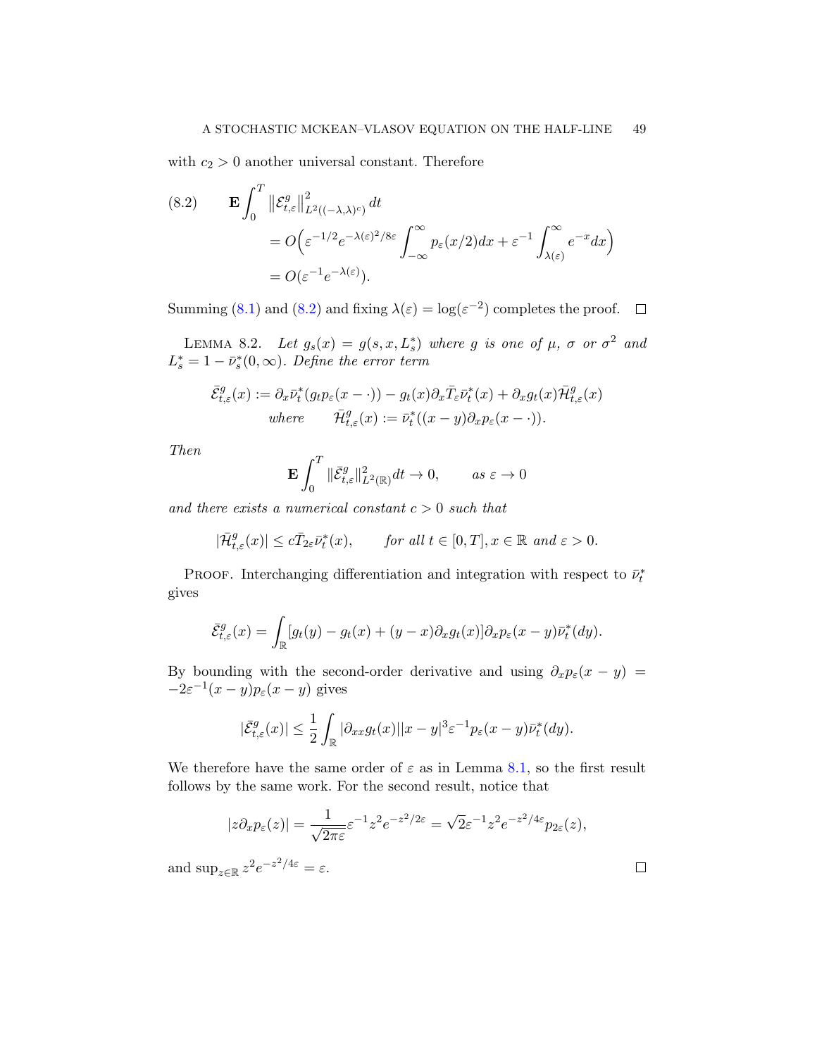with $c_2 > 0$ another universal constant. Therefore

$$
\begin{aligned}
\mathbf{E}\int_0^T \left\|\mathcal{E}^g_{t,\varepsilon}\right\|^2_{L^2((-\lambda,\lambda)^c)}\,dt
&= O\Big(\varepsilon^{-1/2}e^{-\lambda(\varepsilon)^2/8\varepsilon}\int_{-\infty}^{\infty}p_\varepsilon(x/2)dx + \varepsilon^{-1}\int_{\lambda(\varepsilon)}^{\infty}e^{-x}dx\Big)\\
&= O(\varepsilon^{-1}e^{-\lambda(\varepsilon)}).
\end{aligned}
\tag{8.2}
$$

Summing (8.1) and (8.2) and fixing $\lambda(\varepsilon) = \log(\varepsilon^{-2})$ completes the proof. $\square$

Lemma 8.2. *Let $g_s(x) = g(s,x,L^*_s)$ where $g$ is one of $\mu$, $\sigma$ or $\sigma^2$ and $L^*_s = 1 - \bar{\nu}^*_s(0,\infty)$. Define the error term*

$$
\bar{\mathcal{E}}^g_{t,\varepsilon}(x) := \partial_x\bar{\nu}^*_t(g_t p_\varepsilon(x-\cdot)) - g_t(x)\partial_x\bar{T}_\varepsilon\bar{\nu}^*_t(x) + \partial_x g_t(x)\bar{\mathcal{H}}^g_{t,\varepsilon}(x)
$$
$$
\text{where}\qquad \bar{\mathcal{H}}^g_{t,\varepsilon}(x) := \bar{\nu}^*_t((x-y)\partial_x p_\varepsilon(x-\cdot)).
$$

*Then*

$$
\mathbf{E}\int_0^T \|\bar{\mathcal{E}}^g_{t,\varepsilon}\|^2_{L^2(\mathbb{R})}dt \to 0, \qquad \text{as } \varepsilon\to 0
$$

*and there exists a numerical constant $c > 0$ such that*

$$
|\bar{\mathcal{H}}^g_{t,\varepsilon}(x)| \le c\bar{T}_{2\varepsilon}\bar{\nu}^*_t(x), \qquad \text{for all } t\in[0,T], x\in\mathbb{R} \text{ and } \varepsilon > 0.
$$

Proof. Interchanging differentiation and integration with respect to $\bar{\nu}^*_t$ gives

$$
\bar{\mathcal{E}}^g_{t,\varepsilon}(x) = \int_{\mathbb{R}}[g_t(y) - g_t(x) + (y-x)\partial_x g_t(x)]\partial_x p_\varepsilon(x-y)\bar{\nu}^*_t(dy).
$$

By bounding with the second-order derivative and using $\partial_x p_\varepsilon(x-y) = -2\varepsilon^{-1}(x-y)p_\varepsilon(x-y)$ gives

$$
|\bar{\mathcal{E}}^g_{t,\varepsilon}(x)| \le \frac{1}{2}\int_{\mathbb{R}}|\partial_{xx}g_t(x)||x-y|^3\varepsilon^{-1}p_\varepsilon(x-y)\bar{\nu}^*_t(dy).
$$

We therefore have the same order of $\varepsilon$ as in Lemma 8.1, so the first result follows by the same work. For the second result, notice that

$$
|z\partial_x p_\varepsilon(z)| = \frac{1}{\sqrt{2\pi\varepsilon}}\varepsilon^{-1}z^2e^{-z^2/2\varepsilon} = \sqrt{2}\varepsilon^{-1}z^2e^{-z^2/4\varepsilon}p_{2\varepsilon}(z),
$$

and $\sup_{z\in\mathbb{R}} z^2e^{-z^2/4\varepsilon} = \varepsilon$. $\square$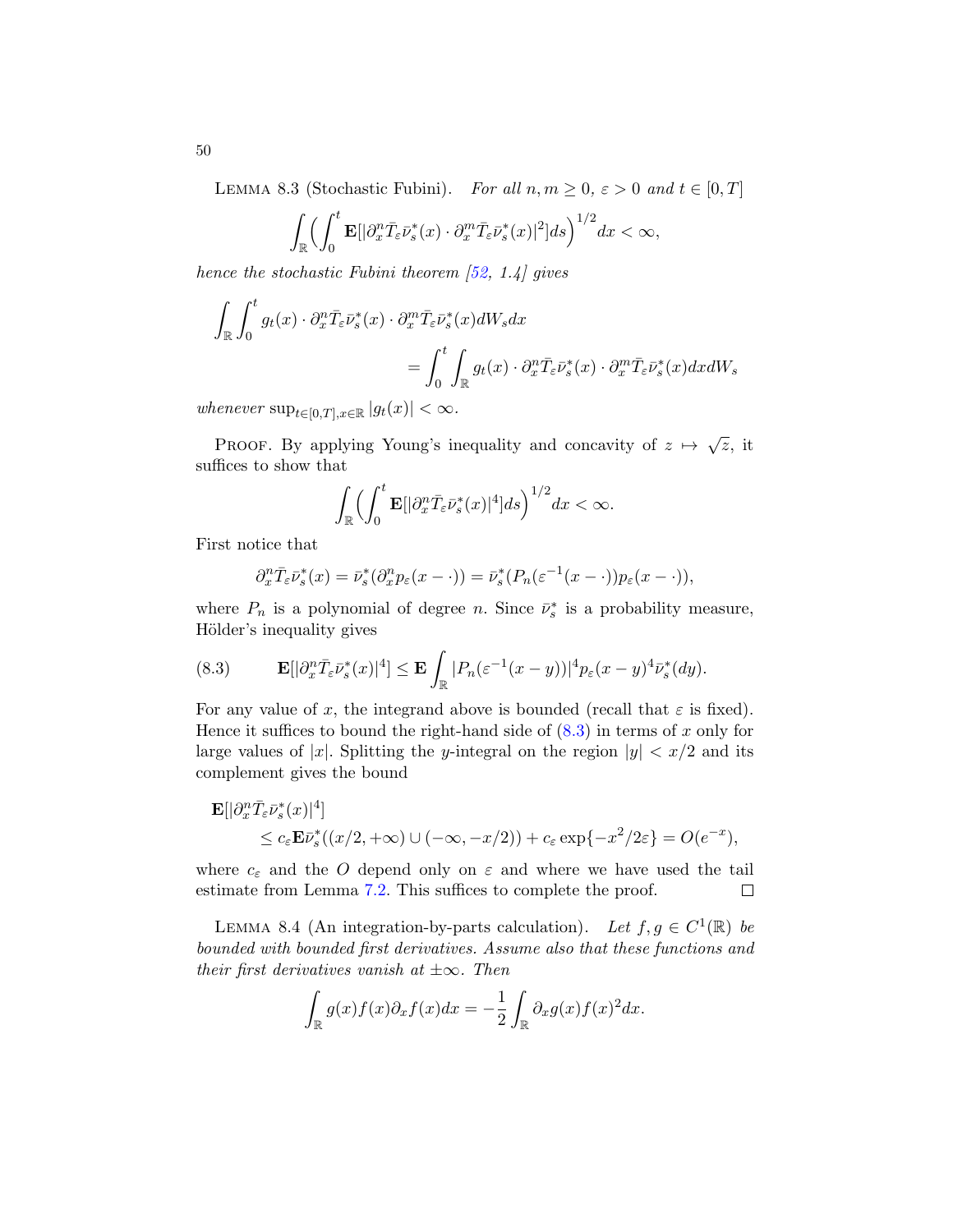Lemma 8.3 (Stochastic Fubini). *For all $n, m \geq 0$, $\varepsilon > 0$ and $t \in [0, T]$*

$$\int_{\mathbb{R}} \Big( \int_0^t \mathbf{E}[|\partial_x^n \bar{T}_\varepsilon \bar{\nu}_s^*(x) \cdot \partial_x^m \bar{T}_\varepsilon \bar{\nu}_s^*(x)|^2] ds \Big)^{1/2} dx < \infty,$$

*hence the stochastic Fubini theorem [52, 1.4] gives*

$$\int_{\mathbb{R}} \int_0^t g_t(x) \cdot \partial_x^n \bar{T}_\varepsilon \bar{\nu}_s^*(x) \cdot \partial_x^m \bar{T}_\varepsilon \bar{\nu}_s^*(x) dW_s dx = \int_0^t \int_{\mathbb{R}} g_t(x) \cdot \partial_x^n \bar{T}_\varepsilon \bar{\nu}_s^*(x) \cdot \partial_x^m \bar{T}_\varepsilon \bar{\nu}_s^*(x) dx dW_s$$

*whenever* $\sup_{t \in [0,T], x \in \mathbb{R}} |g_t(x)| < \infty$.

Proof. By applying Young's inequality and concavity of $z \mapsto \sqrt{z}$, it suffices to show that

$$\int_{\mathbb{R}} \Big( \int_0^t \mathbf{E}[|\partial_x^n \bar{T}_\varepsilon \bar{\nu}_s^*(x)|^4] ds \Big)^{1/2} dx < \infty.$$

First notice that

$$\partial_x^n \bar{T}_\varepsilon \bar{\nu}_s^*(x) = \bar{\nu}_s^*(\partial_x^n p_\varepsilon(x - \cdot)) = \bar{\nu}_s^*(P_n(\varepsilon^{-1}(x - \cdot)) p_\varepsilon(x - \cdot)),$$

where $P_n$ is a polynomial of degree $n$. Since $\bar{\nu}_s^*$ is a probability measure, Hölder's inequality gives

$$\mathbf{E}[|\partial_x^n \bar{T}_\varepsilon \bar{\nu}_s^*(x)|^4] \leq \mathbf{E} \int_{\mathbb{R}} |P_n(\varepsilon^{-1}(x - y))|^4 p_\varepsilon(x - y)^4 \bar{\nu}_s^*(dy). \tag{8.3}$$

For any value of $x$, the integrand above is bounded (recall that $\varepsilon$ is fixed). Hence it suffices to bound the right-hand side of (8.3) in terms of $x$ only for large values of $|x|$. Splitting the $y$-integral on the region $|y| < x/2$ and its complement gives the bound

$$\mathbf{E}[|\partial_x^n \bar{T}_\varepsilon \bar{\nu}_s^*(x)|^4] \leq c_\varepsilon \mathbf{E} \bar{\nu}_s^*((x/2, +\infty) \cup (-\infty, -x/2)) + c_\varepsilon \exp\{-x^2/2\varepsilon\} = O(e^{-x}),$$

where $c_\varepsilon$ and the $O$ depend only on $\varepsilon$ and where we have used the tail estimate from Lemma 7.2. This suffices to complete the proof. $\square$

Lemma 8.4 (An integration-by-parts calculation). *Let $f, g \in C^1(\mathbb{R})$ be bounded with bounded first derivatives. Assume also that these functions and their first derivatives vanish at $\pm\infty$. Then*

$$\int_{\mathbb{R}} g(x) f(x) \partial_x f(x) dx = -\frac{1}{2} \int_{\mathbb{R}} \partial_x g(x) f(x)^2 dx.$$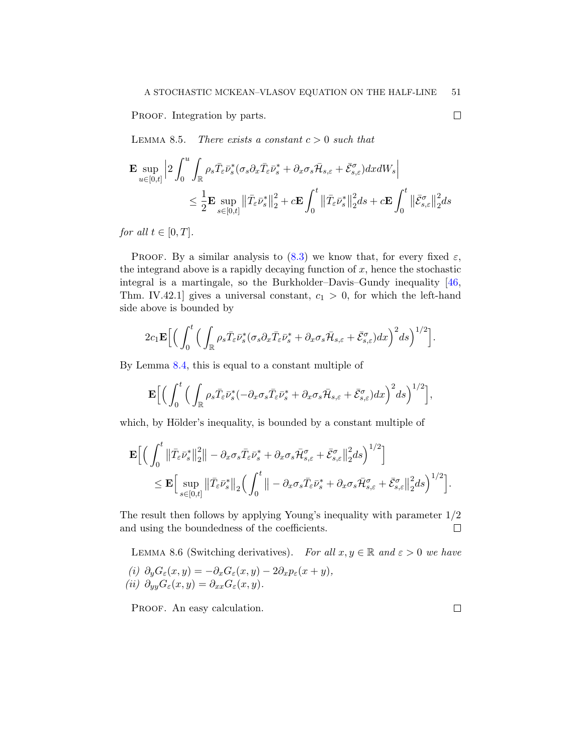PROOF. Integration by parts. $\square$

LEMMA 8.5. *There exists a constant $c > 0$ such that*

$$\mathbf{E}\sup_{u\in[0,t]}\Big|2\int_0^u\int_{\mathbb{R}}\rho_s\bar{T}_\varepsilon\bar{\nu}_s^*(\sigma_s\partial_x\bar{T}_\varepsilon\bar{\nu}_s^*+\partial_x\sigma_s\bar{\mathcal{H}}_{s,\varepsilon}+\bar{\mathcal{E}}_{s,\varepsilon}^\sigma)dxdW_s\Big| \\ \leq \frac{1}{2}\mathbf{E}\sup_{s\in[0,t]}\big\|\bar{T}_\varepsilon\bar{\nu}_s^*\big\|_2^2+c\mathbf{E}\int_0^t\big\|\bar{T}_\varepsilon\bar{\nu}_s^*\big\|_2^2ds+c\mathbf{E}\int_0^t\big\|\bar{\mathcal{E}}_{s,\varepsilon}^\sigma\big\|_2^2ds$$

*for all $t\in[0,T]$.*

PROOF. By a similar analysis to (8.3) we know that, for every fixed $\varepsilon$, the integrand above is a rapidly decaying function of $x$, hence the stochastic integral is a martingale, so the Burkholder–Davis–Gundy inequality [46, Thm. IV.42.1] gives a universal constant, $c_1 > 0$, for which the left-hand side above is bounded by

$$2c_1\mathbf{E}\Big[\Big(\int_0^t\Big(\int_{\mathbb{R}}\rho_s\bar{T}_\varepsilon\bar{\nu}_s^*(\sigma_s\partial_x\bar{T}_\varepsilon\bar{\nu}_s^*+\partial_x\sigma_s\bar{\mathcal{H}}_{s,\varepsilon}+\bar{\mathcal{E}}_{s,\varepsilon}^\sigma)dx\Big)^2ds\Big)^{1/2}\Big].$$

By Lemma 8.4, this is equal to a constant multiple of

$$\mathbf{E}\Big[\Big(\int_0^t\Big(\int_{\mathbb{R}}\rho_s\bar{T}_\varepsilon\bar{\nu}_s^*(-\partial_x\sigma_s\bar{T}_\varepsilon\bar{\nu}_s^*+\partial_x\sigma_s\bar{\mathcal{H}}_{s,\varepsilon}+\bar{\mathcal{E}}_{s,\varepsilon}^\sigma)dx\Big)^2ds\Big)^{1/2}\Big],$$

which, by Hölder's inequality, is bounded by a constant multiple of

$$\mathbf{E}\Big[\Big(\int_0^t\big\|\bar{T}_\varepsilon\bar{\nu}_s^*\big\|_2^2\big\|-\partial_x\sigma_s\bar{T}_\varepsilon\bar{\nu}_s^*+\partial_x\sigma_s\bar{\mathcal{H}}_{s,\varepsilon}^\sigma+\bar{\mathcal{E}}_{s,\varepsilon}^\sigma\big\|_2^2ds\Big)^{1/2}\Big] \\ \leq \mathbf{E}\Big[\sup_{s\in[0,t]}\big\|\bar{T}_\varepsilon\bar{\nu}_s^*\big\|_2\Big(\int_0^t\big\|-\partial_x\sigma_s\bar{T}_\varepsilon\bar{\nu}_s^*+\partial_x\sigma_s\bar{\mathcal{H}}_{s,\varepsilon}^\sigma+\bar{\mathcal{E}}_{s,\varepsilon}^\sigma\big\|_2^2ds\Big)^{1/2}\Big].$$

The result then follows by applying Young's inequality with parameter $1/2$ and using the boundedness of the coefficients. $\square$

LEMMA 8.6 (Switching derivatives). *For all $x, y \in \mathbb{R}$ and $\varepsilon > 0$ we have*

*(i)* $\partial_y G_\varepsilon(x,y) = -\partial_x G_\varepsilon(x,y) - 2\partial_x p_\varepsilon(x+y)$,
*(ii)* $\partial_{yy} G_\varepsilon(x,y) = \partial_{xx} G_\varepsilon(x,y)$.

PROOF. An easy calculation. $\square$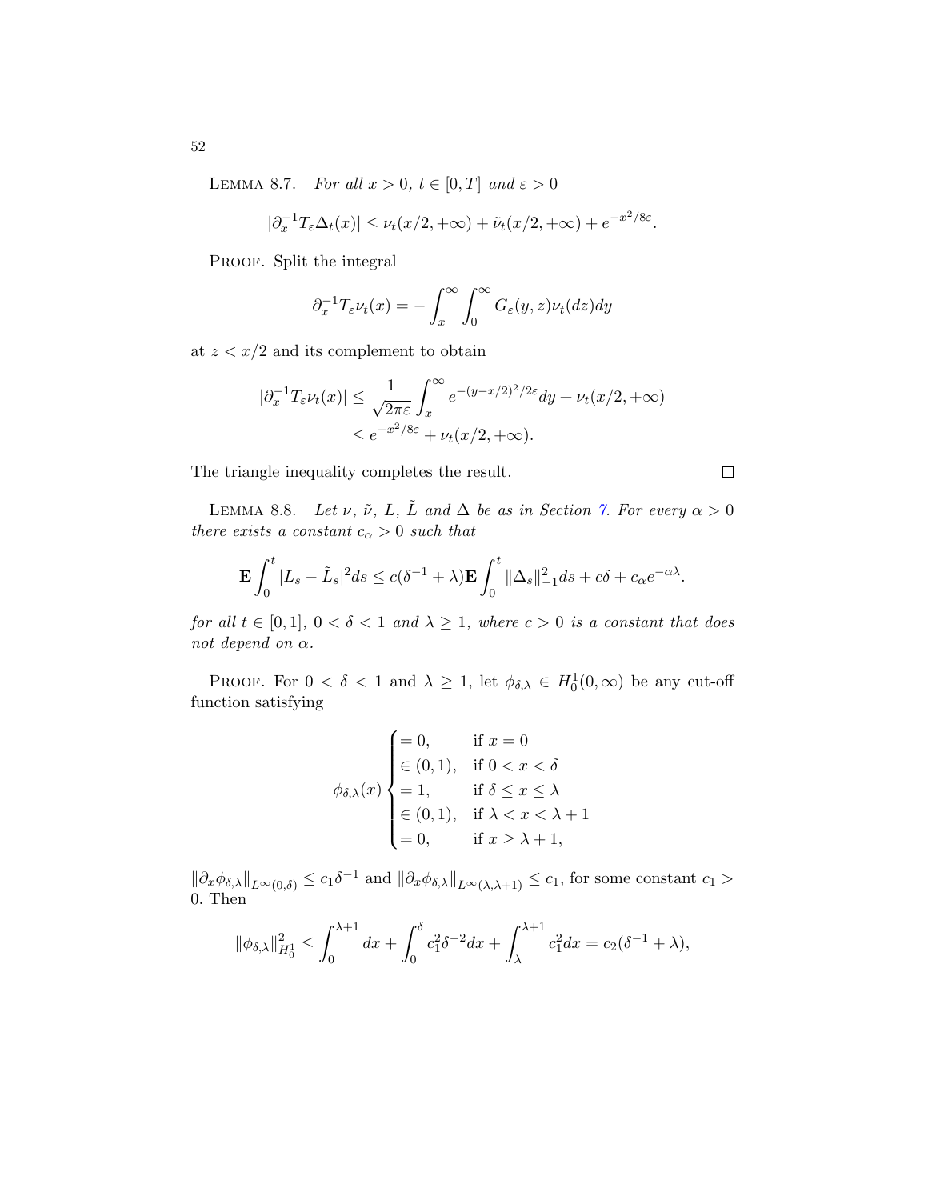LEMMA 8.7. *For all $x > 0$, $t \in [0, T]$ and $\varepsilon > 0$*

$$|\partial_x^{-1} T_\varepsilon \Delta_t(x)| \le \nu_t(x/2, +\infty) + \tilde{\nu}_t(x/2, +\infty) + e^{-x^2/8\varepsilon}.$$

PROOF. Split the integral

$$\partial_x^{-1} T_\varepsilon \nu_t(x) = -\int_x^\infty \int_0^\infty G_\varepsilon(y, z) \nu_t(dz) dy$$

at $z < x/2$ and its complement to obtain

$$\begin{aligned}
|\partial_x^{-1} T_\varepsilon \nu_t(x)| &\le \frac{1}{\sqrt{2\pi\varepsilon}} \int_x^\infty e^{-(y-x/2)^2/2\varepsilon} dy + \nu_t(x/2, +\infty) \\
&\le e^{-x^2/8\varepsilon} + \nu_t(x/2, +\infty).
\end{aligned}$$

The triangle inequality completes the result. $\square$

LEMMA 8.8. *Let $\nu$, $\tilde{\nu}$, $L$, $\tilde{L}$ and $\Delta$ be as in Section 7. For every $\alpha > 0$ there exists a constant $c_\alpha > 0$ such that*

$$\mathbf{E} \int_0^t |L_s - \tilde{L}_s|^2 ds \le c(\delta^{-1} + \lambda) \mathbf{E} \int_0^t \|\Delta_s\|_{-1}^2 ds + c\delta + c_\alpha e^{-\alpha\lambda}.$$

*for all $t \in [0, 1]$, $0 < \delta < 1$ and $\lambda \ge 1$, where $c > 0$ is a constant that does not depend on $\alpha$.*

PROOF. For $0 < \delta < 1$ and $\lambda \ge 1$, let $\phi_{\delta,\lambda} \in H_0^1(0, \infty)$ be any cut-off function satisfying

$$\phi_{\delta,\lambda}(x) \begin{cases} = 0, & \text{if } x = 0 \\ \in (0, 1), & \text{if } 0 < x < \delta \\ = 1, & \text{if } \delta \le x \le \lambda \\ \in (0, 1), & \text{if } \lambda < x < \lambda + 1 \\ = 0, & \text{if } x \ge \lambda + 1, \end{cases}$$

$\|\partial_x \phi_{\delta,\lambda}\|_{L^\infty(0,\delta)} \le c_1 \delta^{-1}$ and $\|\partial_x \phi_{\delta,\lambda}\|_{L^\infty(\lambda,\lambda+1)} \le c_1$, for some constant $c_1 > 0$. Then

$$\|\phi_{\delta,\lambda}\|_{H_0^1}^2 \le \int_0^{\lambda+1} dx + \int_0^\delta c_1^2 \delta^{-2} dx + \int_\lambda^{\lambda+1} c_1^2 dx = c_2(\delta^{-1} + \lambda),$$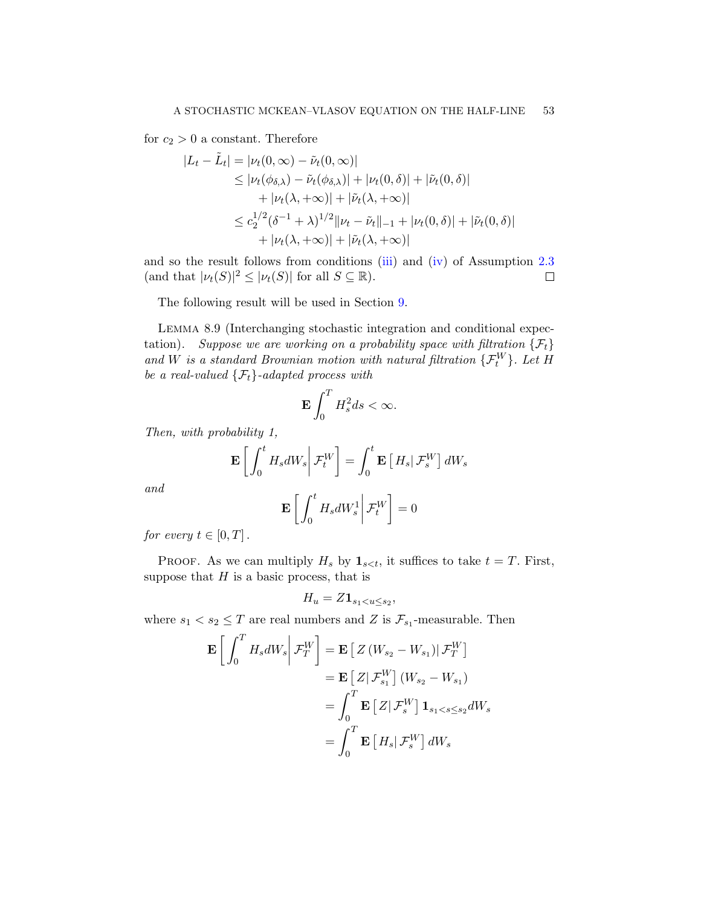for $c_2 > 0$ a constant. Therefore

$$
\begin{aligned}
|L_t - \tilde{L}_t| &= |\nu_t(0,\infty) - \tilde{\nu}_t(0,\infty)| \\
&\leq |\nu_t(\phi_{\delta,\lambda}) - \tilde{\nu}_t(\phi_{\delta,\lambda})| + |\nu_t(0,\delta)| + |\tilde{\nu}_t(0,\delta)| \\
&\quad + |\nu_t(\lambda,+\infty)| + |\tilde{\nu}_t(\lambda,+\infty)| \\
&\leq c_2^{1/2}(\delta^{-1}+\lambda)^{1/2}\|\nu_t - \tilde{\nu}_t\|_{-1} + |\nu_t(0,\delta)| + |\tilde{\nu}_t(0,\delta)| \\
&\quad + |\nu_t(\lambda,+\infty)| + |\tilde{\nu}_t(\lambda,+\infty)|
\end{aligned}
$$

and so the result follows from conditions (iii) and (iv) of Assumption 2.3 (and that $|\nu_t(S)|^2 \leq |\nu_t(S)|$ for all $S \subseteq \mathbb{R}$). ☐

The following result will be used in Section 9.

LEMMA 8.9 (Interchanging stochastic integration and conditional expectation). *Suppose we are working on a probability space with filtration $\{\mathcal{F}_t\}$ and $W$ is a standard Brownian motion with natural filtration $\{\mathcal{F}_t^W\}$. Let $H$ be a real-valued $\{\mathcal{F}_t\}$-adapted process with*

$$
\mathbf{E}\int_0^T H_s^2 ds < \infty.
$$

*Then, with probability 1,*

$$
\mathbf{E}\left[\int_0^t H_s dW_s \,\middle|\, \mathcal{F}_t^W\right] = \int_0^t \mathbf{E}\left[\, H_s \middle| \mathcal{F}_s^W\right] dW_s
$$

*and*

$$
\mathbf{E}\left[\int_0^t H_s dW_s^1 \,\middle|\, \mathcal{F}_t^W\right] = 0
$$

*for every $t \in [0,T]$.*

PROOF. As we can multiply $H_s$ by $\mathbf{1}_{s<t}$, it suffices to take $t = T$. First, suppose that $H$ is a basic process, that is

$$
H_u = Z\mathbf{1}_{s_1 < u \leq s_2},
$$

where $s_1 < s_2 \leq T$ are real numbers and $Z$ is $\mathcal{F}_{s_1}$-measurable. Then

$$
\begin{aligned}
\mathbf{E}\left[\int_0^T H_s dW_s \,\middle|\, \mathcal{F}_T^W\right] &= \mathbf{E}\left[\, Z\left(W_{s_2} - W_{s_1}\right) \middle| \mathcal{F}_T^W\right] \\
&= \mathbf{E}\left[\, Z \middle| \mathcal{F}_{s_1}^W\right]\left(W_{s_2} - W_{s_1}\right) \\
&= \int_0^T \mathbf{E}\left[\, Z \middle| \mathcal{F}_s^W\right]\mathbf{1}_{s_1 < s \leq s_2} dW_s \\
&= \int_0^T \mathbf{E}\left[\, H_s \middle| \mathcal{F}_s^W\right] dW_s
\end{aligned}
$$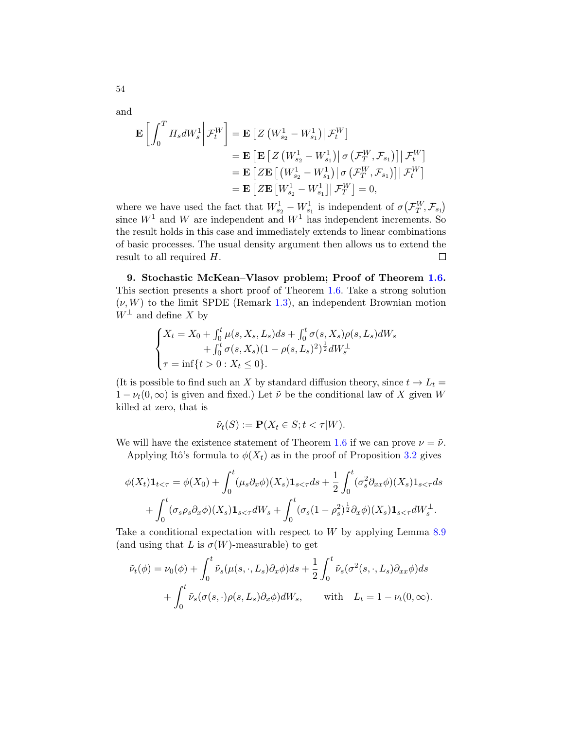and

$$
\begin{aligned}
\mathbf{E}\left[\int_0^T H_s dW_s^1 \,\middle|\, \mathcal{F}_t^W\right] &= \mathbf{E}\left[ Z\left(W_{s_2}^1 - W_{s_1}^1\right) \middle|\, \mathcal{F}_t^W\right] \\
&= \mathbf{E}\left[\mathbf{E}\left[ Z\left(W_{s_2}^1 - W_{s_1}^1\right) \middle|\, \sigma\left(\mathcal{F}_T^W, \mathcal{F}_{s_1}\right)\right] \middle|\, \mathcal{F}_t^W\right] \\
&= \mathbf{E}\left[ Z\mathbf{E}\left[\left(W_{s_2}^1 - W_{s_1}^1\right) \middle|\, \sigma\left(\mathcal{F}_T^W, \mathcal{F}_{s_1}\right)\right] \middle|\, \mathcal{F}_t^W\right] \\
&= \mathbf{E}\left[ Z\mathbf{E}\left[W_{s_2}^1 - W_{s_1}^1\right] \middle|\, \mathcal{F}_T^W\right] = 0,
\end{aligned}
$$

where we have used the fact that $W_{s_2}^1 - W_{s_1}^1$ is independent of $\sigma\big(\mathcal{F}_T^W, \mathcal{F}_{s_1}\big)$ since $W^1$ and $W$ are independent and $W^1$ has independent increments. So the result holds in this case and immediately extends to linear combinations of basic processes. The usual density argument then allows us to extend the result to all required $H$. □

**9. Stochastic McKean–Vlasov problem; Proof of Theorem 1.6.** This section presents a short proof of Theorem 1.6. Take a strong solution $(\nu, W)$ to the limit SPDE (Remark 1.3), an independent Brownian motion $W^\perp$ and define $X$ by

$$
\begin{cases}
X_t = X_0 + \int_0^t \mu(s, X_s, L_s)ds + \int_0^t \sigma(s, X_s)\rho(s, L_s)dW_s \\
\qquad\qquad + \int_0^t \sigma(s, X_s)(1 - \rho(s, L_s)^2)^{\frac{1}{2}} dW_s^\perp \\
\tau = \inf\{t > 0 : X_t \le 0\}.
\end{cases}
$$

(It is possible to find such an $X$ by standard diffusion theory, since $t \to L_t = 1 - \nu_t(0, \infty)$ is given and fixed.) Let $\tilde{\nu}$ be the conditional law of $X$ given $W$ killed at zero, that is

$$
\tilde{\nu}_t(S) := \mathbf{P}(X_t \in S; t < \tau | W).
$$

We will have the existence statement of Theorem 1.6 if we can prove $\nu = \tilde{\nu}$.

Applying Itô's formula to $\phi(X_t)$ as in the proof of Proposition 3.2 gives

$$
\begin{aligned}
\phi(X_t)\mathbf{1}_{t<\tau} &= \phi(X_0) + \int_0^t (\mu_s \partial_x \phi)(X_s)\mathbf{1}_{s<\tau} ds + \frac{1}{2}\int_0^t (\sigma_s^2 \partial_{xx}\phi)(X_s)1_{s<\tau} ds \\
&\quad + \int_0^t (\sigma_s \rho_s \partial_x \phi)(X_s)\mathbf{1}_{s<\tau} dW_s + \int_0^t (\sigma_s(1-\rho_s^2)^{\frac{1}{2}}\partial_x \phi)(X_s)\mathbf{1}_{s<\tau} dW_s^\perp.
\end{aligned}
$$

Take a conditional expectation with respect to $W$ by applying Lemma 8.9 (and using that $L$ is $\sigma(W)$-measurable) to get

$$
\begin{aligned}
\tilde{\nu}_t(\phi) &= \nu_0(\phi) + \int_0^t \tilde{\nu}_s(\mu(s,\cdot,L_s)\partial_x\phi)ds + \frac{1}{2}\int_0^t \tilde{\nu}_s(\sigma^2(s,\cdot,L_s)\partial_{xx}\phi)ds \\
&\quad + \int_0^t \tilde{\nu}_s(\sigma(s,\cdot)\rho(s,L_s)\partial_x\phi)dW_s, \qquad \text{with} \quad L_t = 1 - \nu_t(0,\infty).
\end{aligned}
$$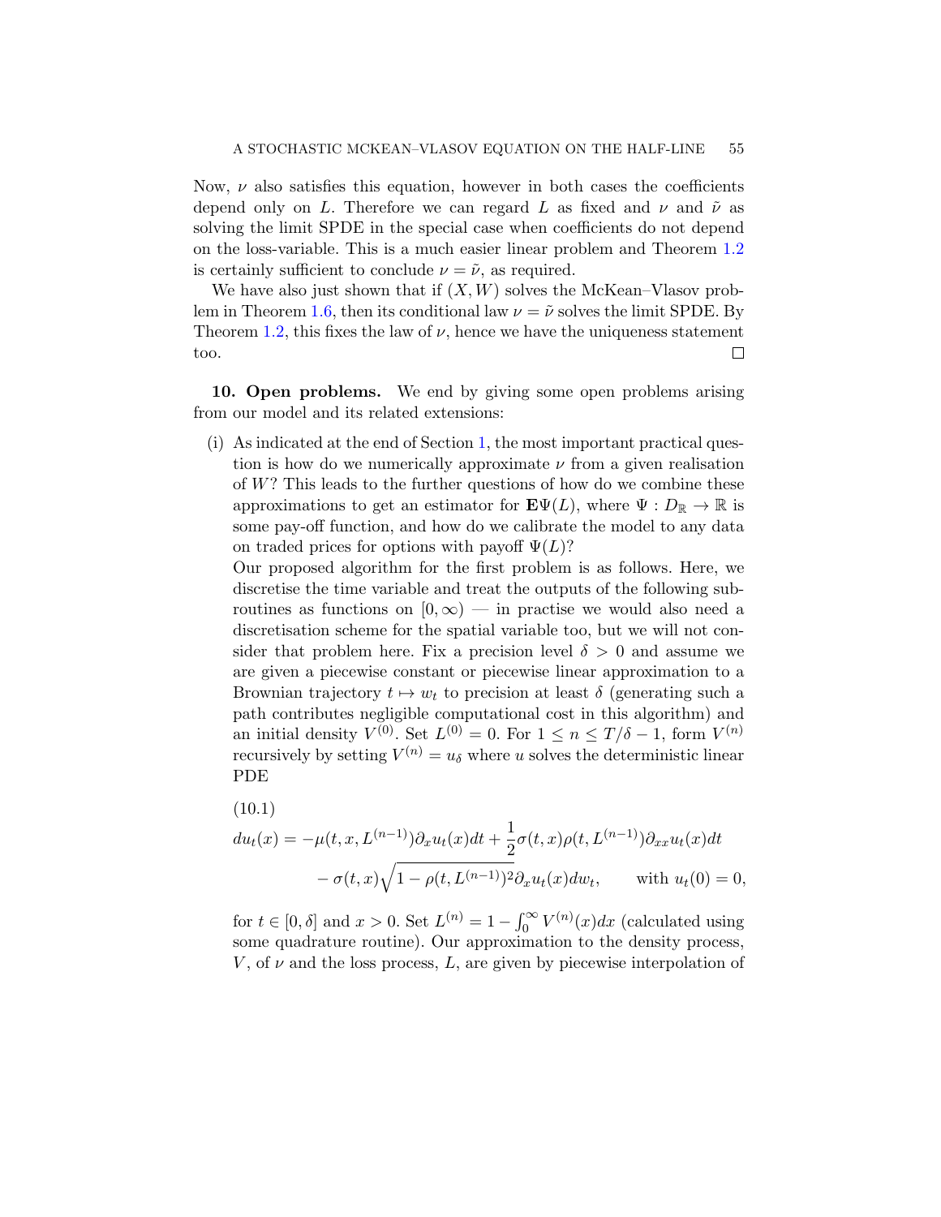Now, $\nu$ also satisfies this equation, however in both cases the coefficients depend only on $L$. Therefore we can regard $L$ as fixed and $\nu$ and $\tilde{\nu}$ as solving the limit SPDE in the special case when coefficients do not depend on the loss-variable. This is a much easier linear problem and Theorem 1.2 is certainly sufficient to conclude $\nu = \tilde{\nu}$, as required.

We have also just shown that if $(X, W)$ solves the McKean–Vlasov problem in Theorem 1.6, then its conditional law $\nu = \tilde{\nu}$ solves the limit SPDE. By Theorem 1.2, this fixes the law of $\nu$, hence we have the uniqueness statement too. □

## 10. Open problems.

We end by giving some open problems arising from our model and its related extensions:

(i) As indicated at the end of Section 1, the most important practical question is how do we numerically approximate $\nu$ from a given realisation of $W$? This leads to the further questions of how do we combine these approximations to get an estimator for $\mathbf{E}\Psi(L)$, where $\Psi : D_{\mathbb{R}} \to \mathbb{R}$ is some pay-off function, and how do we calibrate the model to any data on traded prices for options with payoff $\Psi(L)$?

Our proposed algorithm for the first problem is as follows. Here, we discretise the time variable and treat the outputs of the following subroutines as functions on $[0, \infty)$ — in practise we would also need a discretisation scheme for the spatial variable too, but we will not consider that problem here. Fix a precision level $\delta > 0$ and assume we are given a piecewise constant or piecewise linear approximation to a Brownian trajectory $t \mapsto w_t$ to precision at least $\delta$ (generating such a path contributes negligible computational cost in this algorithm) and an initial density $V^{(0)}$. Set $L^{(0)} = 0$. For $1 \leq n \leq T/\delta - 1$, form $V^{(n)}$ recursively by setting $V^{(n)} = u_\delta$ where $u$ solves the deterministic linear PDE

$$
\begin{aligned}
du_t(x) &= -\mu(t, x, L^{(n-1)})\partial_x u_t(x)dt + \frac{1}{2}\sigma(t, x)\rho(t, L^{(n-1)})\partial_{xx} u_t(x)dt \\
&\quad - \sigma(t, x)\sqrt{1 - \rho(t, L^{(n-1)})^2}\partial_x u_t(x)dw_t, \qquad \text{with } u_t(0) = 0,
\end{aligned}
\tag{10.1}
$$

for $t \in [0, \delta]$ and $x > 0$. Set $L^{(n)} = 1 - \int_0^\infty V^{(n)}(x)dx$ (calculated using some quadrature routine). Our approximation to the density process, $V$, of $\nu$ and the loss process, $L$, are given by piecewise interpolation of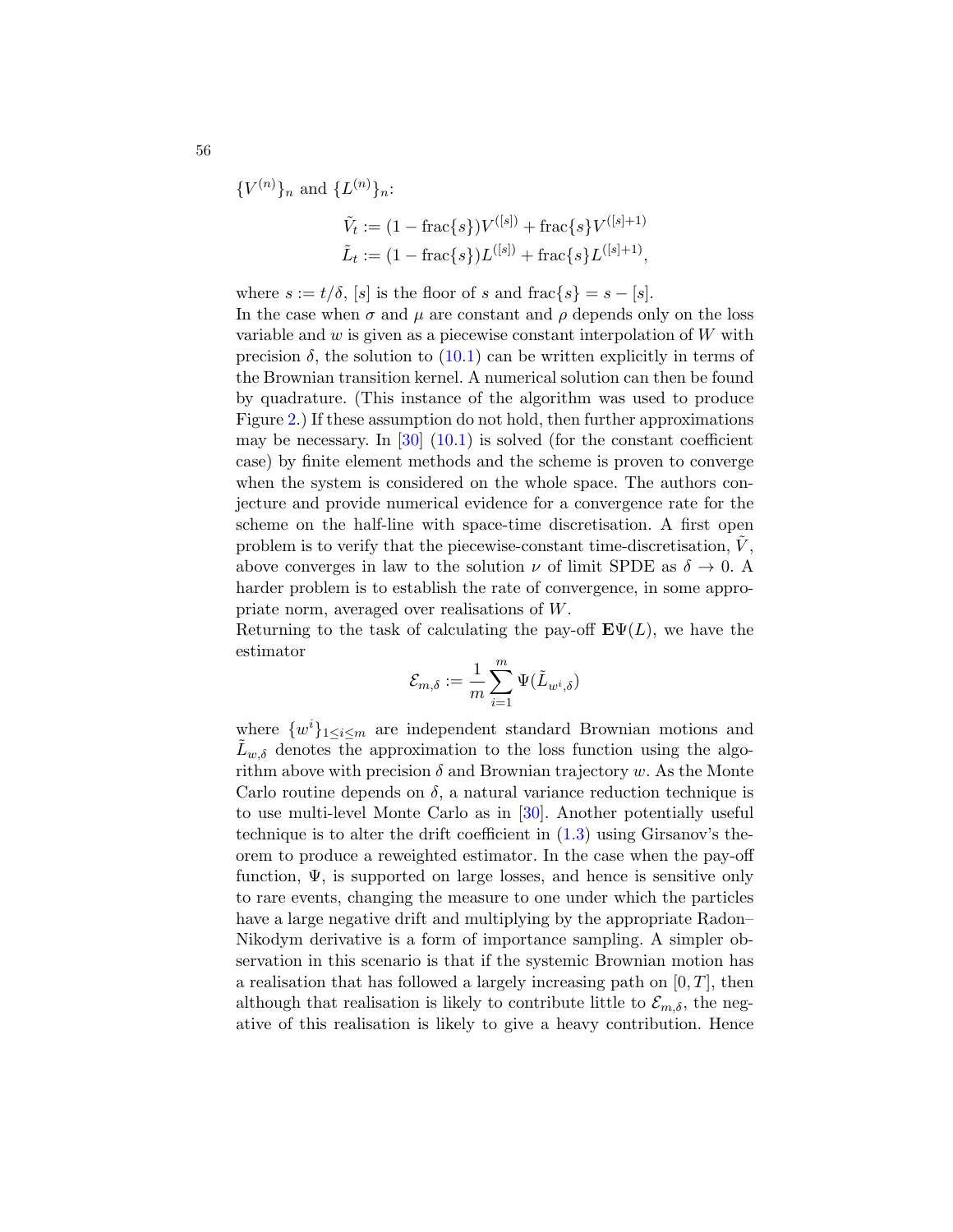$\{V^{(n)}\}_n$ and $\{L^{(n)}\}_n$:

$$\tilde{V}_t := (1 - \mathrm{frac}\{s\})V^{([s])} + \mathrm{frac}\{s\}V^{([s]+1)}$$
$$\tilde{L}_t := (1 - \mathrm{frac}\{s\})L^{([s])} + \mathrm{frac}\{s\}L^{([s]+1)},$$

where $s := t/\delta$, $[s]$ is the floor of $s$ and $\mathrm{frac}\{s\} = s - [s]$.

In the case when $\sigma$ and $\mu$ are constant and $\rho$ depends only on the loss variable and $w$ is given as a piecewise constant interpolation of $W$ with precision $\delta$, the solution to (10.1) can be written explicitly in terms of the Brownian transition kernel. A numerical solution can then be found by quadrature. (This instance of the algorithm was used to produce Figure 2.) If these assumption do not hold, then further approximations may be necessary. In [30] (10.1) is solved (for the constant coefficient case) by finite element methods and the scheme is proven to converge when the system is considered on the whole space. The authors conjecture and provide numerical evidence for a convergence rate for the scheme on the half-line with space-time discretisation. A first open problem is to verify that the piecewise-constant time-discretisation, $\tilde{V}$, above converges in law to the solution $\nu$ of limit SPDE as $\delta \to 0$. A harder problem is to establish the rate of convergence, in some appropriate norm, averaged over realisations of $W$.

Returning to the task of calculating the pay-off $\mathbf{E}\Psi(L)$, we have the estimator

$$\mathcal{E}_{m,\delta} := \frac{1}{m}\sum_{i=1}^{m} \Psi(\tilde{L}_{w^i,\delta})$$

where $\{w^i\}_{1 \le i \le m}$ are independent standard Brownian motions and $\tilde{L}_{w,\delta}$ denotes the approximation to the loss function using the algorithm above with precision $\delta$ and Brownian trajectory $w$. As the Monte Carlo routine depends on $\delta$, a natural variance reduction technique is to use multi-level Monte Carlo as in [30]. Another potentially useful technique is to alter the drift coefficient in (1.3) using Girsanov's theorem to produce a reweighted estimator. In the case when the pay-off function, $\Psi$, is supported on large losses, and hence is sensitive only to rare events, changing the measure to one under which the particles have a large negative drift and multiplying by the appropriate Radon–Nikodym derivative is a form of importance sampling. A simpler observation in this scenario is that if the systemic Brownian motion has a realisation that has followed a largely increasing path on $[0, T]$, then although that realisation is likely to contribute little to $\mathcal{E}_{m,\delta}$, the negative of this realisation is likely to give a heavy contribution. Hence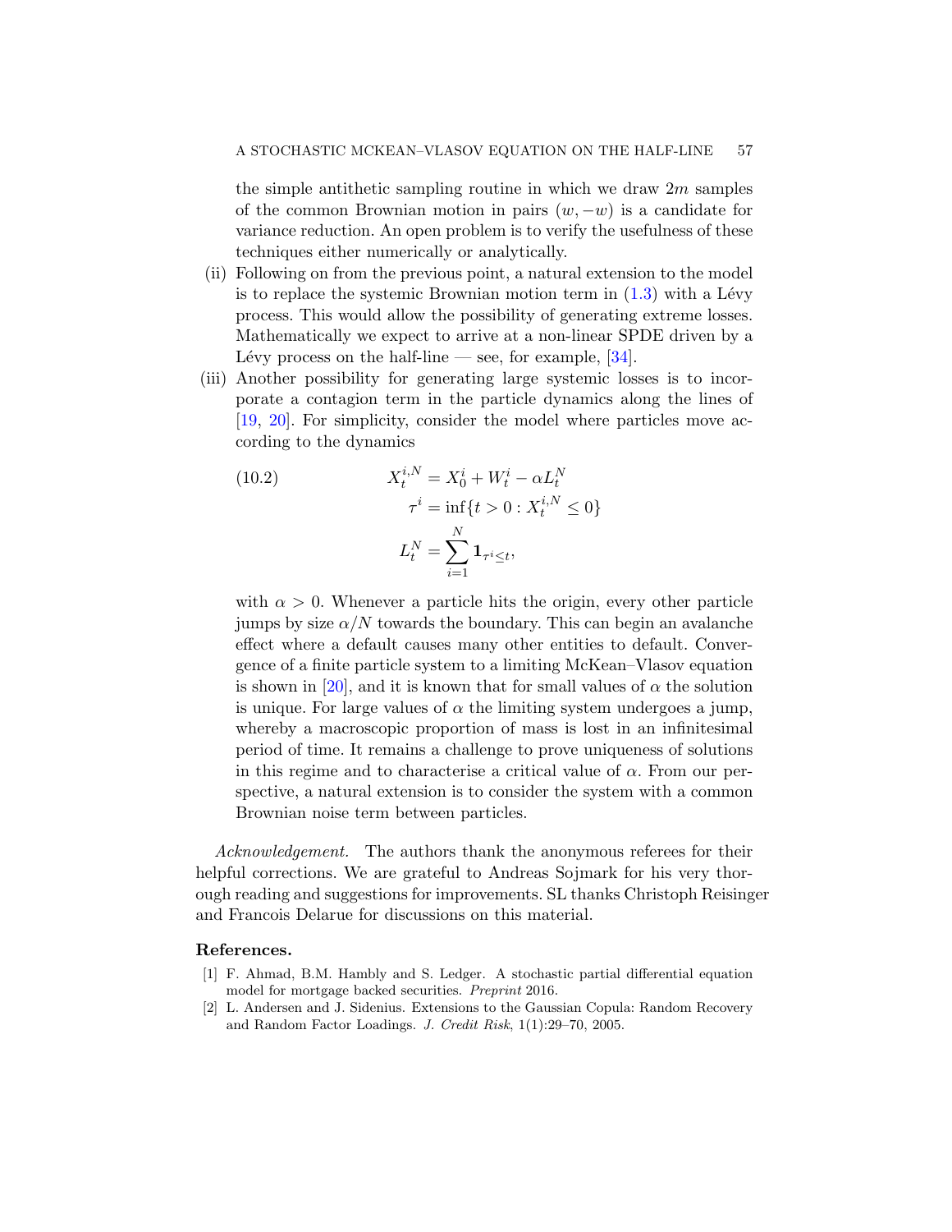the simple antithetic sampling routine in which we draw $2m$ samples of the common Brownian motion in pairs $(w, -w)$ is a candidate for variance reduction. An open problem is to verify the usefulness of these techniques either numerically or analytically.

(ii) Following on from the previous point, a natural extension to the model is to replace the systemic Brownian motion term in (1.3) with a Lévy process. This would allow the possibility of generating extreme losses. Mathematically we expect to arrive at a non-linear SPDE driven by a Lévy process on the half-line — see, for example, [34].

(iii) Another possibility for generating large systemic losses is to incorporate a contagion term in the particle dynamics along the lines of [19, 20]. For simplicity, consider the model where particles move according to the dynamics

$$
\begin{aligned}
X_t^{i,N} &= X_0^i + W_t^i - \alpha L_t^N \\
\tau^i &= \inf\{t > 0 : X_t^{i,N} \leq 0\} \\
L_t^N &= \sum_{i=1}^{N} \mathbf{1}_{\tau^i \leq t},
\end{aligned}
\tag{10.2}
$$

with $\alpha > 0$. Whenever a particle hits the origin, every other particle jumps by size $\alpha/N$ towards the boundary. This can begin an avalanche effect where a default causes many other entities to default. Convergence of a finite particle system to a limiting McKean–Vlasov equation is shown in [20], and it is known that for small values of $\alpha$ the solution is unique. For large values of $\alpha$ the limiting system undergoes a jump, whereby a macroscopic proportion of mass is lost in an infinitesimal period of time. It remains a challenge to prove uniqueness of solutions in this regime and to characterise a critical value of $\alpha$. From our perspective, a natural extension is to consider the system with a common Brownian noise term between particles.

*Acknowledgement.* The authors thank the anonymous referees for their helpful corrections. We are grateful to Andreas Sojmark for his very thorough reading and suggestions for improvements. SL thanks Christoph Reisinger and Francois Delarue for discussions on this material.

**References.**

[1] F. Ahmad, B.M. Hambly and S. Ledger. A stochastic partial differential equation model for mortgage backed securities. *Preprint* 2016.

[2] L. Andersen and J. Sidenius. Extensions to the Gaussian Copula: Random Recovery and Random Factor Loadings. *J. Credit Risk*, 1(1):29–70, 2005.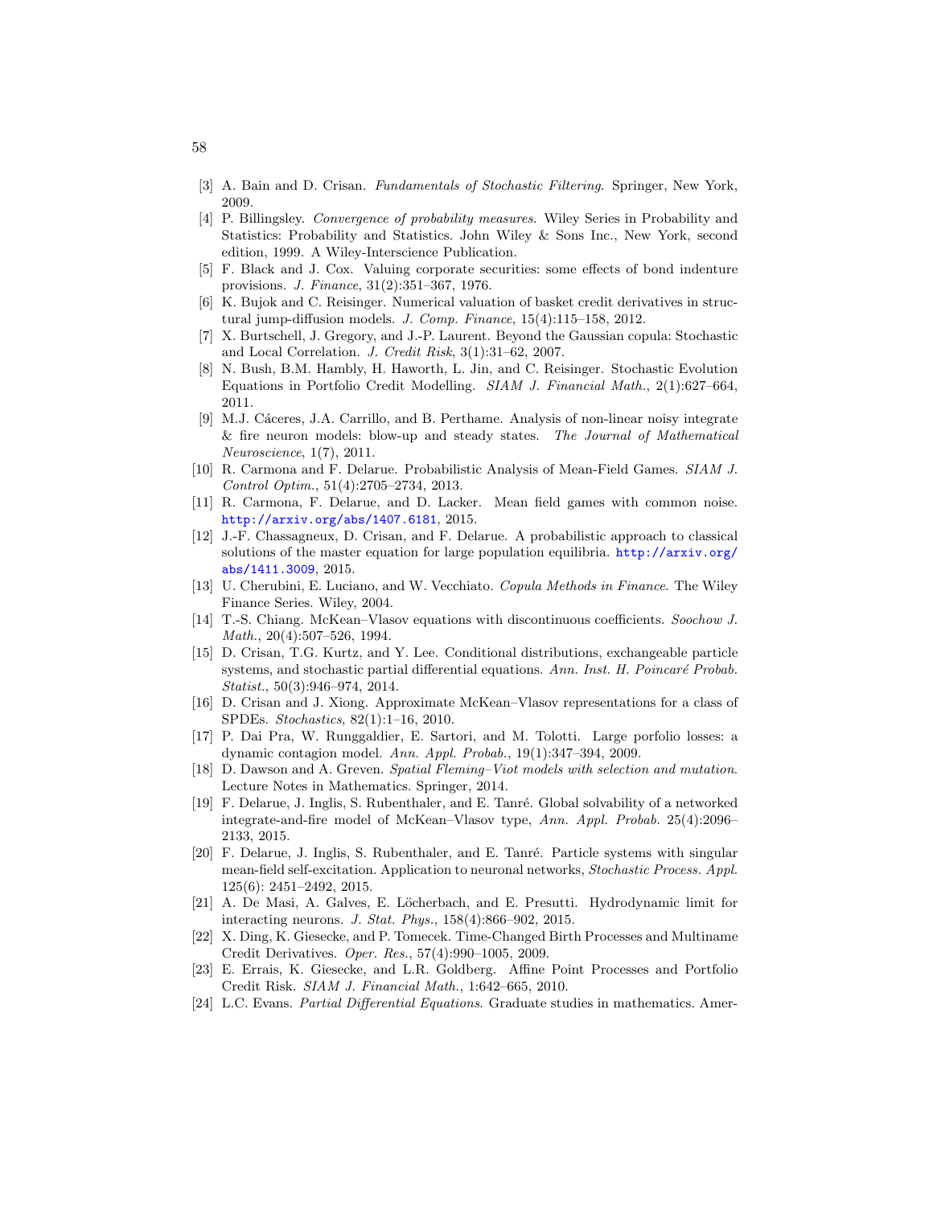[3] A. Bain and D. Crisan. *Fundamentals of Stochastic Filtering*. Springer, New York, 2009.

[4] P. Billingsley. *Convergence of probability measures*. Wiley Series in Probability and Statistics: Probability and Statistics. John Wiley & Sons Inc., New York, second edition, 1999. A Wiley-Interscience Publication.

[5] F. Black and J. Cox. Valuing corporate securities: some effects of bond indenture provisions. *J. Finance*, 31(2):351–367, 1976.

[6] K. Bujok and C. Reisinger. Numerical valuation of basket credit derivatives in structural jump-diffusion models. *J. Comp. Finance*, 15(4):115–158, 2012.

[7] X. Burtschell, J. Gregory, and J.-P. Laurent. Beyond the Gaussian copula: Stochastic and Local Correlation. *J. Credit Risk*, 3(1):31–62, 2007.

[8] N. Bush, B.M. Hambly, H. Haworth, L. Jin, and C. Reisinger. Stochastic Evolution Equations in Portfolio Credit Modelling. *SIAM J. Financial Math.*, 2(1):627–664, 2011.

[9] M.J. Cáceres, J.A. Carrillo, and B. Perthame. Analysis of non-linear noisy integrate & fire neuron models: blow-up and steady states. *The Journal of Mathematical Neuroscience*, 1(7), 2011.

[10] R. Carmona and F. Delarue. Probabilistic Analysis of Mean-Field Games. *SIAM J. Control Optim.*, 51(4):2705–2734, 2013.

[11] R. Carmona, F. Delarue, and D. Lacker. Mean field games with common noise. http://arxiv.org/abs/1407.6181, 2015.

[12] J.-F. Chassagneux, D. Crisan, and F. Delarue. A probabilistic approach to classical solutions of the master equation for large population equilibria. http://arxiv.org/abs/1411.3009, 2015.

[13] U. Cherubini, E. Luciano, and W. Vecchiato. *Copula Methods in Finance*. The Wiley Finance Series. Wiley, 2004.

[14] T.-S. Chiang. McKean–Vlasov equations with discontinuous coefficients. *Soochow J. Math.*, 20(4):507–526, 1994.

[15] D. Crisan, T.G. Kurtz, and Y. Lee. Conditional distributions, exchangeable particle systems, and stochastic partial differential equations. *Ann. Inst. H. Poincaré Probab. Statist.*, 50(3):946–974, 2014.

[16] D. Crisan and J. Xiong. Approximate McKean–Vlasov representations for a class of SPDEs. *Stochastics*, 82(1):1–16, 2010.

[17] P. Dai Pra, W. Runggaldier, E. Sartori, and M. Tolotti. Large porfolio losses: a dynamic contagion model. *Ann. Appl. Probab.*, 19(1):347–394, 2009.

[18] D. Dawson and A. Greven. *Spatial Fleming–Viot models with selection and mutation*. Lecture Notes in Mathematics. Springer, 2014.

[19] F. Delarue, J. Inglis, S. Rubenthaler, and E. Tanré. Global solvability of a networked integrate-and-fire model of McKean–Vlasov type, *Ann. Appl. Probab.* 25(4):2096–2133, 2015.

[20] F. Delarue, J. Inglis, S. Rubenthaler, and E. Tanré. Particle systems with singular mean-field self-excitation. Application to neuronal networks, *Stochastic Process. Appl.* 125(6): 2451–2492, 2015.

[21] A. De Masi, A. Galves, E. Löcherbach, and E. Presutti. Hydrodynamic limit for interacting neurons. *J. Stat. Phys.*, 158(4):866–902, 2015.

[22] X. Ding, K. Giesecke, and P. Tomecek. Time-Changed Birth Processes and Multiname Credit Derivatives. *Oper. Res.*, 57(4):990–1005, 2009.

[23] E. Errais, K. Giesecke, and L.R. Goldberg. Affine Point Processes and Portfolio Credit Risk. *SIAM J. Financial Math.*, 1:642–665, 2010.

[24] L.C. Evans. *Partial Differential Equations*. Graduate studies in mathematics. Amer-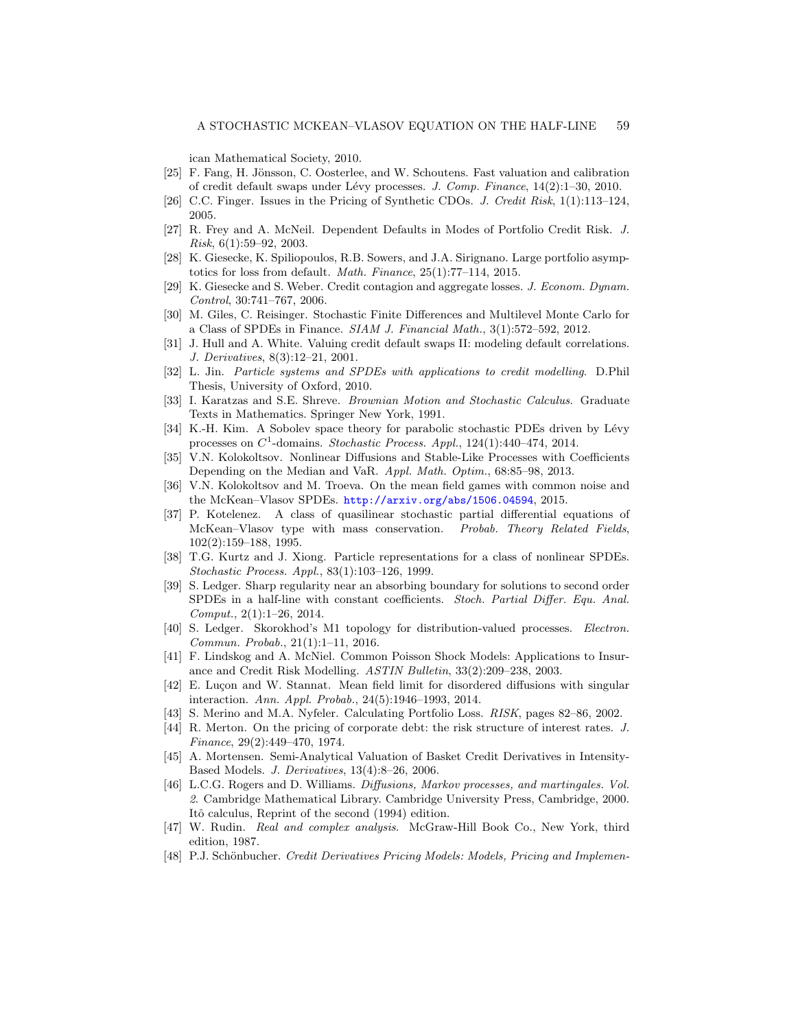ican Mathematical Society, 2010.

[25] F. Fang, H. Jönsson, C. Oosterlee, and W. Schoutens. Fast valuation and calibration of credit default swaps under Lévy processes. *J. Comp. Finance*, 14(2):1–30, 2010.

[26] C.C. Finger. Issues in the Pricing of Synthetic CDOs. *J. Credit Risk*, 1(1):113–124, 2005.

[27] R. Frey and A. McNeil. Dependent Defaults in Modes of Portfolio Credit Risk. *J. Risk*, 6(1):59–92, 2003.

[28] K. Giesecke, K. Spiliopoulos, R.B. Sowers, and J.A. Sirignano. Large portfolio asymptotics for loss from default. *Math. Finance*, 25(1):77–114, 2015.

[29] K. Giesecke and S. Weber. Credit contagion and aggregate losses. *J. Econom. Dynam. Control*, 30:741–767, 2006.

[30] M. Giles, C. Reisinger. Stochastic Finite Differences and Multilevel Monte Carlo for a Class of SPDEs in Finance. *SIAM J. Financial Math.*, 3(1):572–592, 2012.

[31] J. Hull and A. White. Valuing credit default swaps II: modeling default correlations. *J. Derivatives*, 8(3):12–21, 2001.

[32] L. Jin. *Particle systems and SPDEs with applications to credit modelling*. D.Phil Thesis, University of Oxford, 2010.

[33] I. Karatzas and S.E. Shreve. *Brownian Motion and Stochastic Calculus*. Graduate Texts in Mathematics. Springer New York, 1991.

[34] K.-H. Kim. A Sobolev space theory for parabolic stochastic PDEs driven by Lévy processes on $C^1$-domains. *Stochastic Process. Appl.*, 124(1):440–474, 2014.

[35] V.N. Kolokoltsov. Nonlinear Diffusions and Stable-Like Processes with Coefficients Depending on the Median and VaR. *Appl. Math. Optim.*, 68:85–98, 2013.

[36] V.N. Kolokoltsov and M. Troeva. On the mean field games with common noise and the McKean–Vlasov SPDEs. http://arxiv.org/abs/1506.04594, 2015.

[37] P. Kotelenez. A class of quasilinear stochastic partial differential equations of McKean–Vlasov type with mass conservation. *Probab. Theory Related Fields*, 102(2):159–188, 1995.

[38] T.G. Kurtz and J. Xiong. Particle representations for a class of nonlinear SPDEs. *Stochastic Process. Appl.*, 83(1):103–126, 1999.

[39] S. Ledger. Sharp regularity near an absorbing boundary for solutions to second order SPDEs in a half-line with constant coefficients. *Stoch. Partial Differ. Equ. Anal. Comput.*, 2(1):1–26, 2014.

[40] S. Ledger. Skorokhod's M1 topology for distribution-valued processes. *Electron. Commun. Probab.*, 21(1):1–11, 2016.

[41] F. Lindskog and A. McNiel. Common Poisson Shock Models: Applications to Insurance and Credit Risk Modelling. *ASTIN Bulletin*, 33(2):209–238, 2003.

[42] E. Luçon and W. Stannat. Mean field limit for disordered diffusions with singular interaction. *Ann. Appl. Probab.*, 24(5):1946–1993, 2014.

[43] S. Merino and M.A. Nyfeler. Calculating Portfolio Loss. *RISK*, pages 82–86, 2002.

[44] R. Merton. On the pricing of corporate debt: the risk structure of interest rates. *J. Finance*, 29(2):449–470, 1974.

[45] A. Mortensen. Semi-Analytical Valuation of Basket Credit Derivatives in Intensity-Based Models. *J. Derivatives*, 13(4):8–26, 2006.

[46] L.C.G. Rogers and D. Williams. *Diffusions, Markov processes, and martingales. Vol. 2*. Cambridge Mathematical Library. Cambridge University Press, Cambridge, 2000. Itô calculus, Reprint of the second (1994) edition.

[47] W. Rudin. *Real and complex analysis*. McGraw-Hill Book Co., New York, third edition, 1987.

[48] P.J. Schönbucher. *Credit Derivatives Pricing Models: Models, Pricing and Implemen-*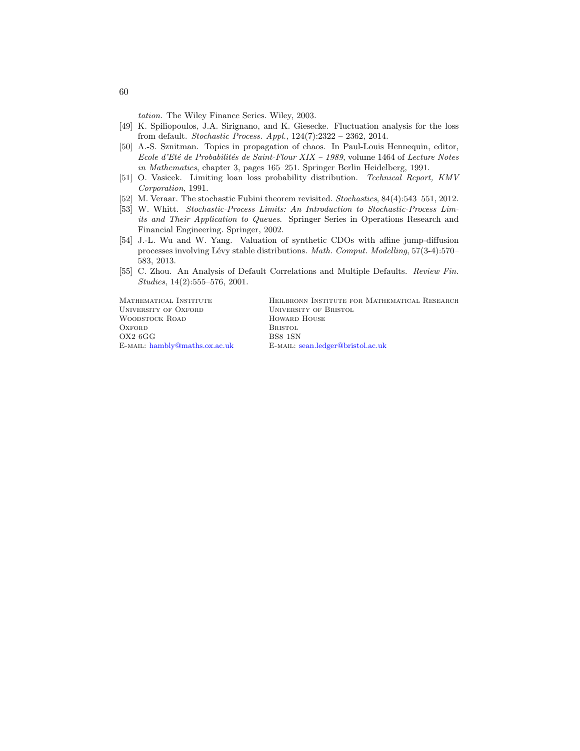*tation*. The Wiley Finance Series. Wiley, 2003.

[49] K. Spiliopoulos, J.A. Sirignano, and K. Giesecke. Fluctuation analysis for the loss from default. *Stochastic Process. Appl.*, 124(7):2322 – 2362, 2014.

[50] A.-S. Sznitman. Topics in propagation of chaos. In Paul-Louis Hennequin, editor, *Ecole d'Eté de Probabilités de Saint-Flour XIX – 1989*, volume 1464 of *Lecture Notes in Mathematics*, chapter 3, pages 165–251. Springer Berlin Heidelberg, 1991.

[51] O. Vasicek. Limiting loan loss probability distribution. *Technical Report, KMV Corporation*, 1991.

[52] M. Veraar. The stochastic Fubini theorem revisited. *Stochastics*, 84(4):543–551, 2012.

[53] W. Whitt. *Stochastic-Process Limits: An Introduction to Stochastic-Process Limits and Their Application to Queues*. Springer Series in Operations Research and Financial Engineering. Springer, 2002.

[54] J.-L. Wu and W. Yang. Valuation of synthetic CDOs with affine jump-diffusion processes involving Lévy stable distributions. *Math. Comput. Modelling*, 57(3-4):570–583, 2013.

[55] C. Zhou. An Analysis of Default Correlations and Multiple Defaults. *Review Fin. Studies*, 14(2):555–576, 2001.

Mathematical Institute
University of Oxford
Woodstock Road
Oxford
OX2 6GG
E-mail: hambly@maths.ox.ac.uk

Heilbronn Institute for Mathematical Research
University of Bristol
Howard House
Bristol
BS8 1SN
E-mail: sean.ledger@bristol.ac.uk